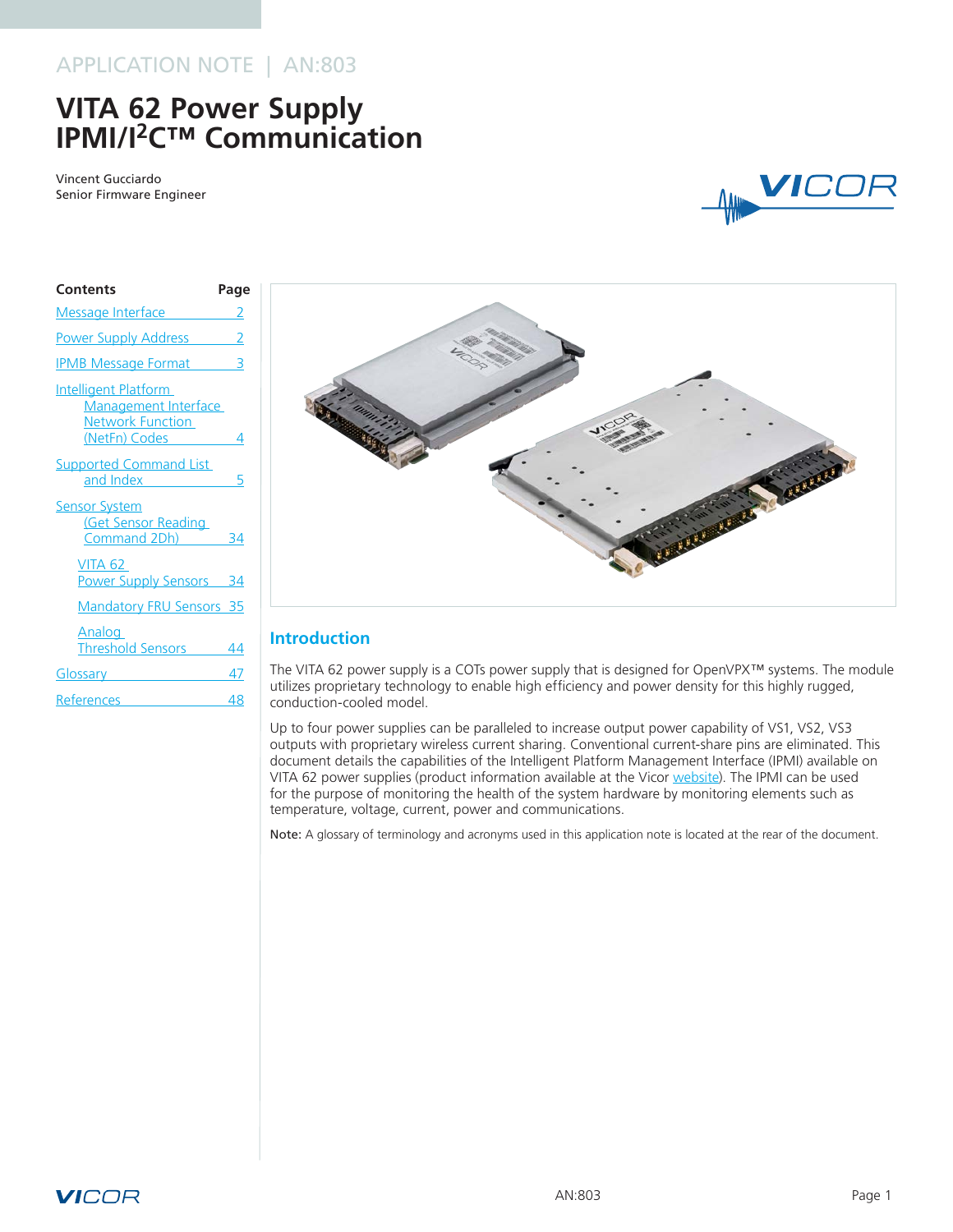APPLICATION NOTE | AN:803

# VITA 62 Power Supply IPMI/I$^2$C™ Communication

Vincent Gucciardo
Senior Firmware Engineer

| Contents | Page |
|---|---|
| Message Interface | 2 |
| Power Supply Address | 2 |
| IPMB Message Format | 3 |
| Intelligent Platform Management Interface Network Function (NetFn) Codes | 4 |
| Supported Command List and Index | 5 |
| Sensor System (Get Sensor Reading Command 2Dh) | 34 |
| VITA 62 Power Supply Sensors | 34 |
| Mandatory FRU Sensors | 35 |
| Analog Threshold Sensors | 44 |
| Glossary | 47 |
| References | 48 |

## Introduction

The VITA 62 power supply is a COTs power supply that is designed for OpenVPX™ systems. The module utilizes proprietary technology to enable high efficiency and power density for this highly rugged, conduction-cooled model.

Up to four power supplies can be paralleled to increase output power capability of VS1, VS2, VS3 outputs with proprietary wireless current sharing. Conventional current-share pins are eliminated. This document details the capabilities of the Intelligent Platform Management Interface (IPMI) available on VITA 62 power supplies (product information available at the Vicor website). The IPMI can be used for the purpose of monitoring the health of the system hardware by monitoring elements such as temperature, voltage, current, power and communications.

**Note:** A glossary of terminology and acronyms used in this application note is located at the rear of the document.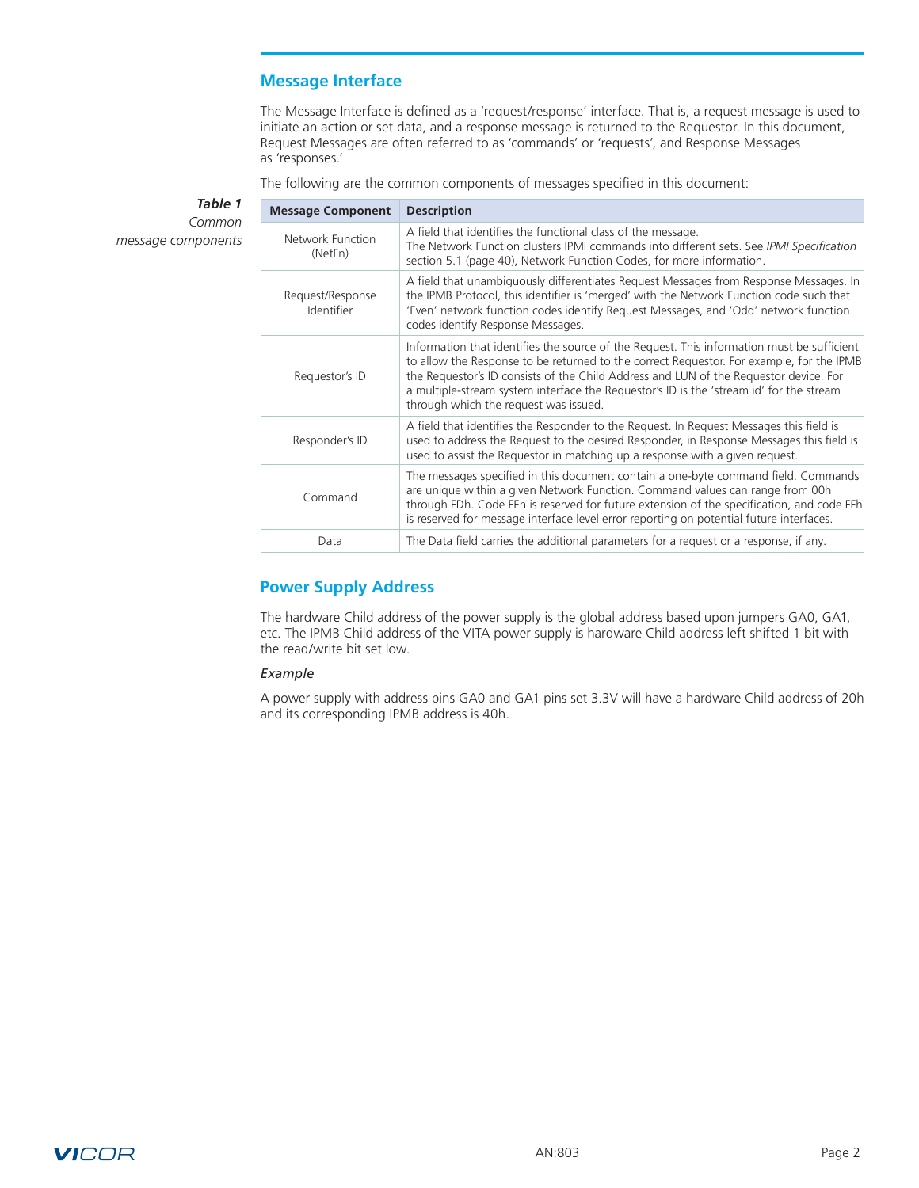## Message Interface

The Message Interface is defined as a 'request/response' interface. That is, a request message is used to initiate an action or set data, and a response message is returned to the Requestor. In this document, Request Messages are often referred to as 'commands' or 'requests', and Response Messages as 'responses.'

The following are the common components of messages specified in this document:

***Table 1*** *Common message components*

| Message Component | Description |
|---|---|
| Network Function (NetFn) | A field that identifies the functional class of the message. The Network Function clusters IPMI commands into different sets. See *IPMI Specification* section 5.1 (page 40), Network Function Codes, for more information. |
| Request/Response Identifier | A field that unambiguously differentiates Request Messages from Response Messages. In the IPMB Protocol, this identifier is 'merged' with the Network Function code such that 'Even' network function codes identify Request Messages, and 'Odd' network function codes identify Response Messages. |
| Requestor's ID | Information that identifies the source of the Request. This information must be sufficient to allow the Response to be returned to the correct Requestor. For example, for the IPMB the Requestor's ID consists of the Child Address and LUN of the Requestor device. For a multiple-stream system interface the Requestor's ID is the 'stream id' for the stream through which the request was issued. |
| Responder's ID | A field that identifies the Responder to the Request. In Request Messages this field is used to address the Request to the desired Responder, in Response Messages this field is used to assist the Requestor in matching up a response with a given request. |
| Command | The messages specified in this document contain a one-byte command field. Commands are unique within a given Network Function. Command values can range from 00h through FDh. Code FEh is reserved for future extension of the specification, and code FFh is reserved for message interface level error reporting on potential future interfaces. |
| Data | The Data field carries the additional parameters for a request or a response, if any. |

## Power Supply Address

The hardware Child address of the power supply is the global address based upon jumpers GA0, GA1, etc. The IPMB Child address of the VITA power supply is hardware Child address left shifted 1 bit with the read/write bit set low.

*Example*

A power supply with address pins GA0 and GA1 pins set 3.3V will have a hardware Child address of 20h and its corresponding IPMB address is 40h.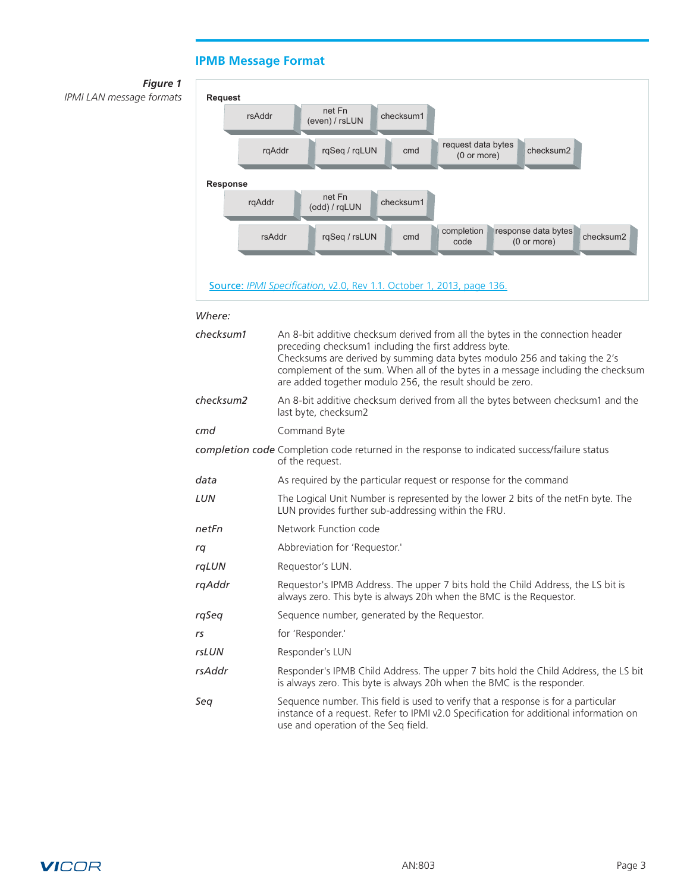## IPMB Message Format

***Figure 1***
*IPMI LAN message formats*

**Request**

| rsAddr | net Fn (even) / rsLUN | checksum1 | | | |
|---|---|---|---|---|---|
| rqAddr | rqSeq / rqLUN | cmd | request data bytes (0 or more) | checksum2 | |

**Response**

| rqAddr | net Fn (odd) / rqLUN | checksum1 | | | | |
|---|---|---|---|---|---|---|
| rsAddr | rqSeq / rsLUN | cmd | completion code | response data bytes (0 or more) | checksum2 | |

Source: *IPMI Specification*, v2.0, Rev 1.1. October 1, 2013, page 136.

*Where:*

| | |
|---|---|
| *checksum1* | An 8-bit additive checksum derived from all the bytes in the connection header preceding checksum1 including the first address byte. Checksums are derived by summing data bytes modulo 256 and taking the 2's complement of the sum. When all of the bytes in a message including the checksum are added together modulo 256, the result should be zero. |
| *checksum2* | An 8-bit additive checksum derived from all the bytes between checksum1 and the last byte, checksum2 |
| *cmd* | Command Byte |
| *completion code* | Completion code returned in the response to indicated success/failure status of the request. |
| *data* | As required by the particular request or response for the command |
| *LUN* | The Logical Unit Number is represented by the lower 2 bits of the netFn byte. The LUN provides further sub-addressing within the FRU. |
| *netFn* | Network Function code |
| *rq* | Abbreviation for 'Requestor.' |
| *rqLUN* | Requestor's LUN. |
| *rqAddr* | Requestor's IPMB Address. The upper 7 bits hold the Child Address, the LS bit is always zero. This byte is always 20h when the BMC is the Requestor. |
| *rqSeq* | Sequence number, generated by the Requestor. |
| *rs* | for 'Responder.' |
| *rsLUN* | Responder's LUN |
| *rsAddr* | Responder's IPMB Child Address. The upper 7 bits hold the Child Address, the LS bit is always zero. This byte is always 20h when the BMC is the responder. |
| *Seq* | Sequence number. This field is used to verify that a response is for a particular instance of a request. Refer to IPMI v2.0 Specification for additional information on use and operation of the Seq field. |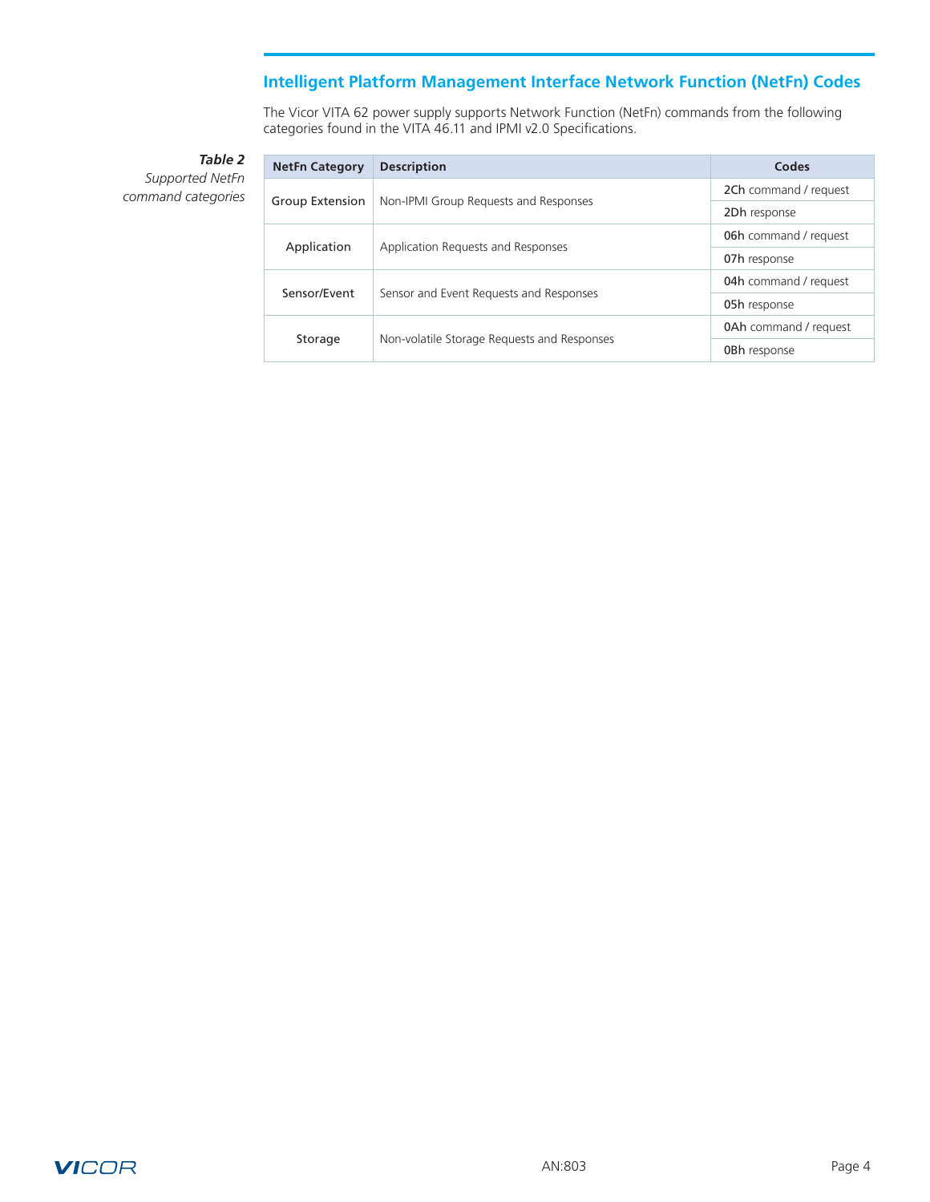## Intelligent Platform Management Interface Network Function (NetFn) Codes

The Vicor VITA 62 power supply supports Network Function (NetFn) commands from the following categories found in the VITA 46.11 and IPMI v2.0 Specifications.

***Table 2***
*Supported NetFn command categories*

| NetFn Category | Description | Codes |
|---|---|---|
| Group Extension | Non-IPMI Group Requests and Responses | **2Ch** command / request |
| | | **2Dh** response |
| Application | Application Requests and Responses | **06h** command / request |
| | | **07h** response |
| Sensor/Event | Sensor and Event Requests and Responses | **04h** command / request |
| | | **05h** response |
| Storage | Non-volatile Storage Requests and Responses | **0Ah** command / request |
| | | **0Bh** response |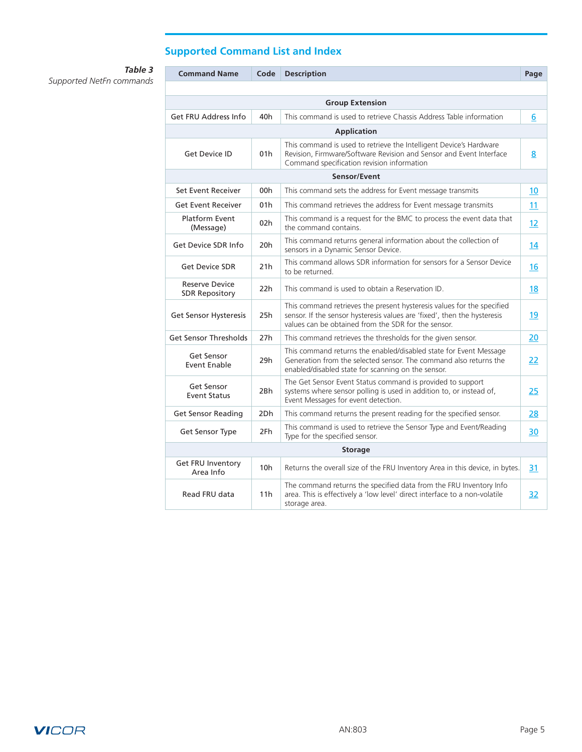## Supported Command List and Index

*Table 3*
*Supported NetFn commands*

| Command Name | Code | Description | Page |
|---|---|---|---|
| | | | |
| | | **Group Extension** | |
| Get FRU Address Info | 40h | This command is used to retrieve Chassis Address Table information | 6 |
| | | **Application** | |
| Get Device ID | 01h | This command is used to retrieve the Intelligent Device's Hardware Revision, Firmware/Software Revision and Sensor and Event Interface Command specification revision information | 8 |
| | | **Sensor/Event** | |
| Set Event Receiver | 00h | This command sets the address for Event message transmits | 10 |
| Get Event Receiver | 01h | This command retrieves the address for Event message transmits | 11 |
| Platform Event (Message) | 02h | This command is a request for the BMC to process the event data that the command contains. | 12 |
| Get Device SDR Info | 20h | This command returns general information about the collection of sensors in a Dynamic Sensor Device. | 14 |
| Get Device SDR | 21h | This command allows SDR information for sensors for a Sensor Device to be returned. | 16 |
| Reserve Device SDR Repository | 22h | This command is used to obtain a Reservation ID. | 18 |
| Get Sensor Hysteresis | 25h | This command retrieves the present hysteresis values for the specified sensor. If the sensor hysteresis values are 'fixed', then the hysteresis values can be obtained from the SDR for the sensor. | 19 |
| Get Sensor Thresholds | 27h | This command retrieves the thresholds for the given sensor. | 20 |
| Get Sensor Event Enable | 29h | This command returns the enabled/disabled state for Event Message Generation from the selected sensor. The command also returns the enabled/disabled state for scanning on the sensor. | 22 |
| Get Sensor Event Status | 2Bh | The Get Sensor Event Status command is provided to support systems where sensor polling is used in addition to, or instead of, Event Messages for event detection. | 25 |
| Get Sensor Reading | 2Dh | This command returns the present reading for the specified sensor. | 28 |
| Get Sensor Type | 2Fh | This command is used to retrieve the Sensor Type and Event/Reading Type for the specified sensor. | 30 |
| | | **Storage** | |
| Get FRU Inventory Area Info | 10h | Returns the overall size of the FRU Inventory Area in this device, in bytes. | 31 |
| Read FRU data | 11h | The command returns the specified data from the FRU Inventory Info area. This is effectively a 'low level' direct interface to a non-volatile storage area. | 32 |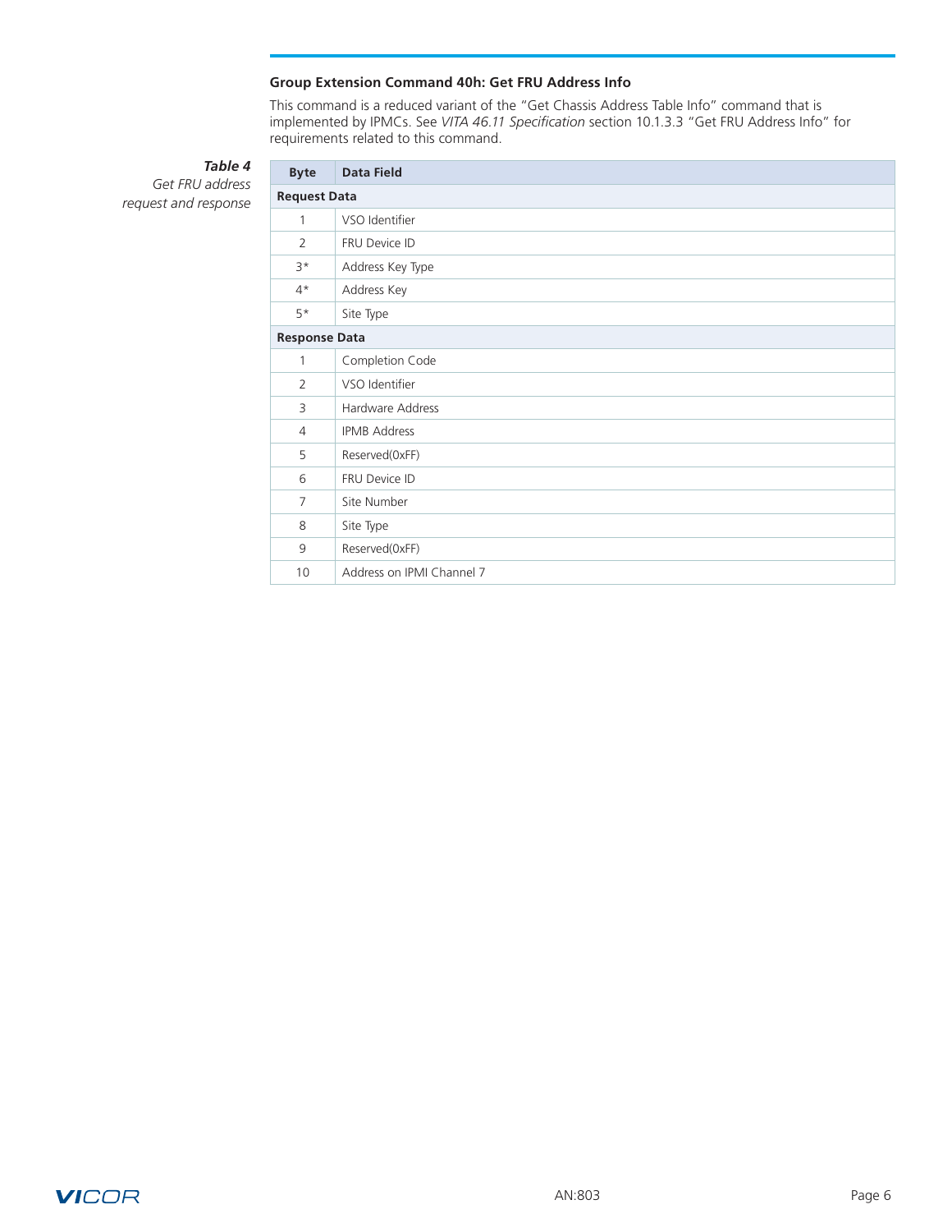### Group Extension Command 40h: Get FRU Address Info

This command is a reduced variant of the "Get Chassis Address Table Info" command that is implemented by IPMCs. See *VITA 46.11 Specification* section 10.1.3.3 "Get FRU Address Info" for requirements related to this command.

***Table 4***
*Get FRU address request and response*

| Byte | Data Field |
|---|---|
| **Request Data** | |
| 1 | VSO Identifier |
| 2 | FRU Device ID |
| 3* | Address Key Type |
| 4* | Address Key |
| 5* | Site Type |
| **Response Data** | |
| 1 | Completion Code |
| 2 | VSO Identifier |
| 3 | Hardware Address |
| 4 | IPMB Address |
| 5 | Reserved(0xFF) |
| 6 | FRU Device ID |
| 7 | Site Number |
| 8 | Site Type |
| 9 | Reserved(0xFF) |
| 10 | Address on IPMI Channel 7 |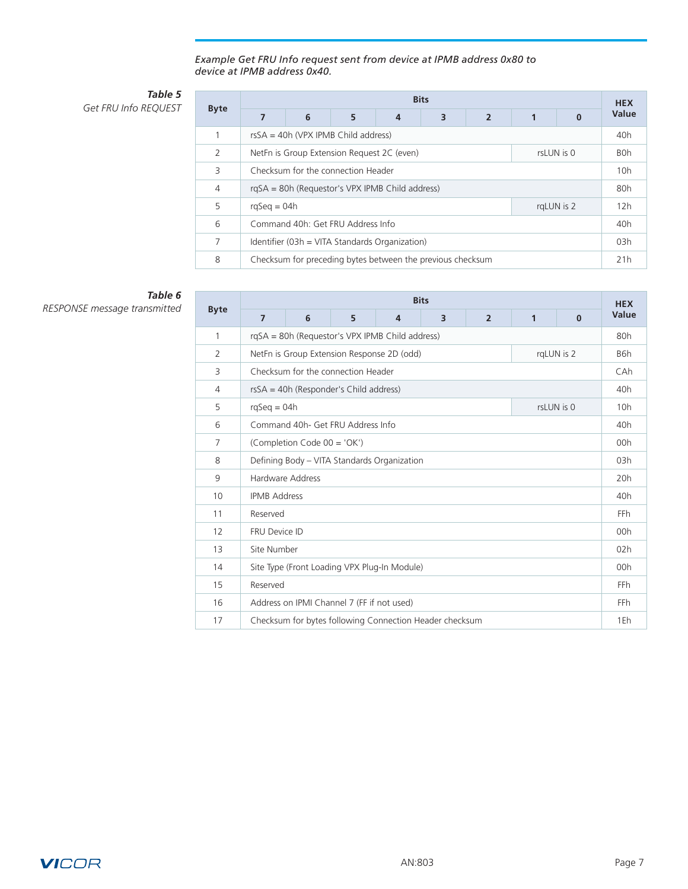*Example Get FRU Info request sent from device at IPMB address 0x80 to device at IPMB address 0x40.*

***Table 5***
*Get FRU Info REQUEST*

| Byte | Bits | | | | | | | | HEX Value |
|---|---|---|---|---|---|---|---|---|---|
| | 7 | 6 | 5 | 4 | 3 | 2 | 1 | 0 | |
| 1 | rsSA = 40h (VPX IPMB Child address) | | | | | | | | 40h |
| 2 | NetFn is Group Extension Request 2C (even) | | | | | | rsLUN is 0 | | B0h |
| 3 | Checksum for the connection Header | | | | | | | | 10h |
| 4 | rqSA = 80h (Requestor's VPX IPMB Child address) | | | | | | | | 80h |
| 5 | rqSeq = 04h | | | | | | rqLUN is 2 | | 12h |
| 6 | Command 40h: Get FRU Address Info | | | | | | | | 40h |
| 7 | Identifier (03h = VITA Standards Organization) | | | | | | | | 03h |
| 8 | Checksum for preceding bytes between the previous checksum | | | | | | | | 21h |

***Table 6***
*RESPONSE message transmitted*

| Byte | Bits | | | | | | | | HEX Value |
|---|---|---|---|---|---|---|---|---|---|
| | 7 | 6 | 5 | 4 | 3 | 2 | 1 | 0 | |
| 1 | rqSA = 80h (Requestor's VPX IPMB Child address) | | | | | | | | 80h |
| 2 | NetFn is Group Extension Response 2D (odd) | | | | | | rqLUN is 2 | | B6h |
| 3 | Checksum for the connection Header | | | | | | | | CAh |
| 4 | rsSA = 40h (Responder's Child address) | | | | | | | | 40h |
| 5 | rqSeq = 04h | | | | | | rsLUN is 0 | | 10h |
| 6 | Command 40h- Get FRU Address Info | | | | | | | | 40h |
| 7 | (Completion Code 00 = 'OK') | | | | | | | | 00h |
| 8 | Defining Body – VITA Standards Organization | | | | | | | | 03h |
| 9 | Hardware Address | | | | | | | | 20h |
| 10 | IPMB Address | | | | | | | | 40h |
| 11 | Reserved | | | | | | | | FFh |
| 12 | FRU Device ID | | | | | | | | 00h |
| 13 | Site Number | | | | | | | | 02h |
| 14 | Site Type (Front Loading VPX Plug-In Module) | | | | | | | | 00h |
| 15 | Reserved | | | | | | | | FFh |
| 16 | Address on IPMI Channel 7 (FF if not used) | | | | | | | | FFh |
| 17 | Checksum for bytes following Connection Header checksum | | | | | | | | 1Eh |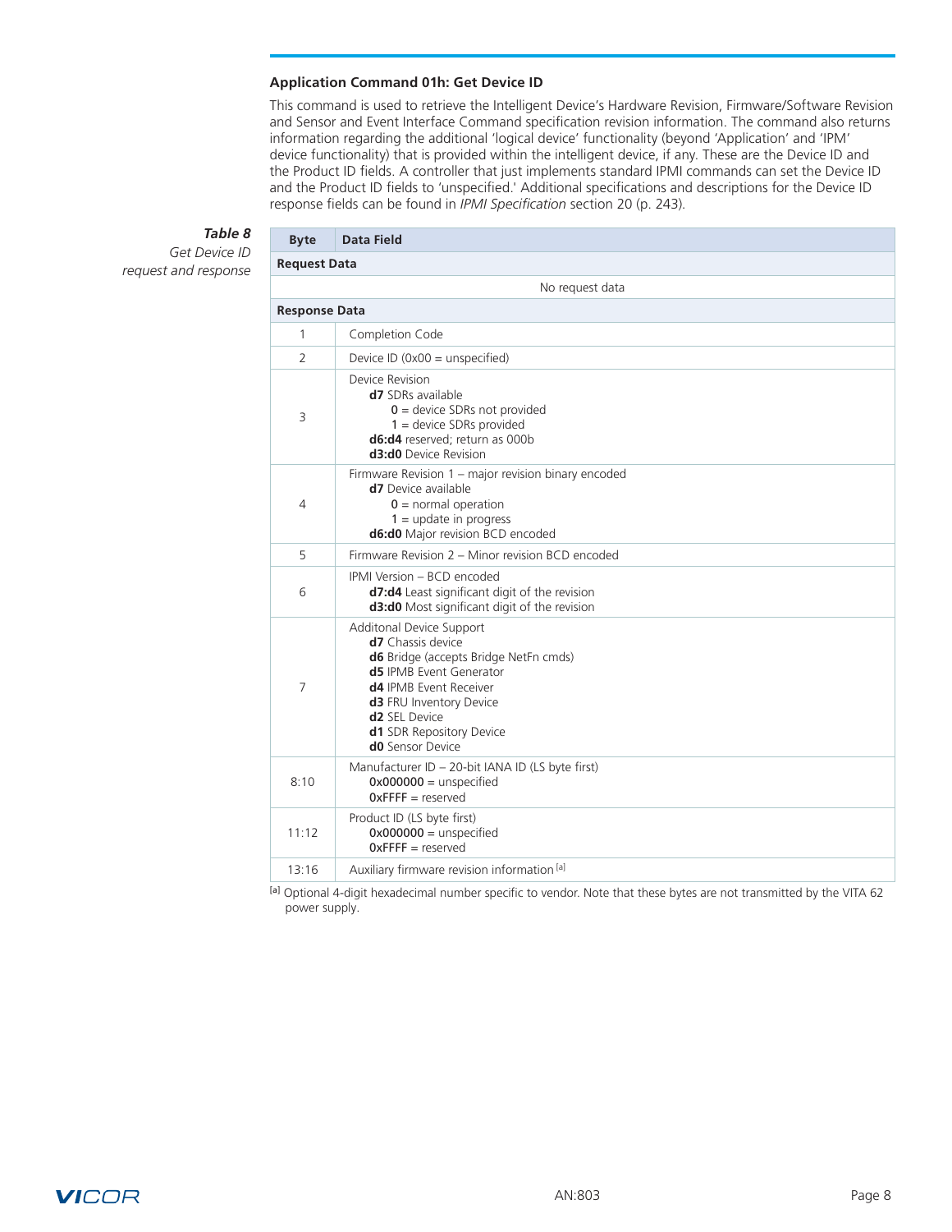### Application Command 01h: Get Device ID

This command is used to retrieve the Intelligent Device's Hardware Revision, Firmware/Software Revision and Sensor and Event Interface Command specification revision information. The command also returns information regarding the additional 'logical device' functionality (beyond 'Application' and 'IPM' device functionality) that is provided within the intelligent device, if any. These are the Device ID and the Product ID fields. A controller that just implements standard IPMI commands can set the Device ID and the Product ID fields to 'unspecified.' Additional specifications and descriptions for the Device ID response fields can be found in *IPMI Specification* section 20 (p. 243).

***Table 8***
*Get Device ID request and response*

| Byte | Data Field |
|---|---|
| **Request Data** | |
| | No request data |
| **Response Data** | |
| 1 | Completion Code |
| 2 | Device ID (0x00 = unspecified) |
| 3 | Device Revision<br>**d7** SDRs available<br>**0** = device SDRs not provided<br>**1** = device SDRs provided<br>**d6:d4** reserved; return as 000b<br>**d3:d0** Device Revision |
| 4 | Firmware Revision 1 – major revision binary encoded<br>**d7** Device available<br>**0** = normal operation<br>**1** = update in progress<br>**d6:d0** Major revision BCD encoded |
| 5 | Firmware Revision 2 – Minor revision BCD encoded |
| 6 | IPMI Version – BCD encoded<br>**d7:d4** Least significant digit of the revision<br>**d3:d0** Most significant digit of the revision |
| 7 | Additonal Device Support<br>**d7** Chassis device<br>**d6** Bridge (accepts Bridge NetFn cmds)<br>**d5** IPMB Event Generator<br>**d4** IPMB Event Receiver<br>**d3** FRU Inventory Device<br>**d2** SEL Device<br>**d1** SDR Repository Device<br>**d0** Sensor Device |
| 8:10 | Manufacturer ID – 20-bit IANA ID (LS byte first)<br>**0x000000** = unspecified<br>**0xFFFF** = reserved |
| 11:12 | Product ID (LS byte first)<br>**0x000000** = unspecified<br>**0xFFFF** = reserved |
| 13:16 | Auxiliary firmware revision information [a] |

[a] Optional 4-digit hexadecimal number specific to vendor. Note that these bytes are not transmitted by the VITA 62 power supply.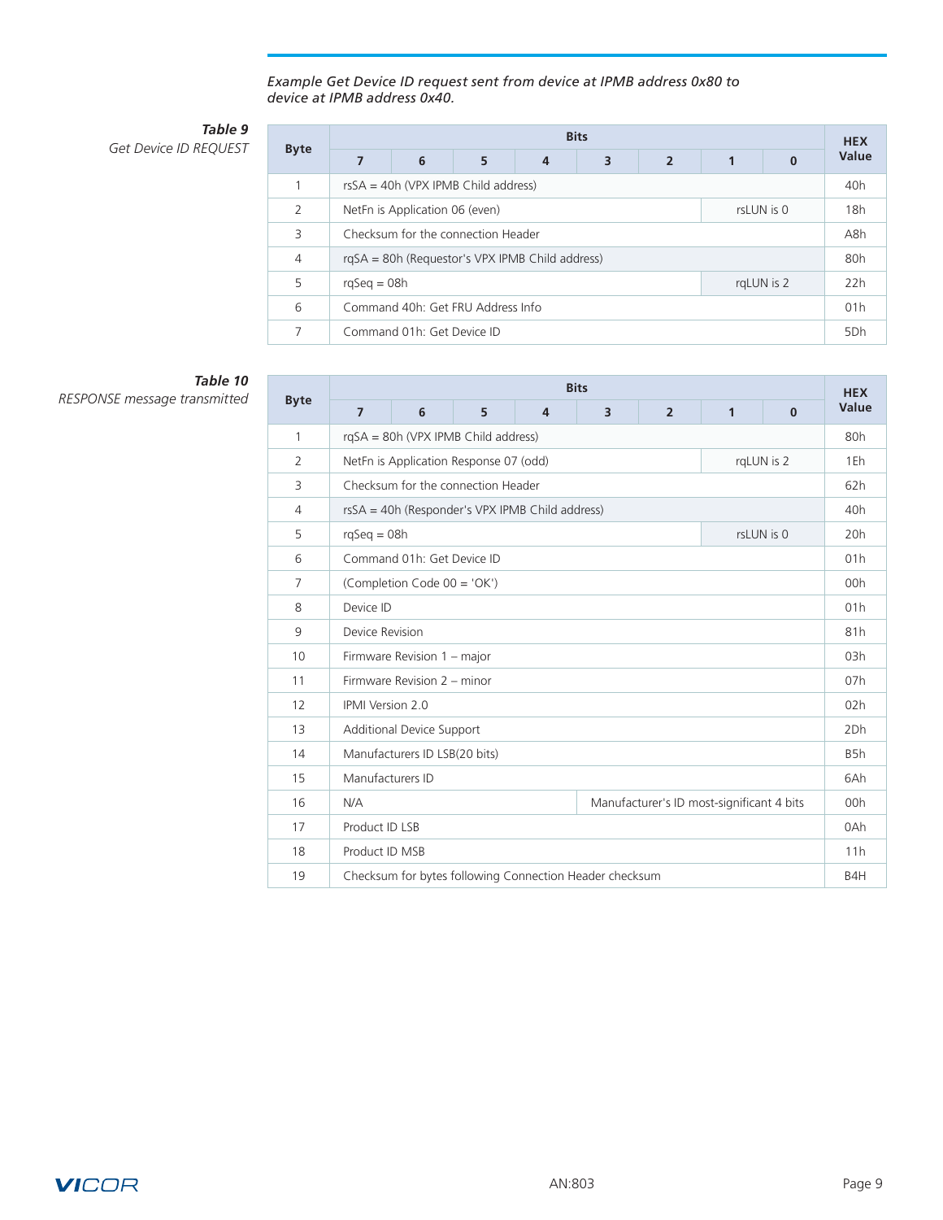*Example Get Device ID request sent from device at IPMB address 0x80 to device at IPMB address 0x40.*

***Table 9***
*Get Device ID REQUEST*

| Byte | Bits | | | | | | | | HEX Value |
|---|---|---|---|---|---|---|---|---|---|
| | 7 | 6 | 5 | 4 | 3 | 2 | 1 | 0 | |
| 1 | rsSA = 40h (VPX IPMB Child address) | | | | | | | | 40h |
| 2 | NetFn is Application 06 (even) | | | | | | rsLUN is 0 | | 18h |
| 3 | Checksum for the connection Header | | | | | | | | A8h |
| 4 | rqSA = 80h (Requestor's VPX IPMB Child address) | | | | | | | | 80h |
| 5 | rqSeq = 08h | | | | | | rqLUN is 2 | | 22h |
| 6 | Command 40h: Get FRU Address Info | | | | | | | | 01h |
| 7 | Command 01h: Get Device ID | | | | | | | | 5Dh |

***Table 10***
*RESPONSE message transmitted*

| Byte | Bits | | | | | | | | HEX Value |
|---|---|---|---|---|---|---|---|---|---|
| | 7 | 6 | 5 | 4 | 3 | 2 | 1 | 0 | |
| 1 | rqSA = 80h (VPX IPMB Child address) | | | | | | | | 80h |
| 2 | NetFn is Application Response 07 (odd) | | | | | | rqLUN is 2 | | 1Eh |
| 3 | Checksum for the connection Header | | | | | | | | 62h |
| 4 | rsSA = 40h (Responder's VPX IPMB Child address) | | | | | | | | 40h |
| 5 | rqSeq = 08h | | | | | | rsLUN is 0 | | 20h |
| 6 | Command 01h: Get Device ID | | | | | | | | 01h |
| 7 | (Completion Code 00 = 'OK') | | | | | | | | 00h |
| 8 | Device ID | | | | | | | | 01h |
| 9 | Device Revision | | | | | | | | 81h |
| 10 | Firmware Revision 1 – major | | | | | | | | 03h |
| 11 | Firmware Revision 2 – minor | | | | | | | | 07h |
| 12 | IPMI Version 2.0 | | | | | | | | 02h |
| 13 | Additional Device Support | | | | | | | | 2Dh |
| 14 | Manufacturers ID LSB(20 bits) | | | | | | | | B5h |
| 15 | Manufacturers ID | | | | | | | | 6Ah |
| 16 | N/A | | | | Manufacturer's ID most-significant 4 bits | | | | 00h |
| 17 | Product ID LSB | | | | | | | | 0Ah |
| 18 | Product ID MSB | | | | | | | | 11h |
| 19 | Checksum for bytes following Connection Header checksum | | | | | | | | B4H |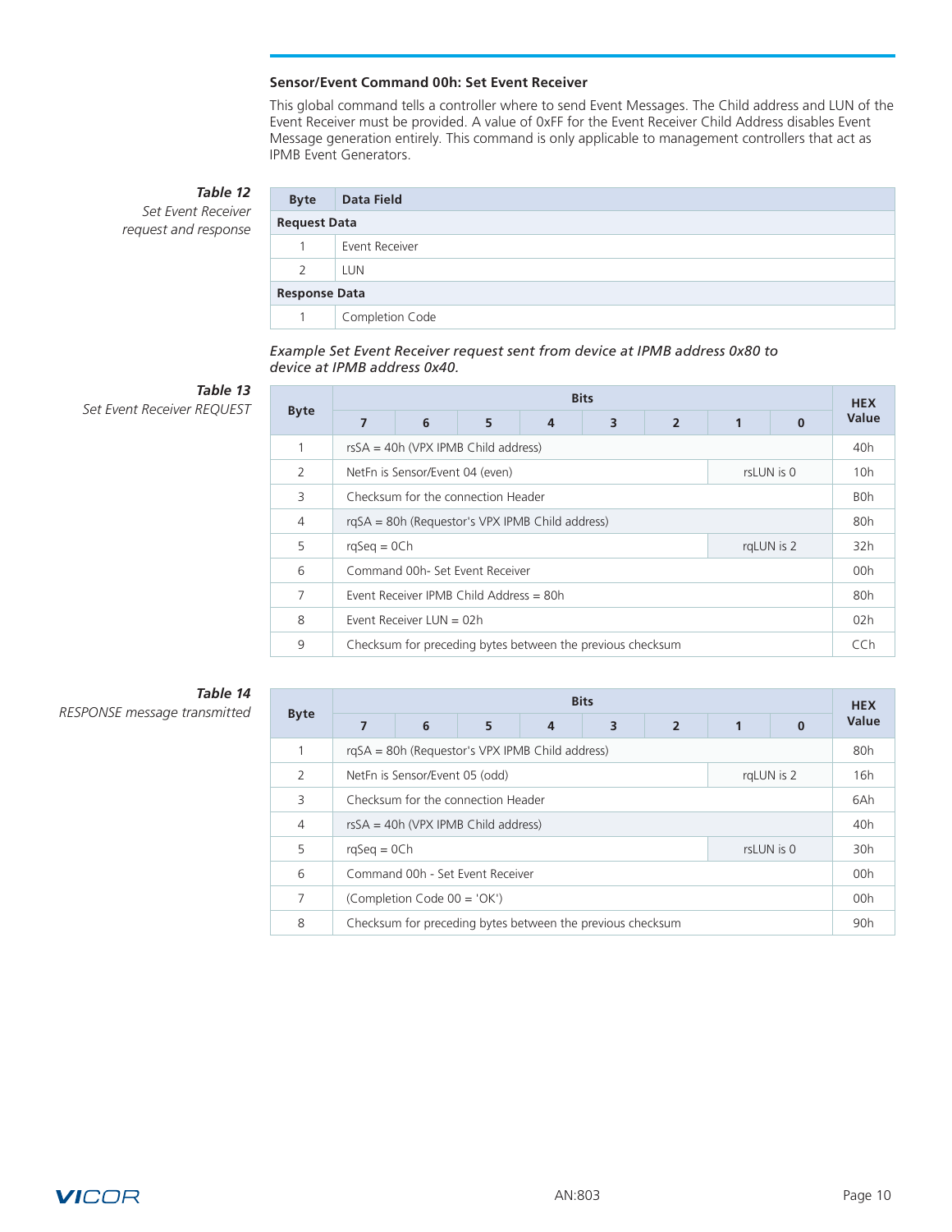### Sensor/Event Command 00h: Set Event Receiver

This global command tells a controller where to send Event Messages. The Child address and LUN of the Event Receiver must be provided. A value of 0xFF for the Event Receiver Child Address disables Event Message generation entirely. This command is only applicable to management controllers that act as IPMB Event Generators.

***Table 12***
*Set Event Receiver request and response*

| Byte | Data Field |
|---|---|
| **Request Data** | |
| 1 | Event Receiver |
| 2 | LUN |
| **Response Data** | |
| 1 | Completion Code |

*Example Set Event Receiver request sent from device at IPMB address 0x80 to device at IPMB address 0x40.*

***Table 13***
*Set Event Receiver REQUEST*

| Byte | Bits 7 | 6 | 5 | 4 | 3 | 2 | 1 | 0 | HEX Value |
|---|---|---|---|---|---|---|---|---|---|
| 1 | rsSA = 40h (VPX IPMB Child address) | | | | | | | | 40h |
| 2 | NetFn is Sensor/Event 04 (even) | | | | | | rsLUN is 0 | | 10h |
| 3 | Checksum for the connection Header | | | | | | | | B0h |
| 4 | rqSA = 80h (Requestor's VPX IPMB Child address) | | | | | | | | 80h |
| 5 | rqSeq = 0Ch | | | | | | rqLUN is 2 | | 32h |
| 6 | Command 00h- Set Event Receiver | | | | | | | | 00h |
| 7 | Event Receiver IPMB Child Address = 80h | | | | | | | | 80h |
| 8 | Event Receiver LUN = 02h | | | | | | | | 02h |
| 9 | Checksum for preceding bytes between the previous checksum | | | | | | | | CCh |

***Table 14***
*RESPONSE message transmitted*

| Byte | Bits 7 | 6 | 5 | 4 | 3 | 2 | 1 | 0 | HEX Value |
|---|---|---|---|---|---|---|---|---|---|
| 1 | rqSA = 80h (Requestor's VPX IPMB Child address) | | | | | | | | 80h |
| 2 | NetFn is Sensor/Event 05 (odd) | | | | | | rqLUN is 2 | | 16h |
| 3 | Checksum for the connection Header | | | | | | | | 6Ah |
| 4 | rsSA = 40h (VPX IPMB Child address) | | | | | | | | 40h |
| 5 | rqSeq = 0Ch | | | | | | rsLUN is 0 | | 30h |
| 6 | Command 00h - Set Event Receiver | | | | | | | | 00h |
| 7 | (Completion Code 00 = 'OK') | | | | | | | | 00h |
| 8 | Checksum for preceding bytes between the previous checksum | | | | | | | | 90h |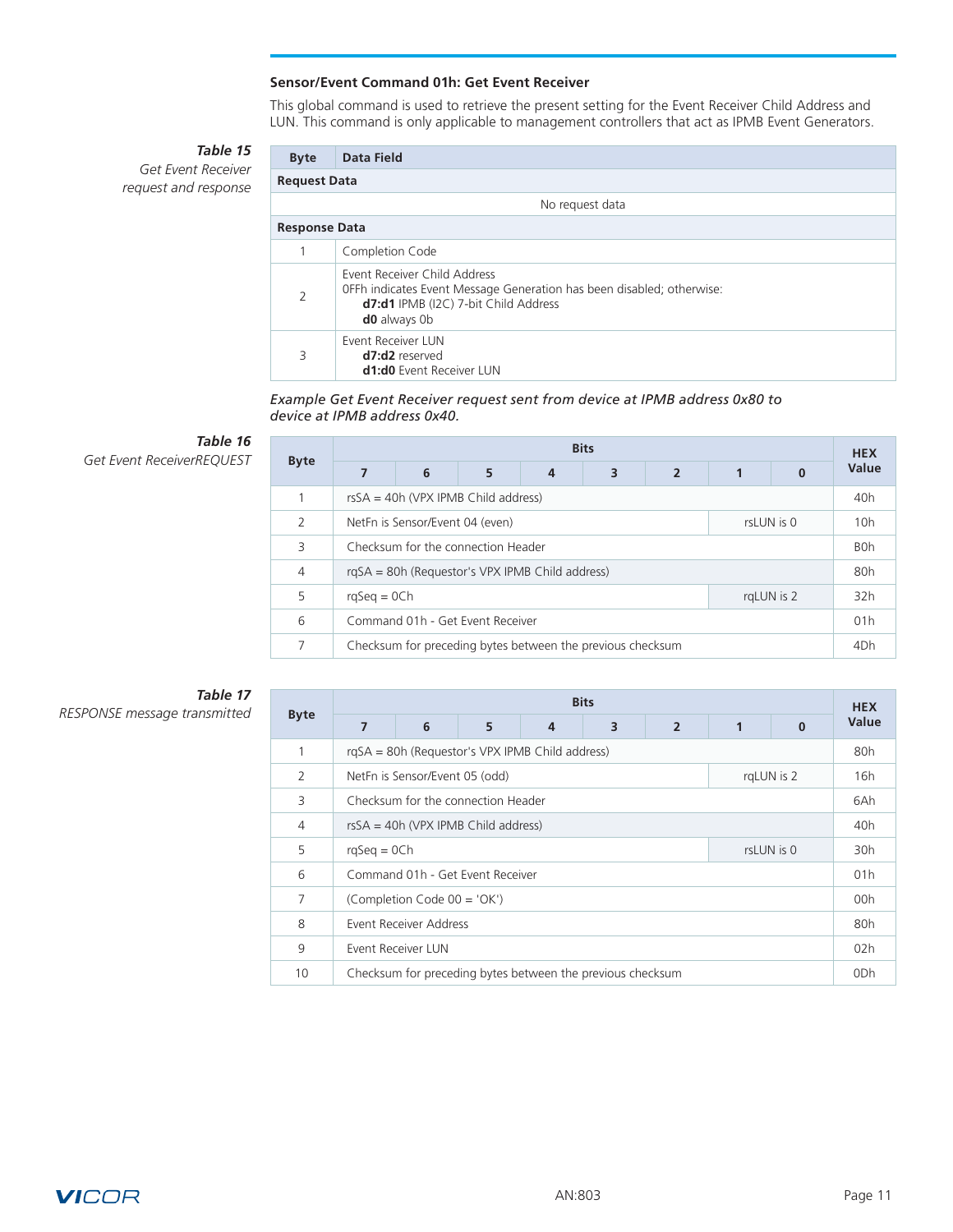### Sensor/Event Command 01h: Get Event Receiver

This global command is used to retrieve the present setting for the Event Receiver Child Address and LUN. This command is only applicable to management controllers that act as IPMB Event Generators.

***Table 15***
*Get Event Receiver request and response*

| Byte | Data Field |
|---|---|
| **Request Data** | |
| | No request data |
| **Response Data** | |
| 1 | Completion Code |
| 2 | Event Receiver Child Address<br>0FFh indicates Event Message Generation has been disabled; otherwise:<br>**d7:d1** IPMB (I2C) 7-bit Child Address<br>**d0** always 0b |
| 3 | Event Receiver LUN<br>**d7:d2** reserved<br>**d1:d0** Event Receiver LUN |

*Example Get Event Receiver request sent from device at IPMB address 0x80 to device at IPMB address 0x40.*

***Table 16***
*Get Event ReceiverREQUEST*

| Byte | Bits | | | | | | | | HEX Value |
|---|---|---|---|---|---|---|---|---|---|
| | 7 | 6 | 5 | 4 | 3 | 2 | 1 | 0 | |
| 1 | rsSA = 40h (VPX IPMB Child address) | | | | | | | | 40h |
| 2 | NetFn is Sensor/Event 04 (even) | | | | | | rsLUN is 0 | | 10h |
| 3 | Checksum for the connection Header | | | | | | | | B0h |
| 4 | rqSA = 80h (Requestor's VPX IPMB Child address) | | | | | | | | 80h |
| 5 | rqSeq = 0Ch | | | | | | rqLUN is 2 | | 32h |
| 6 | Command 01h - Get Event Receiver | | | | | | | | 01h |
| 7 | Checksum for preceding bytes between the previous checksum | | | | | | | | 4Dh |

***Table 17***
*RESPONSE message transmitted*

| Byte | Bits | | | | | | | | HEX Value |
|---|---|---|---|---|---|---|---|---|---|
| | 7 | 6 | 5 | 4 | 3 | 2 | 1 | 0 | |
| 1 | rqSA = 80h (Requestor's VPX IPMB Child address) | | | | | | | | 80h |
| 2 | NetFn is Sensor/Event 05 (odd) | | | | | | rqLUN is 2 | | 16h |
| 3 | Checksum for the connection Header | | | | | | | | 6Ah |
| 4 | rsSA = 40h (VPX IPMB Child address) | | | | | | | | 40h |
| 5 | rqSeq = 0Ch | | | | | | rsLUN is 0 | | 30h |
| 6 | Command 01h - Get Event Receiver | | | | | | | | 01h |
| 7 | (Completion Code 00 = 'OK') | | | | | | | | 00h |
| 8 | Event Receiver Address | | | | | | | | 80h |
| 9 | Event Receiver LUN | | | | | | | | 02h |
| 10 | Checksum for preceding bytes between the previous checksum | | | | | | | | 0Dh |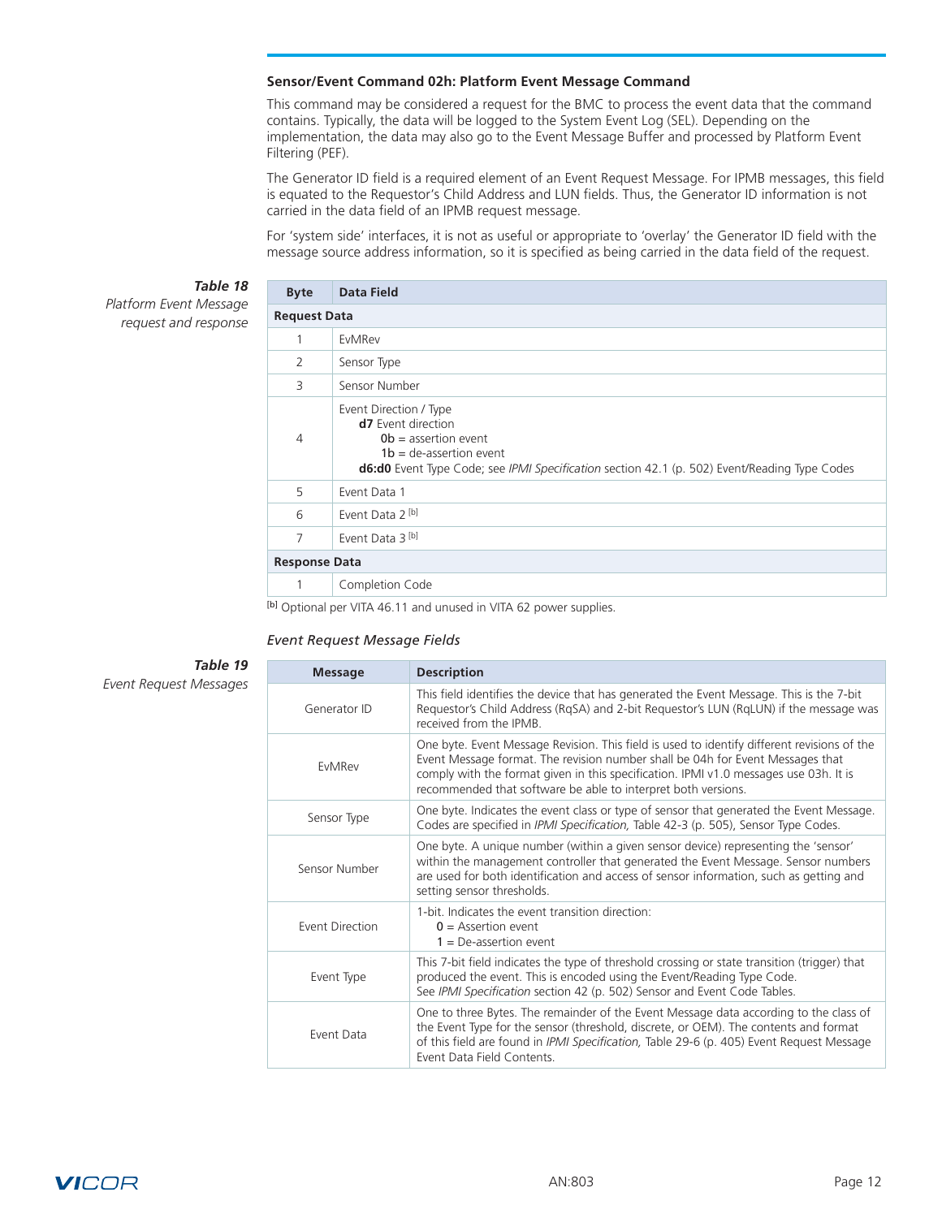### Sensor/Event Command 02h: Platform Event Message Command

This command may be considered a request for the BMC to process the event data that the command contains. Typically, the data will be logged to the System Event Log (SEL). Depending on the implementation, the data may also go to the Event Message Buffer and processed by Platform Event Filtering (PEF).

The Generator ID field is a required element of an Event Request Message. For IPMB messages, this field is equated to the Requestor's Child Address and LUN fields. Thus, the Generator ID information is not carried in the data field of an IPMB request message.

For 'system side' interfaces, it is not as useful or appropriate to 'overlay' the Generator ID field with the message source address information, so it is specified as being carried in the data field of the request.

**Table 18**
*Platform Event Message request and response*

| Byte | Data Field |
|---|---|
| **Request Data** | |
| 1 | EvMRev |
| 2 | Sensor Type |
| 3 | Sensor Number |
| 4 | Event Direction / Type<br>**d7** Event direction<br>**0b** = assertion event<br>**1b** = de-assertion event<br>**d6:d0** Event Type Code; see *IPMI Specification* section 42.1 (p. 502) Event/Reading Type Codes |
| 5 | Event Data 1 |
| 6 | Event Data 2 [b] |
| 7 | Event Data 3 [b] |
| **Response Data** | |
| 1 | Completion Code |

[b] Optional per VITA 46.11 and unused in VITA 62 power supplies.

*Event Request Message Fields*

**Table 19**
*Event Request Messages*

| Message | Description |
|---|---|
| Generator ID | This field identifies the device that has generated the Event Message. This is the 7-bit Requestor's Child Address (RqSA) and 2-bit Requestor's LUN (RqLUN) if the message was received from the IPMB. |
| EvMRev | One byte. Event Message Revision. This field is used to identify different revisions of the Event Message format. The revision number shall be 04h for Event Messages that comply with the format given in this specification. IPMI v1.0 messages use 03h. It is recommended that software be able to interpret both versions. |
| Sensor Type | One byte. Indicates the event class or type of sensor that generated the Event Message. Codes are specified in *IPMI Specification,* Table 42-3 (p. 505), Sensor Type Codes. |
| Sensor Number | One byte. A unique number (within a given sensor device) representing the 'sensor' within the management controller that generated the Event Message. Sensor numbers are used for both identification and access of sensor information, such as getting and setting sensor thresholds. |
| Event Direction | 1-bit. Indicates the event transition direction:<br>**0** = Assertion event<br>**1** = De-assertion event |
| Event Type | This 7-bit field indicates the type of threshold crossing or state transition (trigger) that produced the event. This is encoded using the Event/Reading Type Code. See *IPMI Specification* section 42 (p. 502) Sensor and Event Code Tables. |
| Event Data | One to three Bytes. The remainder of the Event Message data according to the class of the Event Type for the sensor (threshold, discrete, or OEM). The contents and format of this field are found in *IPMI Specification,* Table 29-6 (p. 405) Event Request Message Event Data Field Contents. |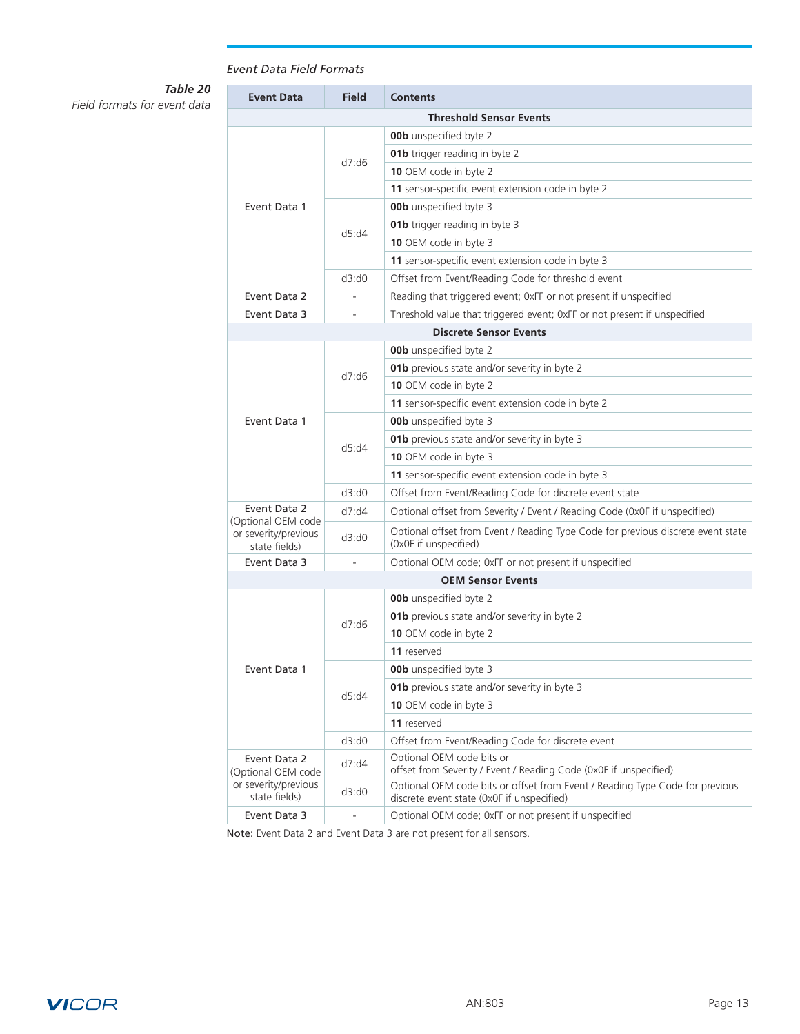## Event Data Field Formats

*Table 20*
*Field formats for event data*

| Event Data | Field | Contents |
|---|---|---|
| **Threshold Sensor Events** | | |
| Event Data 1 | d7:d6 | **00b** unspecified byte 2 |
| | | **01b** trigger reading in byte 2 |
| | | **10** OEM code in byte 2 |
| | | **11** sensor-specific event extension code in byte 2 |
| | d5:d4 | **00b** unspecified byte 3 |
| | | **01b** trigger reading in byte 3 |
| | | **10** OEM code in byte 3 |
| | | **11** sensor-specific event extension code in byte 3 |
| | d3:d0 | Offset from Event/Reading Code for threshold event |
| Event Data 2 | - | Reading that triggered event; 0xFF or not present if unspecified |
| Event Data 3 | - | Threshold value that triggered event; 0xFF or not present if unspecified |
| **Discrete Sensor Events** | | |
| Event Data 1 | d7:d6 | **00b** unspecified byte 2 |
| | | **01b** previous state and/or severity in byte 2 |
| | | **10** OEM code in byte 2 |
| | | **11** sensor-specific event extension code in byte 2 |
| | d5:d4 | **00b** unspecified byte 3 |
| | | **01b** previous state and/or severity in byte 3 |
| | | **10** OEM code in byte 3 |
| | | **11** sensor-specific event extension code in byte 3 |
| | d3:d0 | Offset from Event/Reading Code for discrete event state |
| Event Data 2 (Optional OEM code or severity/previous state fields) | d7:d4 | Optional offset from Severity / Event / Reading Code (0x0F if unspecified) |
| | d3:d0 | Optional offset from Event / Reading Type Code for previous discrete event state (0x0F if unspecified) |
| Event Data 3 | - | Optional OEM code; 0xFF or not present if unspecified |
| **OEM Sensor Events** | | |
| Event Data 1 | d7:d6 | **00b** unspecified byte 2 |
| | | **01b** previous state and/or severity in byte 2 |
| | | **10** OEM code in byte 2 |
| | | **11** reserved |
| | d5:d4 | **00b** unspecified byte 3 |
| | | **01b** previous state and/or severity in byte 3 |
| | | **10** OEM code in byte 3 |
| | | **11** reserved |
| | d3:d0 | Offset from Event/Reading Code for discrete event |
| Event Data 2 (Optional OEM code or severity/previous state fields) | d7:d4 | Optional OEM code bits or offset from Severity / Event / Reading Code (0x0F if unspecified) |
| | d3:d0 | Optional OEM code bits or offset from Event / Reading Type Code for previous discrete event state (0x0F if unspecified) |
| Event Data 3 | - | Optional OEM code; 0xFF or not present if unspecified |

**Note:** Event Data 2 and Event Data 3 are not present for all sensors.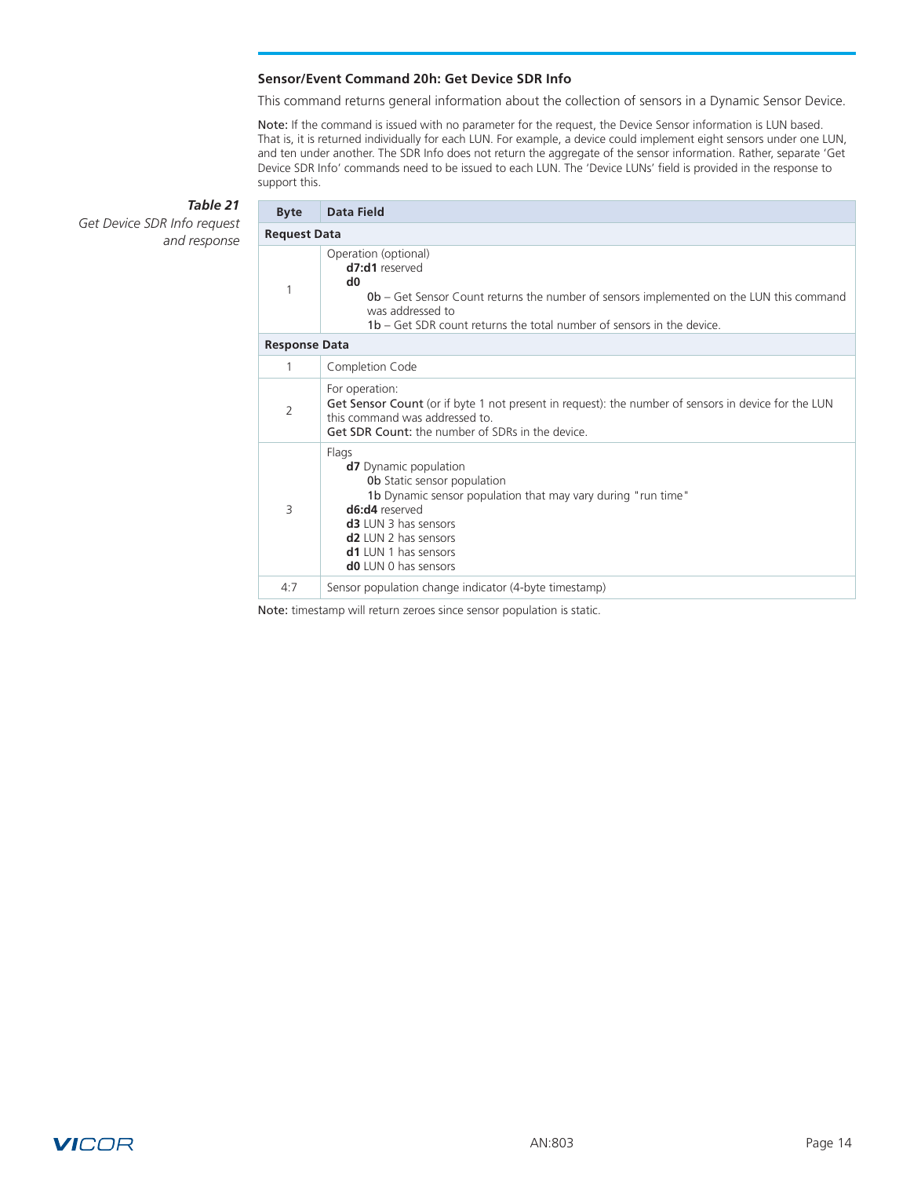### Sensor/Event Command 20h: Get Device SDR Info

This command returns general information about the collection of sensors in a Dynamic Sensor Device.

**Note:** If the command is issued with no parameter for the request, the Device Sensor information is LUN based. That is, it is returned individually for each LUN. For example, a device could implement eight sensors under one LUN, and ten under another. The SDR Info does not return the aggregate of the sensor information. Rather, separate 'Get Device SDR Info' commands need to be issued to each LUN. The 'Device LUNs' field is provided in the response to support this.

***Table 21***
*Get Device SDR Info request and response*

| Byte | Data Field |
|---|---|
| **Request Data** | |
| 1 | Operation (optional)<br>**d7:d1** reserved<br>**d0**<br>**0b** – Get Sensor Count returns the number of sensors implemented on the LUN this command was addressed to<br>**1b** – Get SDR count returns the total number of sensors in the device. |
| **Response Data** | |
| 1 | Completion Code |
| 2 | For operation:<br>**Get Sensor Count** (or if byte 1 not present in request): the number of sensors in device for the LUN this command was addressed to.<br>**Get SDR Count:** the number of SDRs in the device. |
| 3 | Flags<br>**d7** Dynamic population<br>**0b** Static sensor population<br>**1b** Dynamic sensor population that may vary during "run time"<br>**d6:d4** reserved<br>**d3** LUN 3 has sensors<br>**d2** LUN 2 has sensors<br>**d1** LUN 1 has sensors<br>**d0** LUN 0 has sensors |
| 4:7 | Sensor population change indicator (4-byte timestamp) |

**Note:** timestamp will return zeroes since sensor population is static.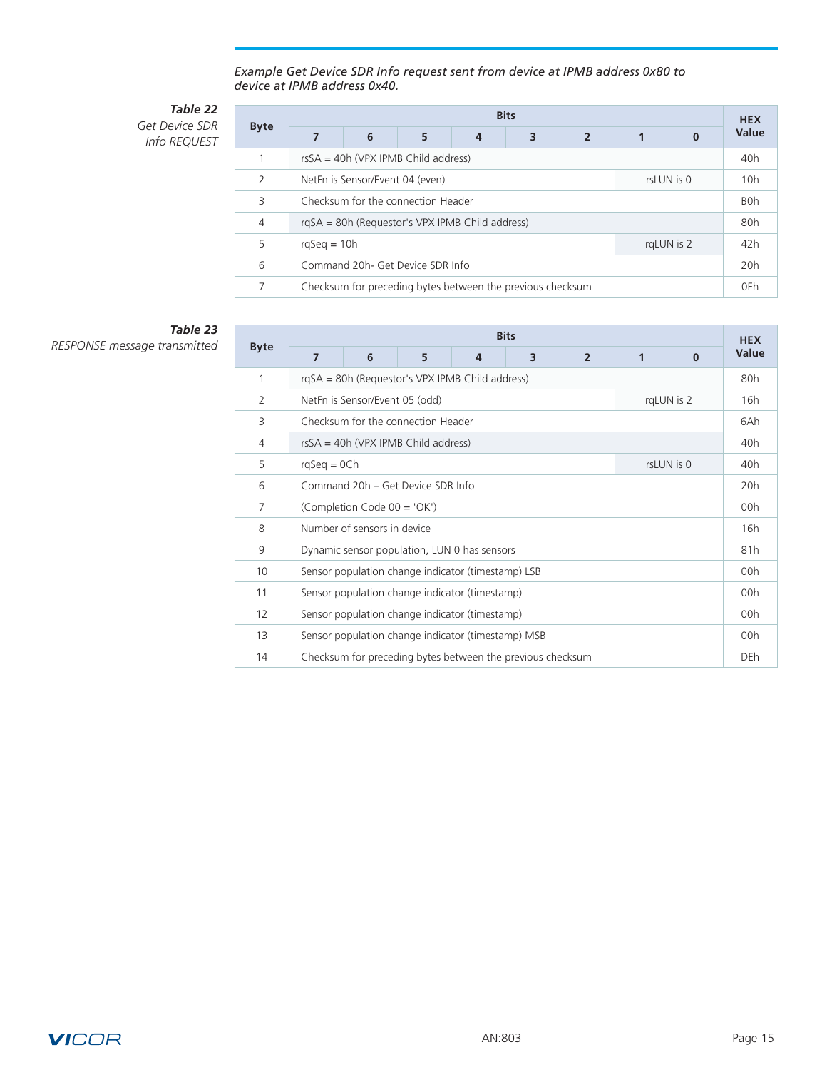*Example Get Device SDR Info request sent from device at IPMB address 0x80 to device at IPMB address 0x40.*

***Table 22***
*Get Device SDR Info REQUEST*

| Byte | Bits | | | | | | | | HEX Value |
|---|---|---|---|---|---|---|---|---|---|
| | 7 | 6 | 5 | 4 | 3 | 2 | 1 | 0 | |
| 1 | rsSA = 40h (VPX IPMB Child address) | | | | | | | | 40h |
| 2 | NetFn is Sensor/Event 04 (even) | | | | | | rsLUN is 0 | | 10h |
| 3 | Checksum for the connection Header | | | | | | | | B0h |
| 4 | rqSA = 80h (Requestor's VPX IPMB Child address) | | | | | | | | 80h |
| 5 | rqSeq = 10h | | | | | | rqLUN is 2 | | 42h |
| 6 | Command 20h- Get Device SDR Info | | | | | | | | 20h |
| 7 | Checksum for preceding bytes between the previous checksum | | | | | | | | 0Eh |

***Table 23***
*RESPONSE message transmitted*

| Byte | Bits | | | | | | | | HEX Value |
|---|---|---|---|---|---|---|---|---|---|
| | 7 | 6 | 5 | 4 | 3 | 2 | 1 | 0 | |
| 1 | rqSA = 80h (Requestor's VPX IPMB Child address) | | | | | | | | 80h |
| 2 | NetFn is Sensor/Event 05 (odd) | | | | | | rqLUN is 2 | | 16h |
| 3 | Checksum for the connection Header | | | | | | | | 6Ah |
| 4 | rsSA = 40h (VPX IPMB Child address) | | | | | | | | 40h |
| 5 | rqSeq = 0Ch | | | | | | rsLUN is 0 | | 40h |
| 6 | Command 20h – Get Device SDR Info | | | | | | | | 20h |
| 7 | (Completion Code 00 = 'OK') | | | | | | | | 00h |
| 8 | Number of sensors in device | | | | | | | | 16h |
| 9 | Dynamic sensor population, LUN 0 has sensors | | | | | | | | 81h |
| 10 | Sensor population change indicator (timestamp) LSB | | | | | | | | 00h |
| 11 | Sensor population change indicator (timestamp) | | | | | | | | 00h |
| 12 | Sensor population change indicator (timestamp) | | | | | | | | 00h |
| 13 | Sensor population change indicator (timestamp) MSB | | | | | | | | 00h |
| 14 | Checksum for preceding bytes between the previous checksum | | | | | | | | DEh |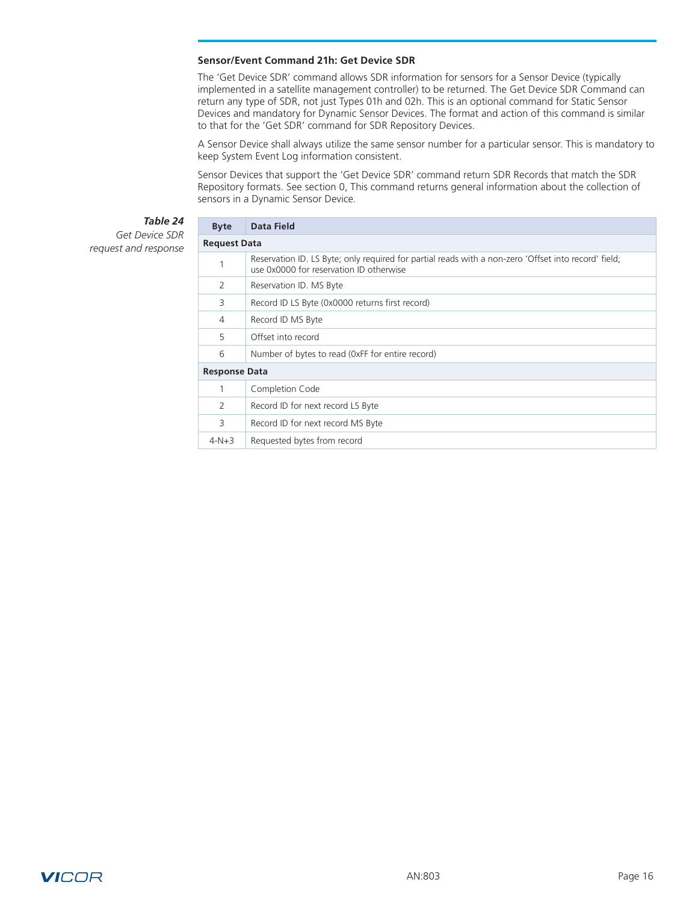### Sensor/Event Command 21h: Get Device SDR

The 'Get Device SDR' command allows SDR information for sensors for a Sensor Device (typically implemented in a satellite management controller) to be returned. The Get Device SDR Command can return any type of SDR, not just Types 01h and 02h. This is an optional command for Static Sensor Devices and mandatory for Dynamic Sensor Devices. The format and action of this command is similar to that for the 'Get SDR' command for SDR Repository Devices.

A Sensor Device shall always utilize the same sensor number for a particular sensor. This is mandatory to keep System Event Log information consistent.

Sensor Devices that support the 'Get Device SDR' command return SDR Records that match the SDR Repository formats. See section 0, This command returns general information about the collection of sensors in a Dynamic Sensor Device.

***Table 24***
*Get Device SDR request and response*

| Byte | Data Field |
|---|---|
| **Request Data** | |
| 1 | Reservation ID. LS Byte; only required for partial reads with a non-zero 'Offset into record' field; use 0x0000 for reservation ID otherwise |
| 2 | Reservation ID. MS Byte |
| 3 | Record ID LS Byte (0x0000 returns first record) |
| 4 | Record ID MS Byte |
| 5 | Offset into record |
| 6 | Number of bytes to read (0xFF for entire record) |
| **Response Data** | |
| 1 | Completion Code |
| 2 | Record ID for next record LS Byte |
| 3 | Record ID for next record MS Byte |
| 4-N+3 | Requested bytes from record |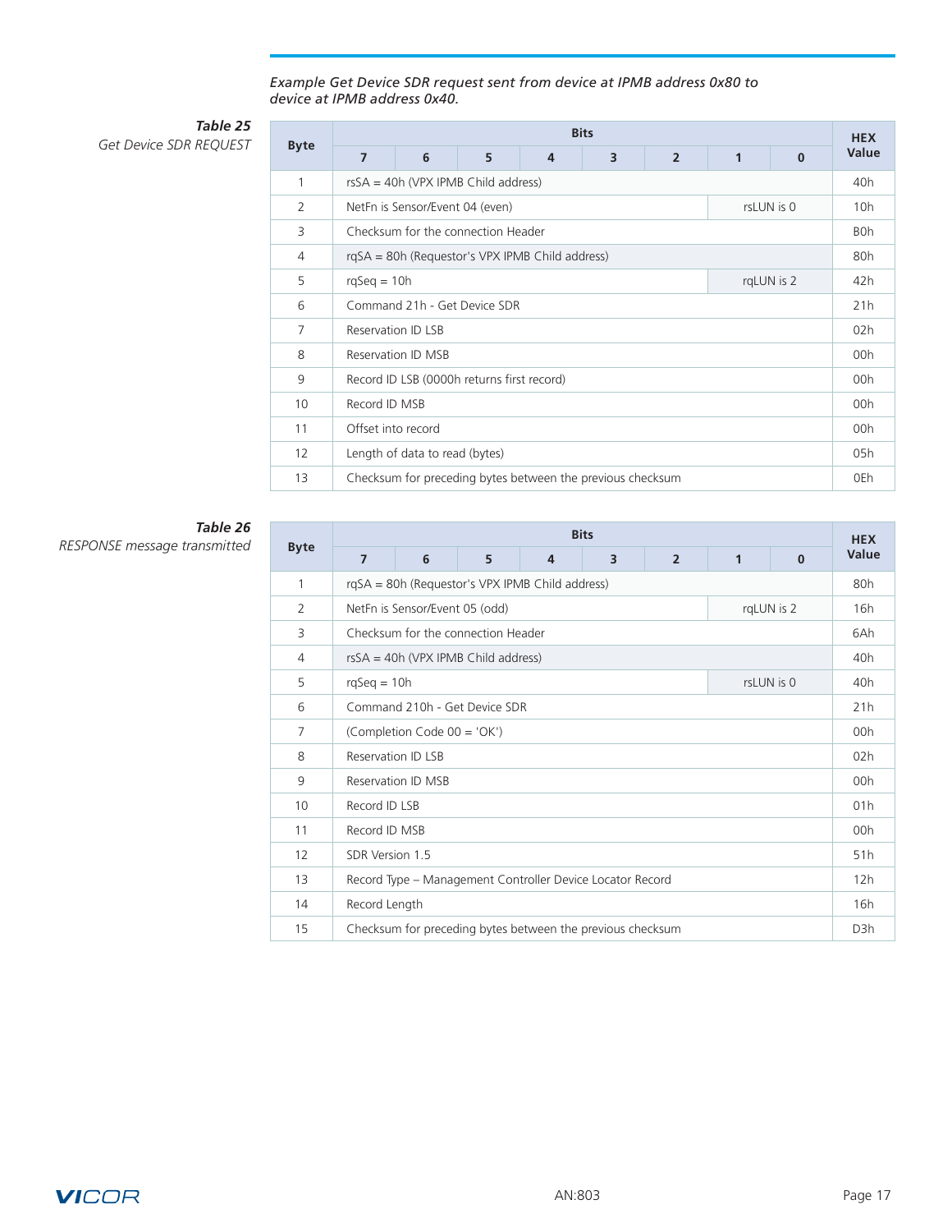*Example Get Device SDR request sent from device at IPMB address 0x80 to device at IPMB address 0x40.*

***Table 25***
*Get Device SDR REQUEST*

| Byte | Bits | | | | | | | | HEX Value |
|---|---|---|---|---|---|---|---|---|---|
| | 7 | 6 | 5 | 4 | 3 | 2 | 1 | 0 | |
| 1 | rsSA = 40h (VPX IPMB Child address) | | | | | | | | 40h |
| 2 | NetFn is Sensor/Event 04 (even) | | | | | | rsLUN is 0 | | 10h |
| 3 | Checksum for the connection Header | | | | | | | | B0h |
| 4 | rqSA = 80h (Requestor's VPX IPMB Child address) | | | | | | | | 80h |
| 5 | rqSeq = 10h | | | | | | rqLUN is 2 | | 42h |
| 6 | Command 21h - Get Device SDR | | | | | | | | 21h |
| 7 | Reservation ID LSB | | | | | | | | 02h |
| 8 | Reservation ID MSB | | | | | | | | 00h |
| 9 | Record ID LSB (0000h returns first record) | | | | | | | | 00h |
| 10 | Record ID MSB | | | | | | | | 00h |
| 11 | Offset into record | | | | | | | | 00h |
| 12 | Length of data to read (bytes) | | | | | | | | 05h |
| 13 | Checksum for preceding bytes between the previous checksum | | | | | | | | 0Eh |

***Table 26***
*RESPONSE message transmitted*

| Byte | Bits | | | | | | | | HEX Value |
|---|---|---|---|---|---|---|---|---|---|
| | 7 | 6 | 5 | 4 | 3 | 2 | 1 | 0 | |
| 1 | rqSA = 80h (Requestor's VPX IPMB Child address) | | | | | | | | 80h |
| 2 | NetFn is Sensor/Event 05 (odd) | | | | | | rqLUN is 2 | | 16h |
| 3 | Checksum for the connection Header | | | | | | | | 6Ah |
| 4 | rsSA = 40h (VPX IPMB Child address) | | | | | | | | 40h |
| 5 | rqSeq = 10h | | | | | | rsLUN is 0 | | 40h |
| 6 | Command 210h - Get Device SDR | | | | | | | | 21h |
| 7 | (Completion Code 00 = 'OK') | | | | | | | | 00h |
| 8 | Reservation ID LSB | | | | | | | | 02h |
| 9 | Reservation ID MSB | | | | | | | | 00h |
| 10 | Record ID LSB | | | | | | | | 01h |
| 11 | Record ID MSB | | | | | | | | 00h |
| 12 | SDR Version 1.5 | | | | | | | | 51h |
| 13 | Record Type – Management Controller Device Locator Record | | | | | | | | 12h |
| 14 | Record Length | | | | | | | | 16h |
| 15 | Checksum for preceding bytes between the previous checksum | | | | | | | | D3h |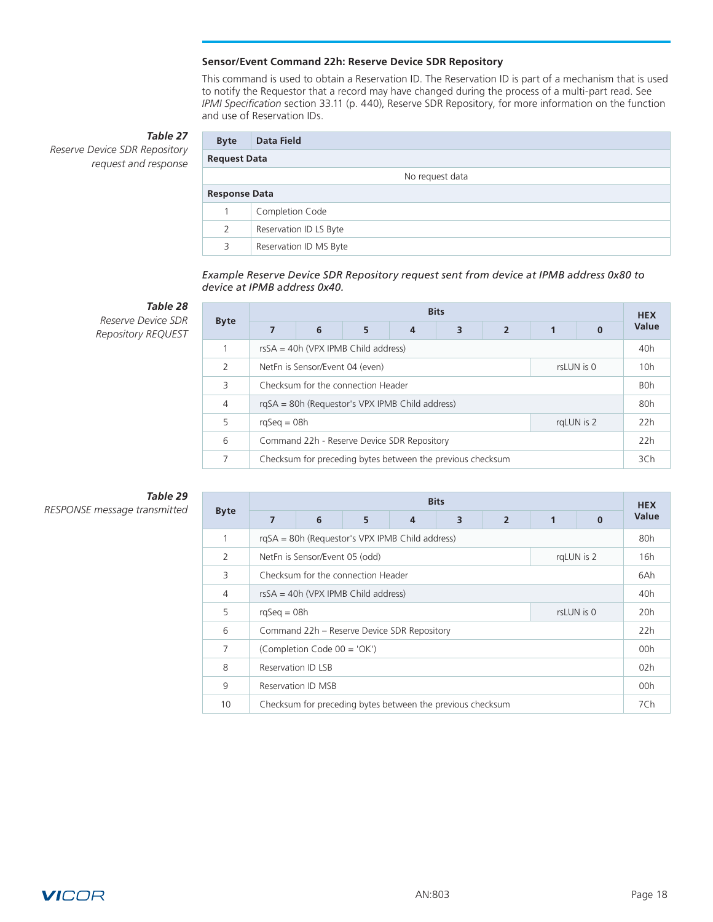### Sensor/Event Command 22h: Reserve Device SDR Repository

This command is used to obtain a Reservation ID. The Reservation ID is part of a mechanism that is used to notify the Requestor that a record may have changed during the process of a multi-part read. See *IPMI Specification* section 33.11 (p. 440), Reserve SDR Repository, for more information on the function and use of Reservation IDs.

***Table 27***
*Reserve Device SDR Repository request and response*

| Byte | Data Field |
|---|---|
| **Request Data** | |
| | No request data |
| **Response Data** | |
| 1 | Completion Code |
| 2 | Reservation ID LS Byte |
| 3 | Reservation ID MS Byte |

*Example Reserve Device SDR Repository request sent from device at IPMB address 0x80 to device at IPMB address 0x40.*

***Table 28***
*Reserve Device SDR Repository REQUEST*

| Byte | Bits 7 | 6 | 5 | 4 | 3 | 2 | 1 | 0 | HEX Value |
|---|---|---|---|---|---|---|---|---|---|
| 1 | rsSA = 40h (VPX IPMB Child address) | | | | | | | | 40h |
| 2 | NetFn is Sensor/Event 04 (even) | | | | | | rsLUN is 0 | | 10h |
| 3 | Checksum for the connection Header | | | | | | | | B0h |
| 4 | rqSA = 80h (Requestor's VPX IPMB Child address) | | | | | | | | 80h |
| 5 | rqSeq = 08h | | | | | | rqLUN is 2 | | 22h |
| 6 | Command 22h - Reserve Device SDR Repository | | | | | | | | 22h |
| 7 | Checksum for preceding bytes between the previous checksum | | | | | | | | 3Ch |

***Table 29***
*RESPONSE message transmitted*

| Byte | Bits 7 | 6 | 5 | 4 | 3 | 2 | 1 | 0 | HEX Value |
|---|---|---|---|---|---|---|---|---|---|
| 1 | rqSA = 80h (Requestor's VPX IPMB Child address) | | | | | | | | 80h |
| 2 | NetFn is Sensor/Event 05 (odd) | | | | | | rqLUN is 2 | | 16h |
| 3 | Checksum for the connection Header | | | | | | | | 6Ah |
| 4 | rsSA = 40h (VPX IPMB Child address) | | | | | | | | 40h |
| 5 | rqSeq = 08h | | | | | | rsLUN is 0 | | 20h |
| 6 | Command 22h – Reserve Device SDR Repository | | | | | | | | 22h |
| 7 | (Completion Code 00 = 'OK') | | | | | | | | 00h |
| 8 | Reservation ID LSB | | | | | | | | 02h |
| 9 | Reservation ID MSB | | | | | | | | 00h |
| 10 | Checksum for preceding bytes between the previous checksum | | | | | | | | 7Ch |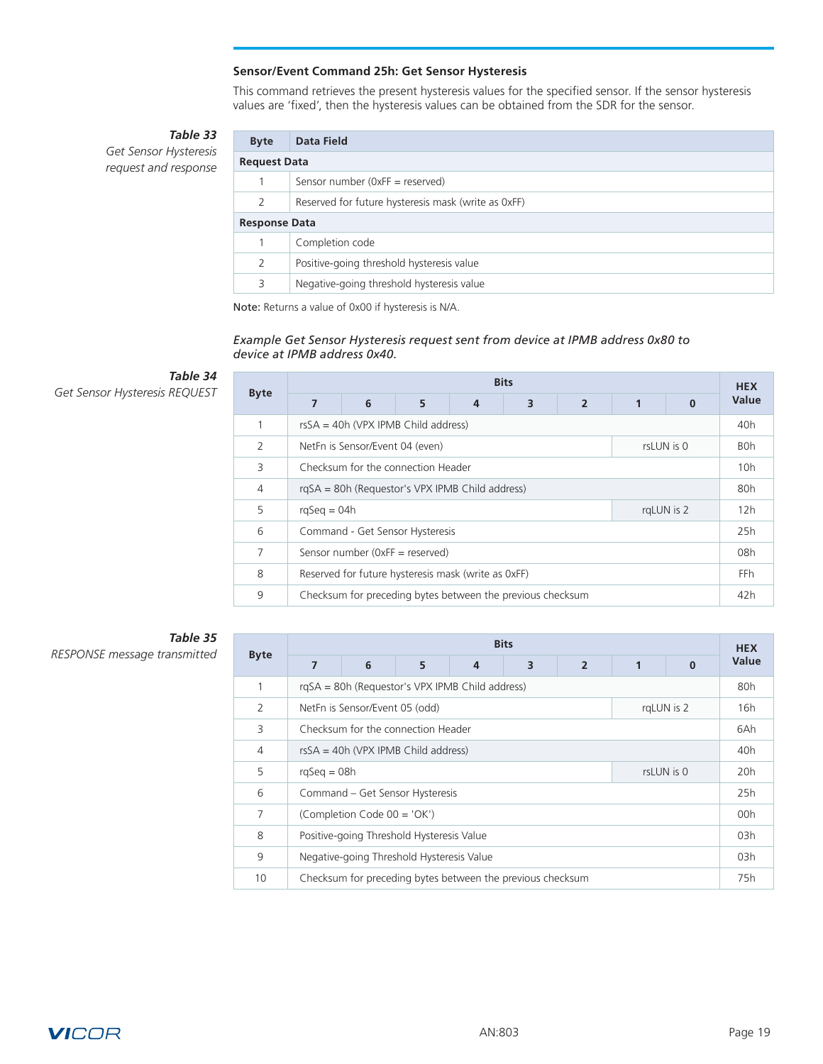### Sensor/Event Command 25h: Get Sensor Hysteresis

This command retrieves the present hysteresis values for the specified sensor. If the sensor hysteresis values are 'fixed', then the hysteresis values can be obtained from the SDR for the sensor.

***Table 33***
*Get Sensor Hysteresis request and response*

| Byte | Data Field |
|---|---|
| **Request Data** | |
| 1 | Sensor number (0xFF = reserved) |
| 2 | Reserved for future hysteresis mask (write as 0xFF) |
| **Response Data** | |
| 1 | Completion code |
| 2 | Positive-going threshold hysteresis value |
| 3 | Negative-going threshold hysteresis value |

**Note:** Returns a value of 0x00 if hysteresis is N/A.

*Example Get Sensor Hysteresis request sent from device at IPMB address 0x80 to device at IPMB address 0x40.*

***Table 34***
*Get Sensor Hysteresis REQUEST*

| Byte | Bits | | | | | | | | HEX Value |
|---|---|---|---|---|---|---|---|---|---|
| | 7 | 6 | 5 | 4 | 3 | 2 | 1 | 0 | |
| 1 | rsSA = 40h (VPX IPMB Child address) | | | | | | | | 40h |
| 2 | NetFn is Sensor/Event 04 (even) | | | | | | rsLUN is 0 | | B0h |
| 3 | Checksum for the connection Header | | | | | | | | 10h |
| 4 | rqSA = 80h (Requestor's VPX IPMB Child address) | | | | | | | | 80h |
| 5 | rqSeq = 04h | | | | | | rqLUN is 2 | | 12h |
| 6 | Command - Get Sensor Hysteresis | | | | | | | | 25h |
| 7 | Sensor number (0xFF = reserved) | | | | | | | | 08h |
| 8 | Reserved for future hysteresis mask (write as 0xFF) | | | | | | | | FFh |
| 9 | Checksum for preceding bytes between the previous checksum | | | | | | | | 42h |

***Table 35***
*RESPONSE message transmitted*

| Byte | Bits | | | | | | | | HEX Value |
|---|---|---|---|---|---|---|---|---|---|
| | 7 | 6 | 5 | 4 | 3 | 2 | 1 | 0 | |
| 1 | rqSA = 80h (Requestor's VPX IPMB Child address) | | | | | | | | 80h |
| 2 | NetFn is Sensor/Event 05 (odd) | | | | | | rqLUN is 2 | | 16h |
| 3 | Checksum for the connection Header | | | | | | | | 6Ah |
| 4 | rsSA = 40h (VPX IPMB Child address) | | | | | | | | 40h |
| 5 | rqSeq = 08h | | | | | | rsLUN is 0 | | 20h |
| 6 | Command – Get Sensor Hysteresis | | | | | | | | 25h |
| 7 | (Completion Code 00 = 'OK') | | | | | | | | 00h |
| 8 | Positive-going Threshold Hysteresis Value | | | | | | | | 03h |
| 9 | Negative-going Threshold Hysteresis Value | | | | | | | | 03h |
| 10 | Checksum for preceding bytes between the previous checksum | | | | | | | | 75h |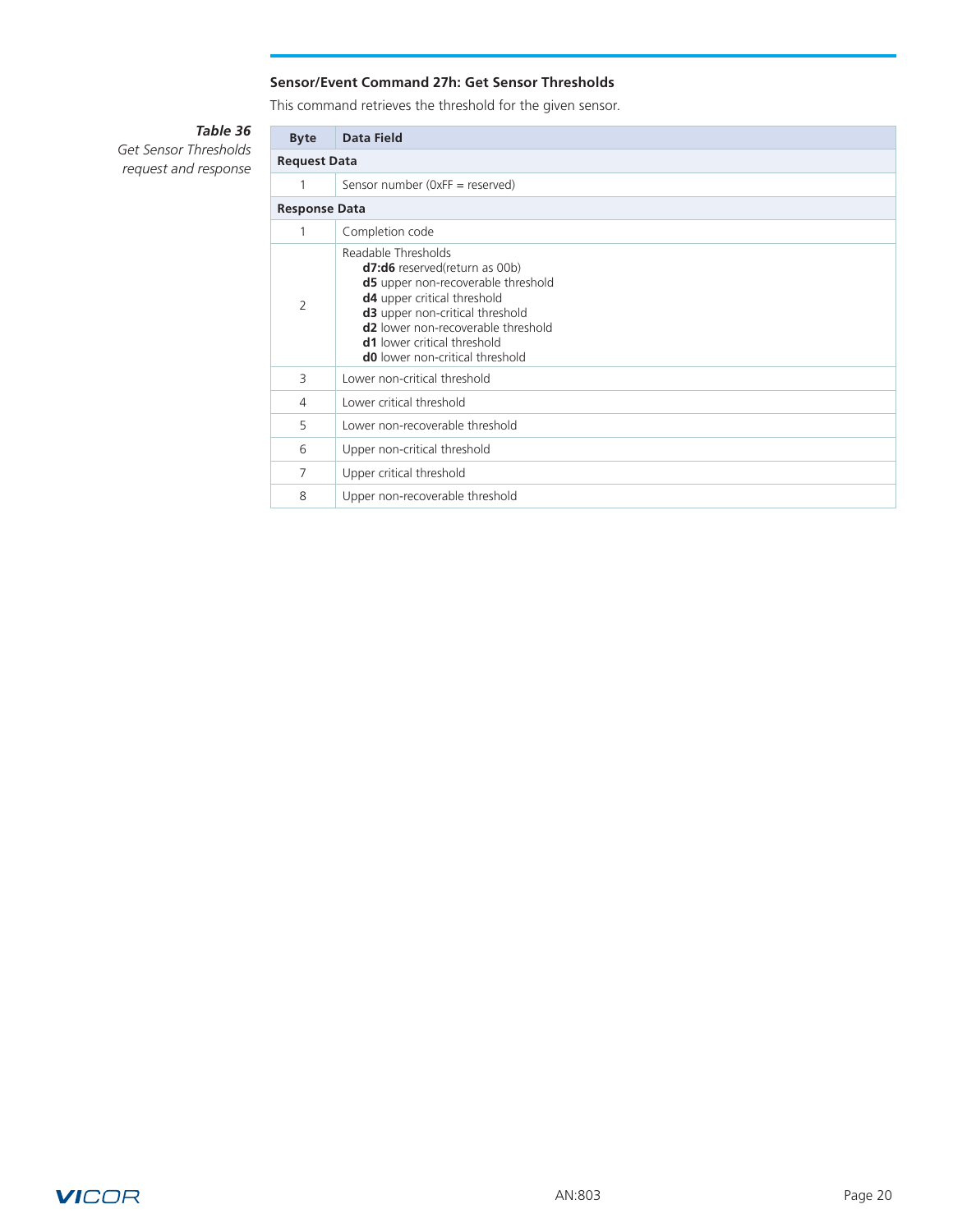### Sensor/Event Command 27h: Get Sensor Thresholds

This command retrieves the threshold for the given sensor.

***Table 36***
*Get Sensor Thresholds request and response*

| Byte | Data Field |
|---|---|
| **Request Data** | |
| 1 | Sensor number (0xFF = reserved) |
| **Response Data** | |
| 1 | Completion code |
| 2 | Readable Thresholds<br>**d7:d6** reserved(return as 00b)<br>**d5** upper non-recoverable threshold<br>**d4** upper critical threshold<br>**d3** upper non-critical threshold<br>**d2** lower non-recoverable threshold<br>**d1** lower critical threshold<br>**d0** lower non-critical threshold |
| 3 | Lower non-critical threshold |
| 4 | Lower critical threshold |
| 5 | Lower non-recoverable threshold |
| 6 | Upper non-critical threshold |
| 7 | Upper critical threshold |
| 8 | Upper non-recoverable threshold |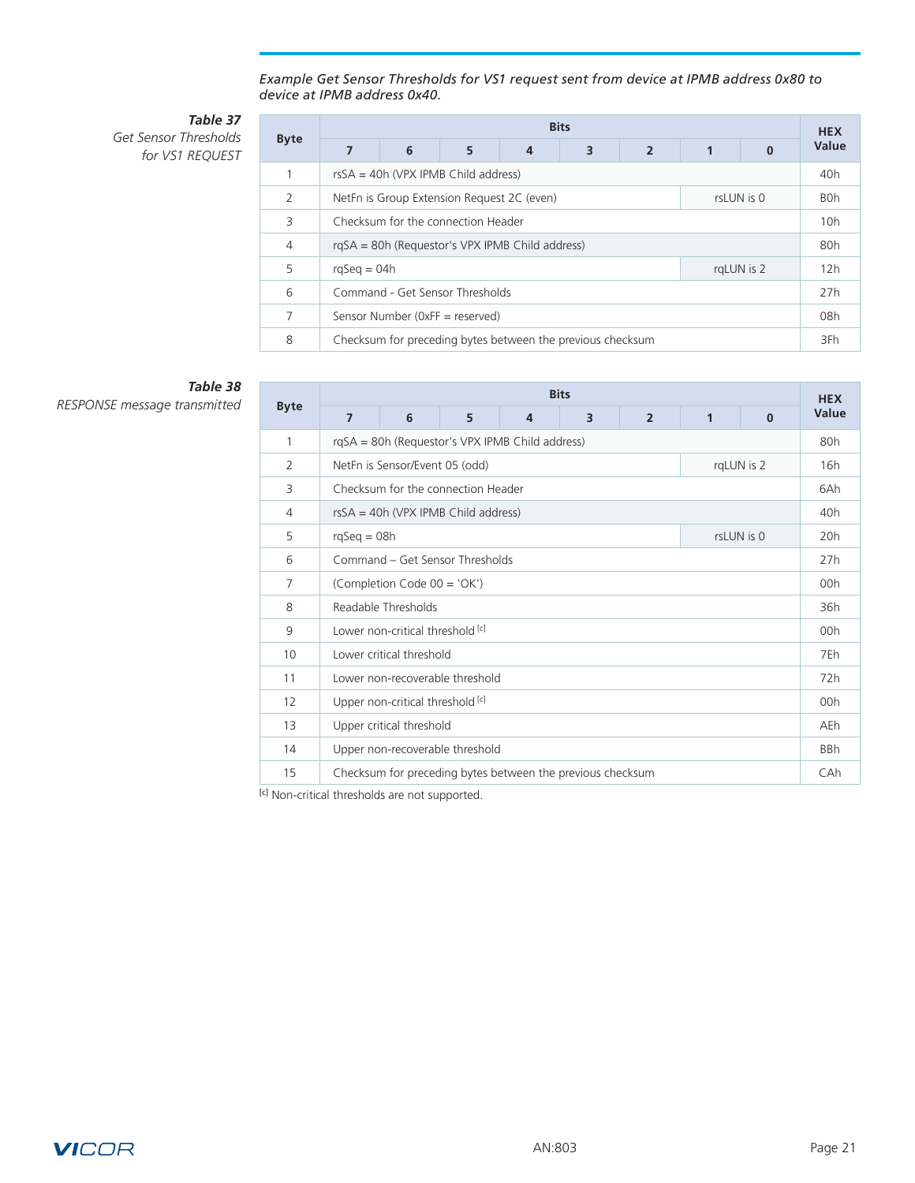*Example Get Sensor Thresholds for VS1 request sent from device at IPMB address 0x80 to device at IPMB address 0x40.*

***Table 37***
*Get Sensor Thresholds for VS1 REQUEST*

| Byte | Bits | | | | | | | | HEX Value |
|---|---|---|---|---|---|---|---|---|---|
| | 7 | 6 | 5 | 4 | 3 | 2 | 1 | 0 | |
| 1 | rsSA = 40h (VPX IPMB Child address) | | | | | | | | 40h |
| 2 | NetFn is Group Extension Request 2C (even) | | | | | | rsLUN is 0 | | B0h |
| 3 | Checksum for the connection Header | | | | | | | | 10h |
| 4 | rqSA = 80h (Requestor's VPX IPMB Child address) | | | | | | | | 80h |
| 5 | rqSeq = 04h | | | | | | rqLUN is 2 | | 12h |
| 6 | Command - Get Sensor Thresholds | | | | | | | | 27h |
| 7 | Sensor Number (0xFF = reserved) | | | | | | | | 08h |
| 8 | Checksum for preceding bytes between the previous checksum | | | | | | | | 3Fh |

***Table 38***
*RESPONSE message transmitted*

| Byte | Bits | | | | | | | | HEX Value |
|---|---|---|---|---|---|---|---|---|---|
| | 7 | 6 | 5 | 4 | 3 | 2 | 1 | 0 | |
| 1 | rqSA = 80h (Requestor's VPX IPMB Child address) | | | | | | | | 80h |
| 2 | NetFn is Sensor/Event 05 (odd) | | | | | | rqLUN is 2 | | 16h |
| 3 | Checksum for the connection Header | | | | | | | | 6Ah |
| 4 | rsSA = 40h (VPX IPMB Child address) | | | | | | | | 40h |
| 5 | rqSeq = 08h | | | | | | rsLUN is 0 | | 20h |
| 6 | Command – Get Sensor Thresholds | | | | | | | | 27h |
| 7 | (Completion Code 00 = 'OK') | | | | | | | | 00h |
| 8 | Readable Thresholds | | | | | | | | 36h |
| 9 | Lower non-critical threshold [c] | | | | | | | | 00h |
| 10 | Lower critical threshold | | | | | | | | 7Eh |
| 11 | Lower non-recoverable threshold | | | | | | | | 72h |
| 12 | Upper non-critical threshold [c] | | | | | | | | 00h |
| 13 | Upper critical threshold | | | | | | | | AEh |
| 14 | Upper non-recoverable threshold | | | | | | | | BBh |
| 15 | Checksum for preceding bytes between the previous checksum | | | | | | | | CAh |

[c] Non-critical thresholds are not supported.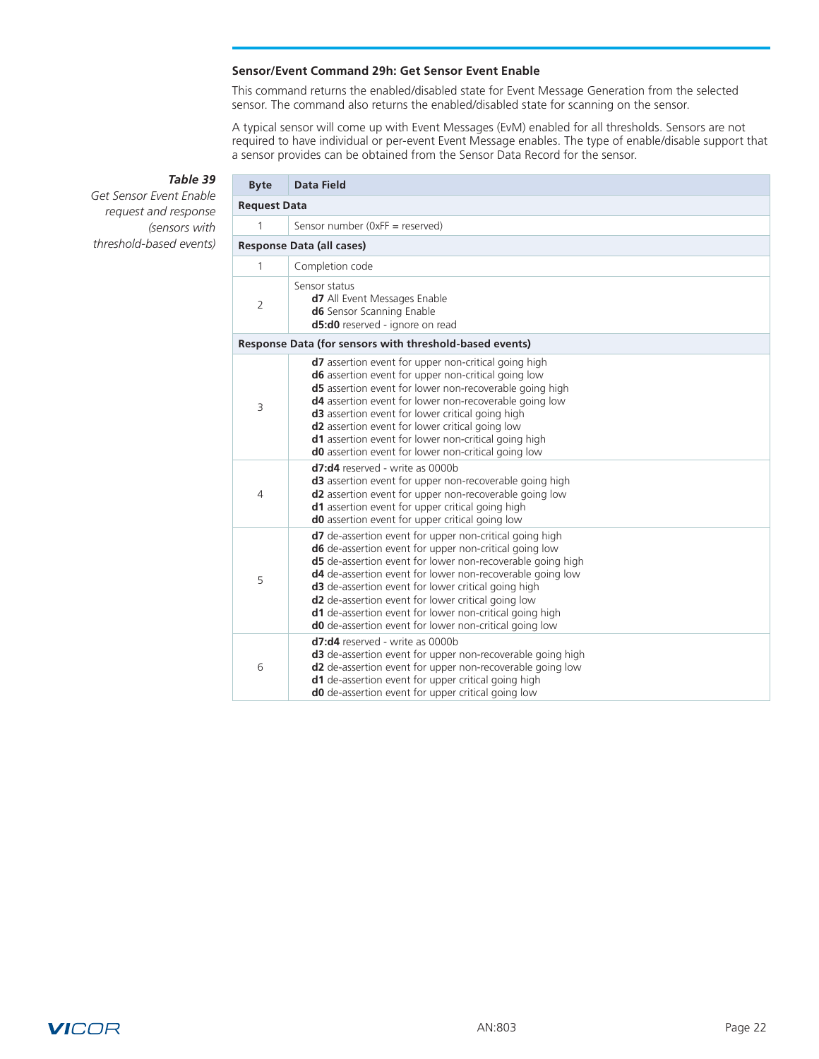### Sensor/Event Command 29h: Get Sensor Event Enable

This command returns the enabled/disabled state for Event Message Generation from the selected sensor. The command also returns the enabled/disabled state for scanning on the sensor.

A typical sensor will come up with Event Messages (EvM) enabled for all thresholds. Sensors are not required to have individual or per-event Event Message enables. The type of enable/disable support that a sensor provides can be obtained from the Sensor Data Record for the sensor.

***Table 39***
*Get Sensor Event Enable request and response (sensors with threshold-based events)*

| Byte | Data Field |
|---|---|
| **Request Data** | |
| 1 | Sensor number (0xFF = reserved) |
| **Response Data (all cases)** | |
| 1 | Completion code |
| 2 | Sensor status<br>**d7** All Event Messages Enable<br>**d6** Sensor Scanning Enable<br>**d5:d0** reserved - ignore on read |
| **Response Data (for sensors with threshold-based events)** | |
| 3 | **d7** assertion event for upper non-critical going high<br>**d6** assertion event for upper non-critical going low<br>**d5** assertion event for lower non-recoverable going high<br>**d4** assertion event for lower non-recoverable going low<br>**d3** assertion event for lower critical going high<br>**d2** assertion event for lower critical going low<br>**d1** assertion event for lower non-critical going high<br>**d0** assertion event for lower non-critical going low |
| 4 | **d7:d4** reserved - write as 0000b<br>**d3** assertion event for upper non-recoverable going high<br>**d2** assertion event for upper non-recoverable going low<br>**d1** assertion event for upper critical going high<br>**d0** assertion event for upper critical going low |
| 5 | **d7** de-assertion event for upper non-critical going high<br>**d6** de-assertion event for upper non-critical going low<br>**d5** de-assertion event for lower non-recoverable going high<br>**d4** de-assertion event for lower non-recoverable going low<br>**d3** de-assertion event for lower critical going high<br>**d2** de-assertion event for lower critical going low<br>**d1** de-assertion event for lower non-critical going high<br>**d0** de-assertion event for lower non-critical going low |
| 6 | **d7:d4** reserved - write as 0000b<br>**d3** de-assertion event for upper non-recoverable going high<br>**d2** de-assertion event for upper non-recoverable going low<br>**d1** de-assertion event for upper critical going high<br>**d0** de-assertion event for upper critical going low |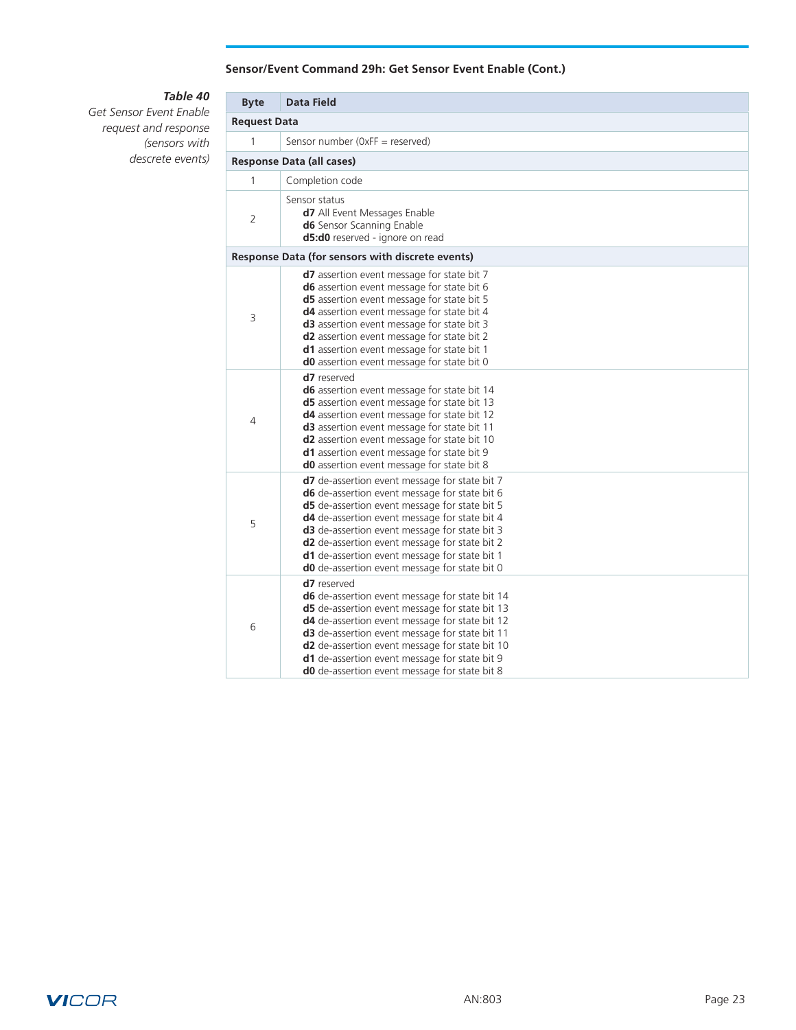### Sensor/Event Command 29h: Get Sensor Event Enable (Cont.)

***Table 40***
*Get Sensor Event Enable request and response (sensors with descrete events)*

| Byte | Data Field |
|---|---|
| **Request Data** | |
| 1 | Sensor number (0xFF = reserved) |
| **Response Data (all cases)** | |
| 1 | Completion code |
| 2 | Sensor status<br>**d7** All Event Messages Enable<br>**d6** Sensor Scanning Enable<br>**d5:d0** reserved - ignore on read |
| **Response Data (for sensors with discrete events)** | |
| 3 | **d7** assertion event message for state bit 7<br>**d6** assertion event message for state bit 6<br>**d5** assertion event message for state bit 5<br>**d4** assertion event message for state bit 4<br>**d3** assertion event message for state bit 3<br>**d2** assertion event message for state bit 2<br>**d1** assertion event message for state bit 1<br>**d0** assertion event message for state bit 0 |
| 4 | **d7** reserved<br>**d6** assertion event message for state bit 14<br>**d5** assertion event message for state bit 13<br>**d4** assertion event message for state bit 12<br>**d3** assertion event message for state bit 11<br>**d2** assertion event message for state bit 10<br>**d1** assertion event message for state bit 9<br>**d0** assertion event message for state bit 8 |
| 5 | **d7** de-assertion event message for state bit 7<br>**d6** de-assertion event message for state bit 6<br>**d5** de-assertion event message for state bit 5<br>**d4** de-assertion event message for state bit 4<br>**d3** de-assertion event message for state bit 3<br>**d2** de-assertion event message for state bit 2<br>**d1** de-assertion event message for state bit 1<br>**d0** de-assertion event message for state bit 0 |
| 6 | **d7** reserved<br>**d6** de-assertion event message for state bit 14<br>**d5** de-assertion event message for state bit 13<br>**d4** de-assertion event message for state bit 12<br>**d3** de-assertion event message for state bit 11<br>**d2** de-assertion event message for state bit 10<br>**d1** de-assertion event message for state bit 9<br>**d0** de-assertion event message for state bit 8 |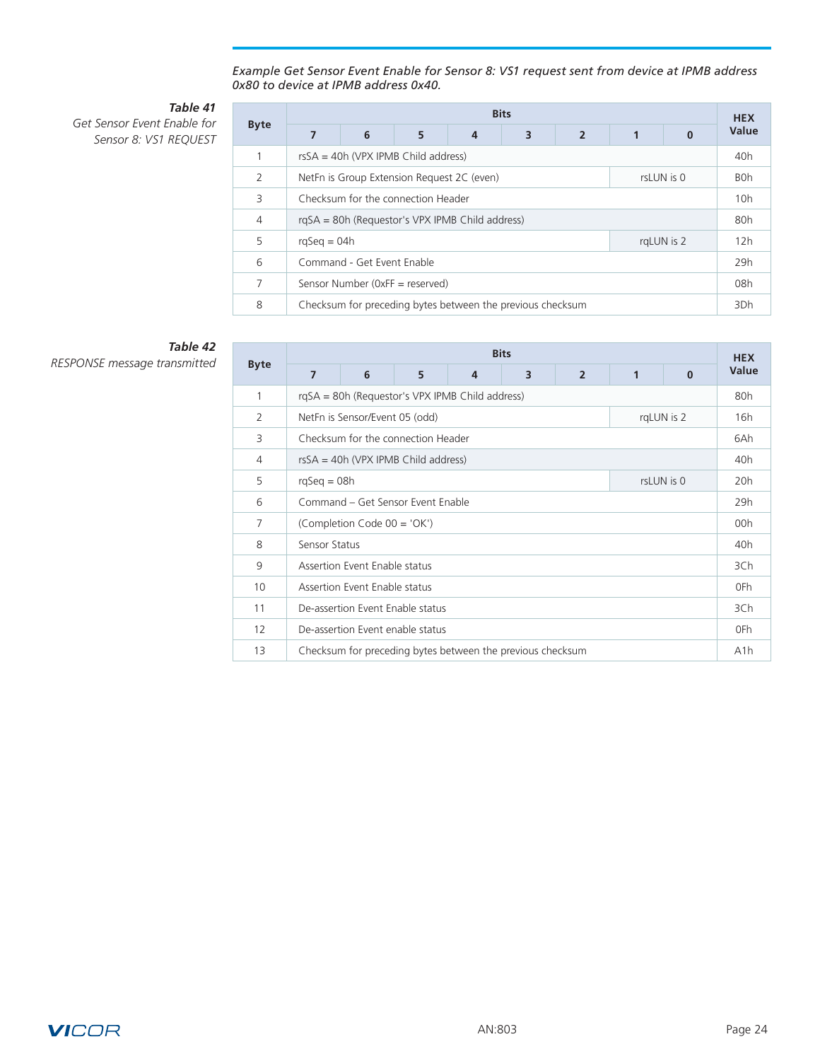*Example Get Sensor Event Enable for Sensor 8: VS1 request sent from device at IPMB address 0x80 to device at IPMB address 0x40.*

***Table 41***
*Get Sensor Event Enable for Sensor 8: VS1 REQUEST*

| Byte | Bits | | | | | | | | HEX Value |
|---|---|---|---|---|---|---|---|---|---|
| | 7 | 6 | 5 | 4 | 3 | 2 | 1 | 0 | |
| 1 | rsSA = 40h (VPX IPMB Child address) | | | | | | | | 40h |
| 2 | NetFn is Group Extension Request 2C (even) | | | | | | rsLUN is 0 | | B0h |
| 3 | Checksum for the connection Header | | | | | | | | 10h |
| 4 | rqSA = 80h (Requestor's VPX IPMB Child address) | | | | | | | | 80h |
| 5 | rqSeq = 04h | | | | | | rqLUN is 2 | | 12h |
| 6 | Command - Get Event Enable | | | | | | | | 29h |
| 7 | Sensor Number (0xFF = reserved) | | | | | | | | 08h |
| 8 | Checksum for preceding bytes between the previous checksum | | | | | | | | 3Dh |

***Table 42***
*RESPONSE message transmitted*

| Byte | Bits | | | | | | | | HEX Value |
|---|---|---|---|---|---|---|---|---|---|
| | 7 | 6 | 5 | 4 | 3 | 2 | 1 | 0 | |
| 1 | rqSA = 80h (Requestor's VPX IPMB Child address) | | | | | | | | 80h |
| 2 | NetFn is Sensor/Event 05 (odd) | | | | | | rqLUN is 2 | | 16h |
| 3 | Checksum for the connection Header | | | | | | | | 6Ah |
| 4 | rsSA = 40h (VPX IPMB Child address) | | | | | | | | 40h |
| 5 | rqSeq = 08h | | | | | | rsLUN is 0 | | 20h |
| 6 | Command – Get Sensor Event Enable | | | | | | | | 29h |
| 7 | (Completion Code 00 = 'OK') | | | | | | | | 00h |
| 8 | Sensor Status | | | | | | | | 40h |
| 9 | Assertion Event Enable status | | | | | | | | 3Ch |
| 10 | Assertion Event Enable status | | | | | | | | 0Fh |
| 11 | De-assertion Event Enable status | | | | | | | | 3Ch |
| 12 | De-assertion Event enable status | | | | | | | | 0Fh |
| 13 | Checksum for preceding bytes between the previous checksum | | | | | | | | A1h |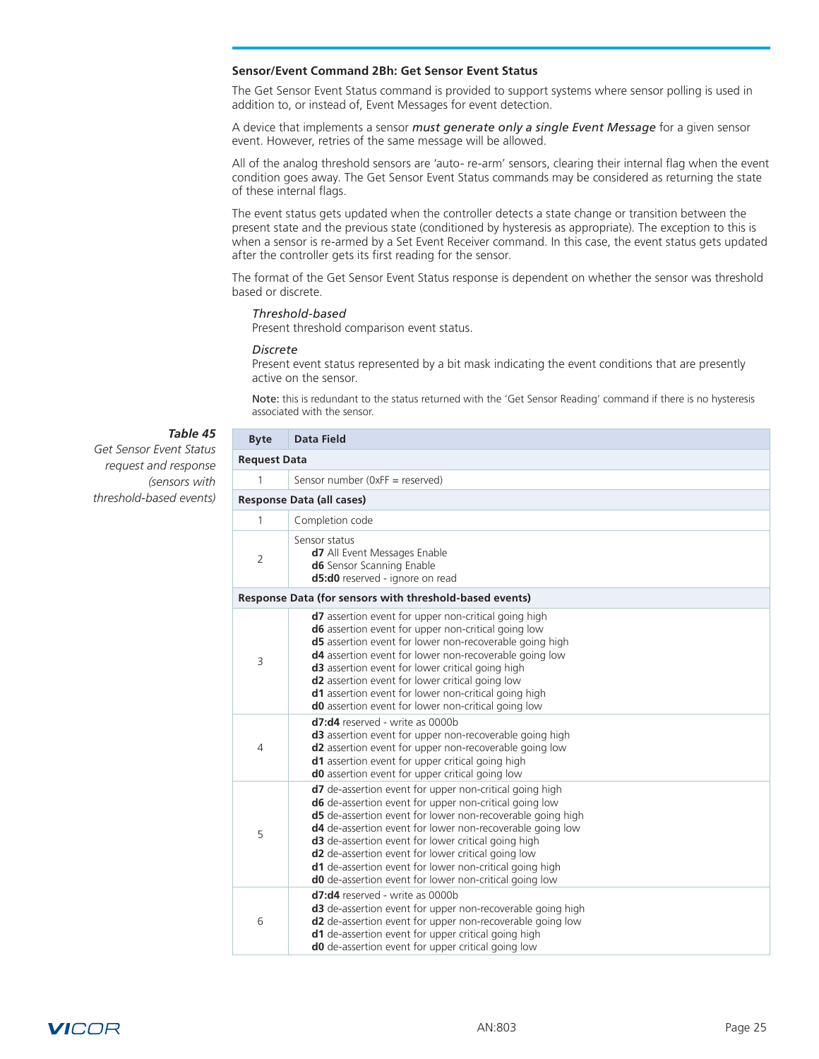### Sensor/Event Command 2Bh: Get Sensor Event Status

The Get Sensor Event Status command is provided to support systems where sensor polling is used in addition to, or instead of, Event Messages for event detection.

A device that implements a sensor ***must generate only a single Event Message*** for a given sensor event. However, retries of the same message will be allowed.

All of the analog threshold sensors are 'auto- re-arm' sensors, clearing their internal flag when the event condition goes away. The Get Sensor Event Status commands may be considered as returning the state of these internal flags.

The event status gets updated when the controller detects a state change or transition between the present state and the previous state (conditioned by hysteresis as appropriate). The exception to this is when a sensor is re-armed by a Set Event Receiver command. In this case, the event status gets updated after the controller gets its first reading for the sensor.

The format of the Get Sensor Event Status response is dependent on whether the sensor was threshold based or discrete.

*Threshold-based*
Present threshold comparison event status.

*Discrete*
Present event status represented by a bit mask indicating the event conditions that are presently active on the sensor.

Note: this is redundant to the status returned with the 'Get Sensor Reading' command if there is no hysteresis associated with the sensor.

***Table 45***
*Get Sensor Event Status request and response (sensors with threshold-based events)*

| Byte | Data Field |
|---|---|
| **Request Data** | |
| 1 | Sensor number (0xFF = reserved) |
| **Response Data (all cases)** | |
| 1 | Completion code |
| 2 | Sensor status<br>**d7** All Event Messages Enable<br>**d6** Sensor Scanning Enable<br>**d5:d0** reserved - ignore on read |
| **Response Data (for sensors with threshold-based events)** | |
| 3 | **d7** assertion event for upper non-critical going high<br>**d6** assertion event for upper non-critical going low<br>**d5** assertion event for lower non-recoverable going high<br>**d4** assertion event for lower non-recoverable going low<br>**d3** assertion event for lower critical going high<br>**d2** assertion event for lower critical going low<br>**d1** assertion event for lower non-critical going high<br>**d0** assertion event for lower non-critical going low |
| 4 | **d7:d4** reserved - write as 0000b<br>**d3** assertion event for upper non-recoverable going high<br>**d2** assertion event for upper non-recoverable going low<br>**d1** assertion event for upper critical going high<br>**d0** assertion event for upper critical going low |
| 5 | **d7** de-assertion event for upper non-critical going high<br>**d6** de-assertion event for upper non-critical going low<br>**d5** de-assertion event for lower non-recoverable going high<br>**d4** de-assertion event for lower non-recoverable going low<br>**d3** de-assertion event for lower critical going high<br>**d2** de-assertion event for lower critical going low<br>**d1** de-assertion event for lower non-critical going high<br>**d0** de-assertion event for lower non-critical going low |
| 6 | **d7:d4** reserved - write as 0000b<br>**d3** de-assertion event for upper non-recoverable going high<br>**d2** de-assertion event for upper non-recoverable going low<br>**d1** de-assertion event for upper critical going high<br>**d0** de-assertion event for upper critical going low |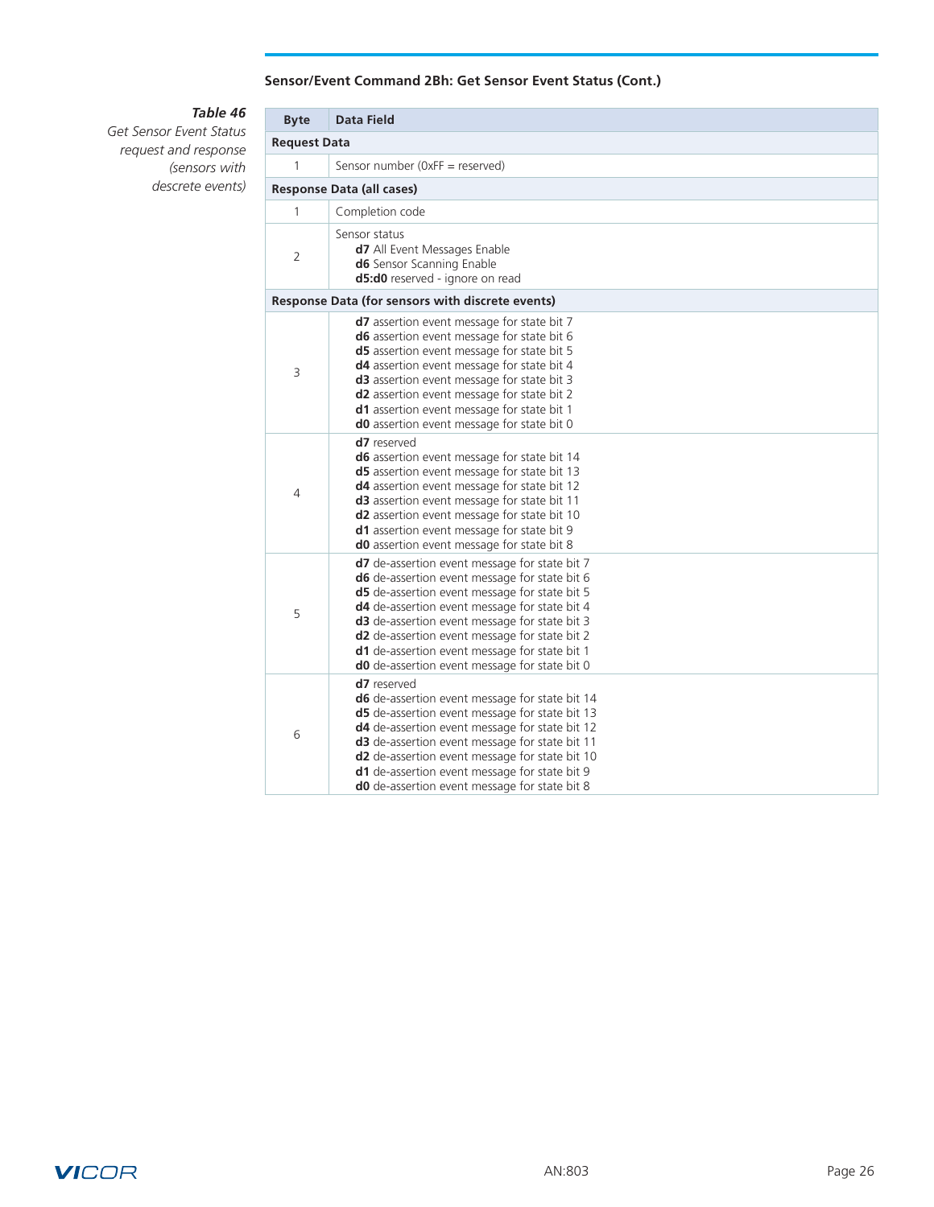### Sensor/Event Command 2Bh: Get Sensor Event Status (Cont.)

***Table 46***
*Get Sensor Event Status request and response (sensors with descrete events)*

| Byte | Data Field |
|---|---|
| **Request Data** | |
| 1 | Sensor number (0xFF = reserved) |
| **Response Data (all cases)** | |
| 1 | Completion code |
| 2 | Sensor status<br>**d7** All Event Messages Enable<br>**d6** Sensor Scanning Enable<br>**d5:d0** reserved - ignore on read |
| **Response Data (for sensors with discrete events)** | |
| 3 | **d7** assertion event message for state bit 7<br>**d6** assertion event message for state bit 6<br>**d5** assertion event message for state bit 5<br>**d4** assertion event message for state bit 4<br>**d3** assertion event message for state bit 3<br>**d2** assertion event message for state bit 2<br>**d1** assertion event message for state bit 1<br>**d0** assertion event message for state bit 0 |
| 4 | **d7** reserved<br>**d6** assertion event message for state bit 14<br>**d5** assertion event message for state bit 13<br>**d4** assertion event message for state bit 12<br>**d3** assertion event message for state bit 11<br>**d2** assertion event message for state bit 10<br>**d1** assertion event message for state bit 9<br>**d0** assertion event message for state bit 8 |
| 5 | **d7** de-assertion event message for state bit 7<br>**d6** de-assertion event message for state bit 6<br>**d5** de-assertion event message for state bit 5<br>**d4** de-assertion event message for state bit 4<br>**d3** de-assertion event message for state bit 3<br>**d2** de-assertion event message for state bit 2<br>**d1** de-assertion event message for state bit 1<br>**d0** de-assertion event message for state bit 0 |
| 6 | **d7** reserved<br>**d6** de-assertion event message for state bit 14<br>**d5** de-assertion event message for state bit 13<br>**d4** de-assertion event message for state bit 12<br>**d3** de-assertion event message for state bit 11<br>**d2** de-assertion event message for state bit 10<br>**d1** de-assertion event message for state bit 9<br>**d0** de-assertion event message for state bit 8 |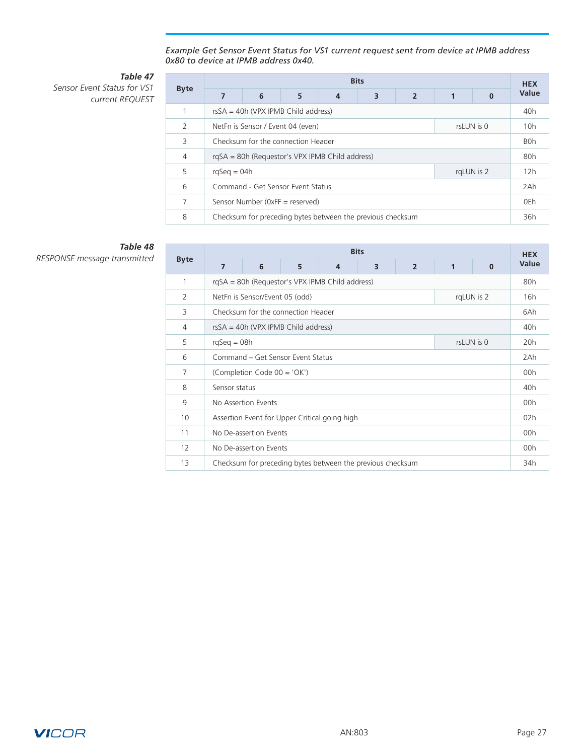*Example Get Sensor Event Status for VS1 current request sent from device at IPMB address 0x80 to device at IPMB address 0x40.*

***Table 47***
*Sensor Event Status for VS1 current REQUEST*

| Byte | Bits | | | | | | | | HEX Value |
|---|---|---|---|---|---|---|---|---|---|
| | 7 | 6 | 5 | 4 | 3 | 2 | 1 | 0 | |
| 1 | rsSA = 40h (VPX IPMB Child address) | | | | | | | | 40h |
| 2 | NetFn is Sensor / Event 04 (even) | | | | | | rsLUN is 0 | | 10h |
| 3 | Checksum for the connection Header | | | | | | | | B0h |
| 4 | rqSA = 80h (Requestor's VPX IPMB Child address) | | | | | | | | 80h |
| 5 | rqSeq = 04h | | | | | | rqLUN is 2 | | 12h |
| 6 | Command - Get Sensor Event Status | | | | | | | | 2Ah |
| 7 | Sensor Number (0xFF = reserved) | | | | | | | | 0Eh |
| 8 | Checksum for preceding bytes between the previous checksum | | | | | | | | 36h |

***Table 48***
*RESPONSE message transmitted*

| Byte | Bits | | | | | | | | HEX Value |
|---|---|---|---|---|---|---|---|---|---|
| | 7 | 6 | 5 | 4 | 3 | 2 | 1 | 0 | |
| 1 | rqSA = 80h (Requestor's VPX IPMB Child address) | | | | | | | | 80h |
| 2 | NetFn is Sensor/Event 05 (odd) | | | | | | rqLUN is 2 | | 16h |
| 3 | Checksum for the connection Header | | | | | | | | 6Ah |
| 4 | rsSA = 40h (VPX IPMB Child address) | | | | | | | | 40h |
| 5 | rqSeq = 08h | | | | | | rsLUN is 0 | | 20h |
| 6 | Command – Get Sensor Event Status | | | | | | | | 2Ah |
| 7 | (Completion Code 00 = 'OK') | | | | | | | | 00h |
| 8 | Sensor status | | | | | | | | 40h |
| 9 | No Assertion Events | | | | | | | | 00h |
| 10 | Assertion Event for Upper Critical going high | | | | | | | | 02h |
| 11 | No De-assertion Events | | | | | | | | 00h |
| 12 | No De-assertion Events | | | | | | | | 00h |
| 13 | Checksum for preceding bytes between the previous checksum | | | | | | | | 34h |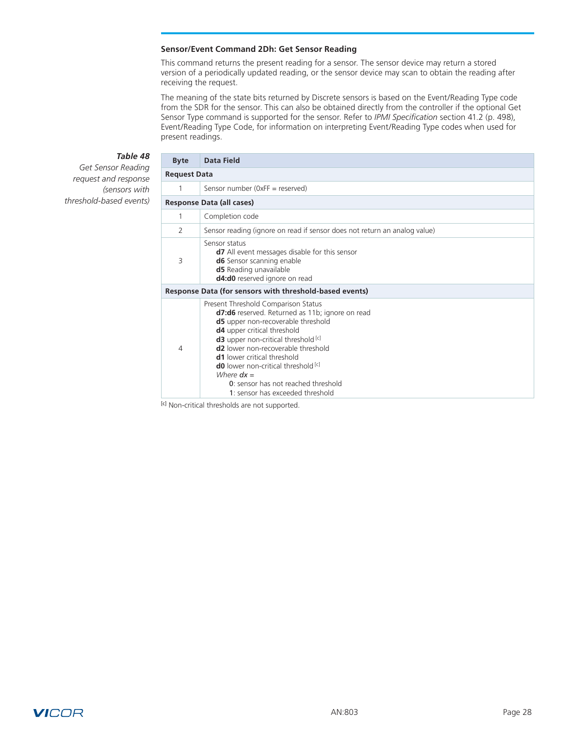### Sensor/Event Command 2Dh: Get Sensor Reading

This command returns the present reading for a sensor. The sensor device may return a stored version of a periodically updated reading, or the sensor device may scan to obtain the reading after receiving the request.

The meaning of the state bits returned by Discrete sensors is based on the Event/Reading Type code from the SDR for the sensor. This can also be obtained directly from the controller if the optional Get Sensor Type command is supported for the sensor. Refer to *IPMI Specification* section 41.2 (p. 498), Event/Reading Type Code, for information on interpreting Event/Reading Type codes when used for present readings.

***Table 48***
*Get Sensor Reading request and response (sensors with threshold-based events)*

| Byte | Data Field |
|---|---|
| **Request Data** | |
| 1 | Sensor number (0xFF = reserved) |
| **Response Data (all cases)** | |
| 1 | Completion code |
| 2 | Sensor reading (ignore on read if sensor does not return an analog value) |
| 3 | Sensor status<br>**d7** All event messages disable for this sensor<br>**d6** Sensor scanning enable<br>**d5** Reading unavailable<br>**d4:d0** reserved ignore on read |
| **Response Data (for sensors with threshold-based events)** | |
| 4 | Present Threshold Comparison Status<br>**d7:d6** reserved. Returned as 11b; ignore on read<br>**d5** upper non-recoverable threshold<br>**d4** upper critical threshold<br>**d3** upper non-critical threshold [c]<br>**d2** lower non-recoverable threshold<br>**d1** lower critical threshold<br>**d0** lower non-critical threshold [c]<br>*Where **dx** =*<br>**0**: sensor has not reached threshold<br>**1**: sensor has exceeded threshold |

[c] Non-critical thresholds are not supported.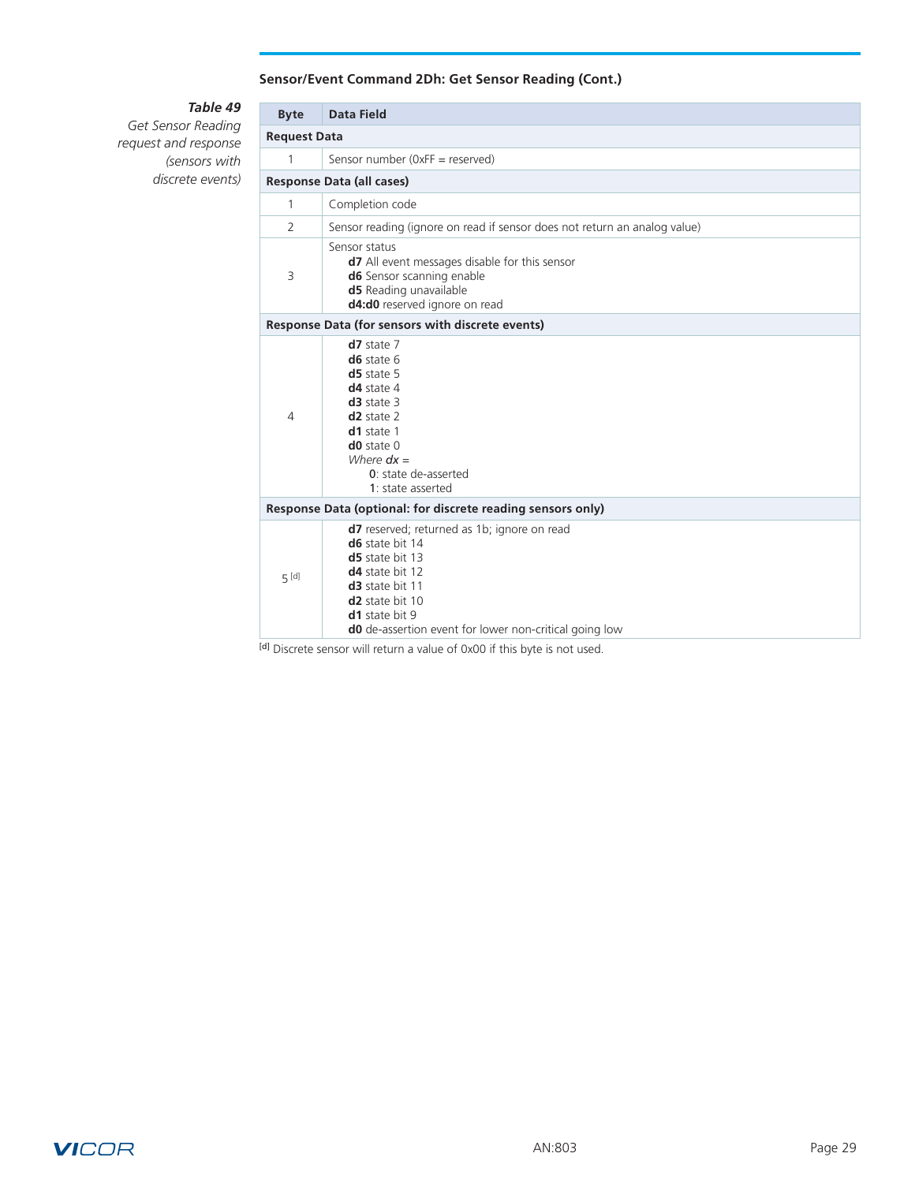### Sensor/Event Command 2Dh: Get Sensor Reading (Cont.)

***Table 49***
*Get Sensor Reading request and response (sensors with discrete events)*

| Byte | Data Field |
|---|---|
| **Request Data** | |
| 1 | Sensor number (0xFF = reserved) |
| **Response Data (all cases)** | |
| 1 | Completion code |
| 2 | Sensor reading (ignore on read if sensor does not return an analog value) |
| 3 | Sensor status<br>**d7** All event messages disable for this sensor<br>**d6** Sensor scanning enable<br>**d5** Reading unavailable<br>**d4:d0** reserved ignore on read |
| **Response Data (for sensors with discrete events)** | |
| 4 | **d7** state 7<br>**d6** state 6<br>**d5** state 5<br>**d4** state 4<br>**d3** state 3<br>**d2** state 2<br>**d1** state 1<br>**d0** state 0<br>*Where **dx** =*<br>**0**: state de-asserted<br>**1**: state asserted |
| **Response Data (optional: for discrete reading sensors only)** | |
| 5 [d] | **d7** reserved; returned as 1b; ignore on read<br>**d6** state bit 14<br>**d5** state bit 13<br>**d4** state bit 12<br>**d3** state bit 11<br>**d2** state bit 10<br>**d1** state bit 9<br>**d0** de-assertion event for lower non-critical going low |

[d] Discrete sensor will return a value of 0x00 if this byte is not used.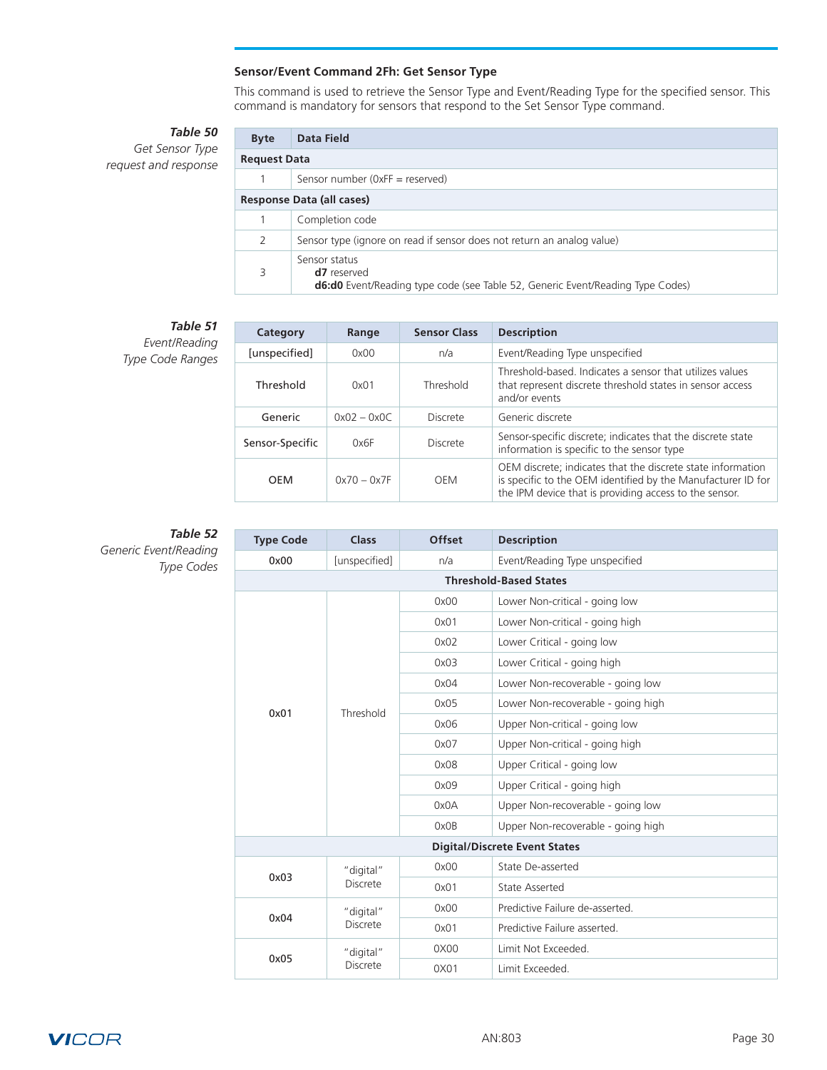### Sensor/Event Command 2Fh: Get Sensor Type

This command is used to retrieve the Sensor Type and Event/Reading Type for the specified sensor. This command is mandatory for sensors that respond to the Set Sensor Type command.

***Table 50***
*Get Sensor Type request and response*

| Byte | Data Field |
|---|---|
| **Request Data** | |
| 1 | Sensor number (0xFF = reserved) |
| **Response Data (all cases)** | |
| 1 | Completion code |
| 2 | Sensor type (ignore on read if sensor does not return an analog value) |
| 3 | Sensor status<br>**d7** reserved<br>**d6:d0** Event/Reading type code (see Table 52, Generic Event/Reading Type Codes) |

***Table 51***
*Event/Reading Type Code Ranges*

| Category | Range | Sensor Class | Description |
|---|---|---|---|
| [unspecified] | 0x00 | n/a | Event/Reading Type unspecified |
| Threshold | 0x01 | Threshold | Threshold-based. Indicates a sensor that utilizes values that represent discrete threshold states in sensor access and/or events |
| Generic | 0x02 – 0x0C | Discrete | Generic discrete |
| Sensor-Specific | 0x6F | Discrete | Sensor-specific discrete; indicates that the discrete state information is specific to the sensor type |
| OEM | 0x70 – 0x7F | OEM | OEM discrete; indicates that the discrete state information is specific to the OEM identified by the Manufacturer ID for the IPM device that is providing access to the sensor. |

***Table 52***
*Generic Event/Reading Type Codes*

| Type Code | Class | Offset | Description |
|---|---|---|---|
| 0x00 | [unspecified] | n/a | Event/Reading Type unspecified |
| **Threshold-Based States** | | | |
| 0x01 | Threshold | 0x00 | Lower Non-critical - going low |
| | | 0x01 | Lower Non-critical - going high |
| | | 0x02 | Lower Critical - going low |
| | | 0x03 | Lower Critical - going high |
| | | 0x04 | Lower Non-recoverable - going low |
| | | 0x05 | Lower Non-recoverable - going high |
| | | 0x06 | Upper Non-critical - going low |
| | | 0x07 | Upper Non-critical - going high |
| | | 0x08 | Upper Critical - going low |
| | | 0x09 | Upper Critical - going high |
| | | 0x0A | Upper Non-recoverable - going low |
| | | 0x0B | Upper Non-recoverable - going high |
| **Digital/Discrete Event States** | | | |
| 0x03 | "digital" Discrete | 0x00 | State De-asserted |
| | | 0x01 | State Asserted |
| 0x04 | "digital" Discrete | 0x00 | Predictive Failure de-asserted. |
| | | 0x01 | Predictive Failure asserted. |
| 0x05 | "digital" Discrete | 0X00 | Limit Not Exceeded. |
| | | 0X01 | Limit Exceeded. |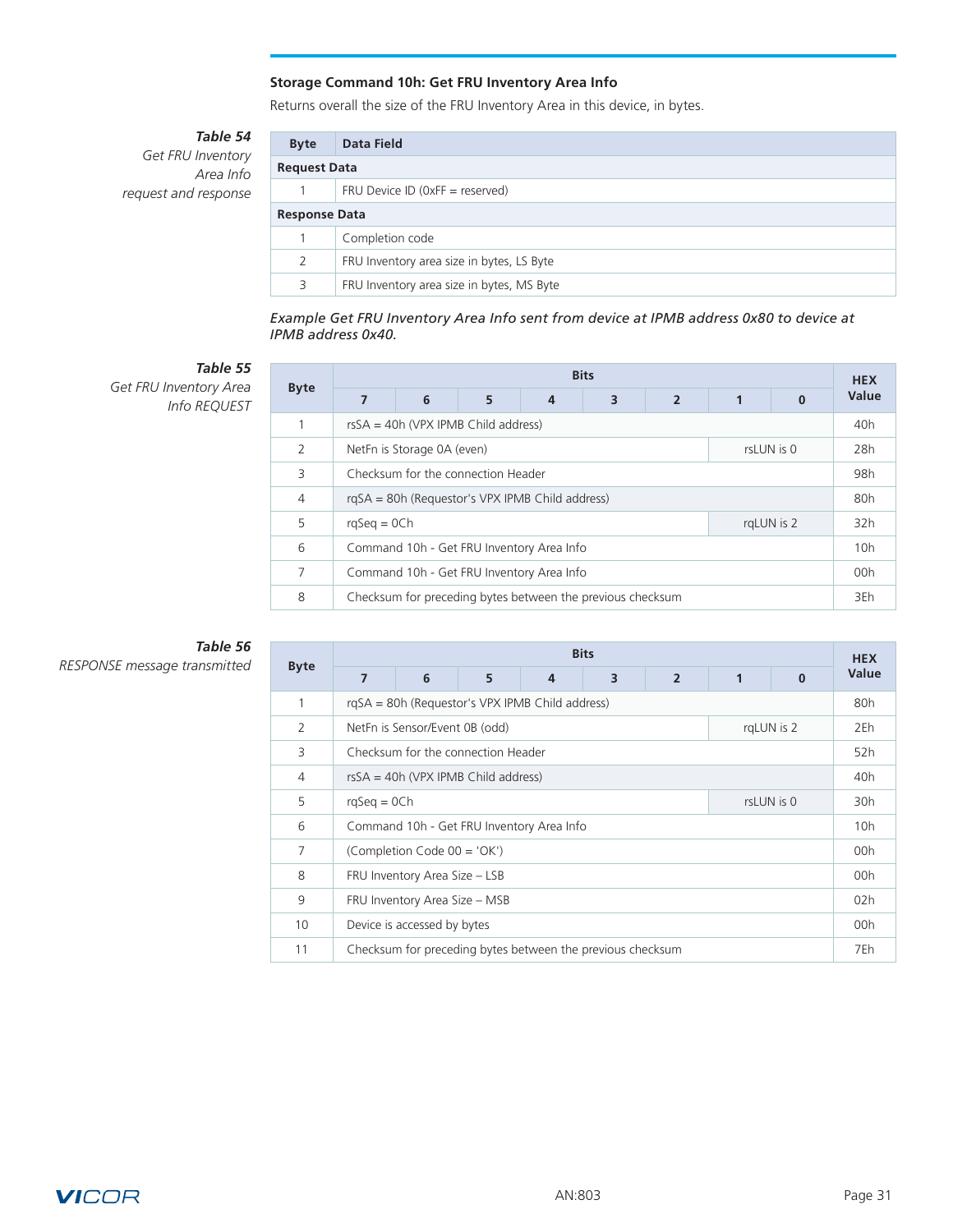### Storage Command 10h: Get FRU Inventory Area Info

Returns overall the size of the FRU Inventory Area in this device, in bytes.

***Table 54***
*Get FRU Inventory Area Info request and response*

| Byte | Data Field |
|---|---|
| **Request Data** | |
| 1 | FRU Device ID (0xFF = reserved) |
| **Response Data** | |
| 1 | Completion code |
| 2 | FRU Inventory area size in bytes, LS Byte |
| 3 | FRU Inventory area size in bytes, MS Byte |

*Example Get FRU Inventory Area Info sent from device at IPMB address 0x80 to device at IPMB address 0x40.*

***Table 55***
*Get FRU Inventory Area Info REQUEST*

| Byte | Bits | | | | | | | | HEX Value |
|---|---|---|---|---|---|---|---|---|---|
| | 7 | 6 | 5 | 4 | 3 | 2 | 1 | 0 | |
| 1 | rsSA = 40h (VPX IPMB Child address) | | | | | | | | 40h |
| 2 | NetFn is Storage 0A (even) | | | | | | rsLUN is 0 | | 28h |
| 3 | Checksum for the connection Header | | | | | | | | 98h |
| 4 | rqSA = 80h (Requestor's VPX IPMB Child address) | | | | | | | | 80h |
| 5 | rqSeq = 0Ch | | | | | | rqLUN is 2 | | 32h |
| 6 | Command 10h - Get FRU Inventory Area Info | | | | | | | | 10h |
| 7 | Command 10h - Get FRU Inventory Area Info | | | | | | | | 00h |
| 8 | Checksum for preceding bytes between the previous checksum | | | | | | | | 3Eh |

***Table 56***
*RESPONSE message transmitted*

| Byte | Bits | | | | | | | | HEX Value |
|---|---|---|---|---|---|---|---|---|---|
| | 7 | 6 | 5 | 4 | 3 | 2 | 1 | 0 | |
| 1 | rqSA = 80h (Requestor's VPX IPMB Child address) | | | | | | | | 80h |
| 2 | NetFn is Sensor/Event 0B (odd) | | | | | | rqLUN is 2 | | 2Eh |
| 3 | Checksum for the connection Header | | | | | | | | 52h |
| 4 | rsSA = 40h (VPX IPMB Child address) | | | | | | | | 40h |
| 5 | rqSeq = 0Ch | | | | | | rsLUN is 0 | | 30h |
| 6 | Command 10h - Get FRU Inventory Area Info | | | | | | | | 10h |
| 7 | (Completion Code 00 = 'OK') | | | | | | | | 00h |
| 8 | FRU Inventory Area Size – LSB | | | | | | | | 00h |
| 9 | FRU Inventory Area Size – MSB | | | | | | | | 02h |
| 10 | Device is accessed by bytes | | | | | | | | 00h |
| 11 | Checksum for preceding bytes between the previous checksum | | | | | | | | 7Eh |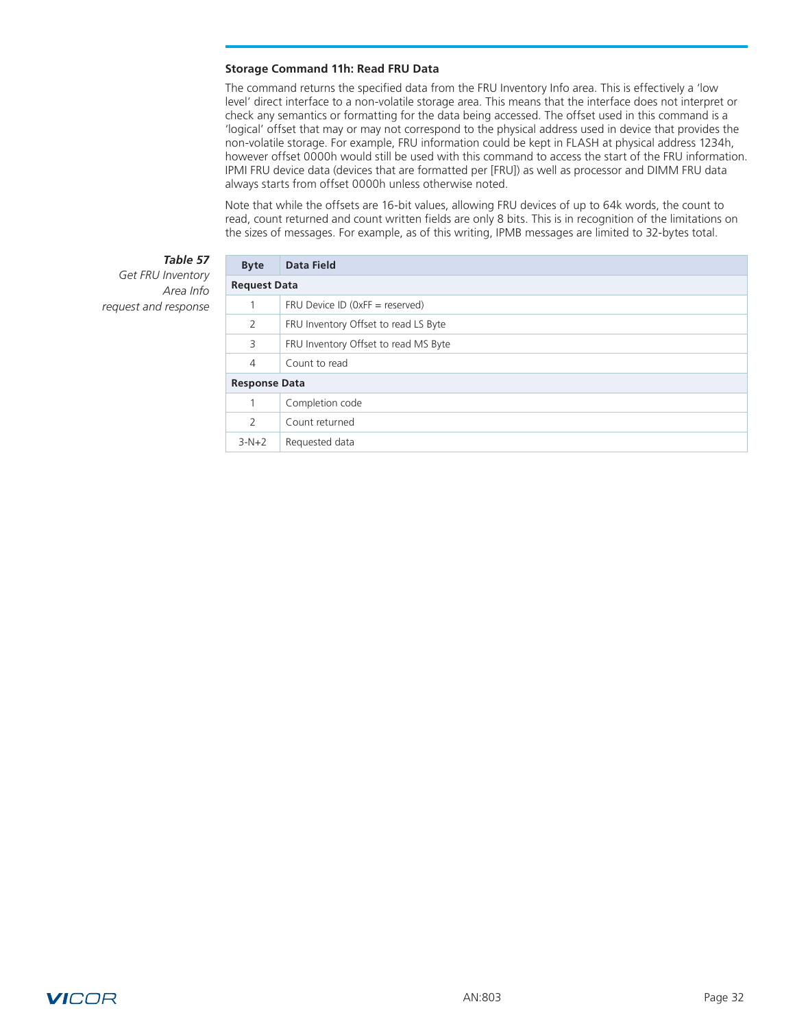### Storage Command 11h: Read FRU Data

The command returns the specified data from the FRU Inventory Info area. This is effectively a 'low level' direct interface to a non-volatile storage area. This means that the interface does not interpret or check any semantics or formatting for the data being accessed. The offset used in this command is a 'logical' offset that may or may not correspond to the physical address used in device that provides the non-volatile storage. For example, FRU information could be kept in FLASH at physical address 1234h, however offset 0000h would still be used with this command to access the start of the FRU information. IPMI FRU device data (devices that are formatted per [FRU]) as well as processor and DIMM FRU data always starts from offset 0000h unless otherwise noted.

Note that while the offsets are 16-bit values, allowing FRU devices of up to 64k words, the count to read, count returned and count written fields are only 8 bits. This is in recognition of the limitations on the sizes of messages. For example, as of this writing, IPMB messages are limited to 32-bytes total.

***Table 57***
*Get FRU Inventory Area Info request and response*

| Byte | Data Field |
|---|---|
| **Request Data** | |
| 1 | FRU Device ID (0xFF = reserved) |
| 2 | FRU Inventory Offset to read LS Byte |
| 3 | FRU Inventory Offset to read MS Byte |
| 4 | Count to read |
| **Response Data** | |
| 1 | Completion code |
| 2 | Count returned |
| 3-N+2 | Requested data |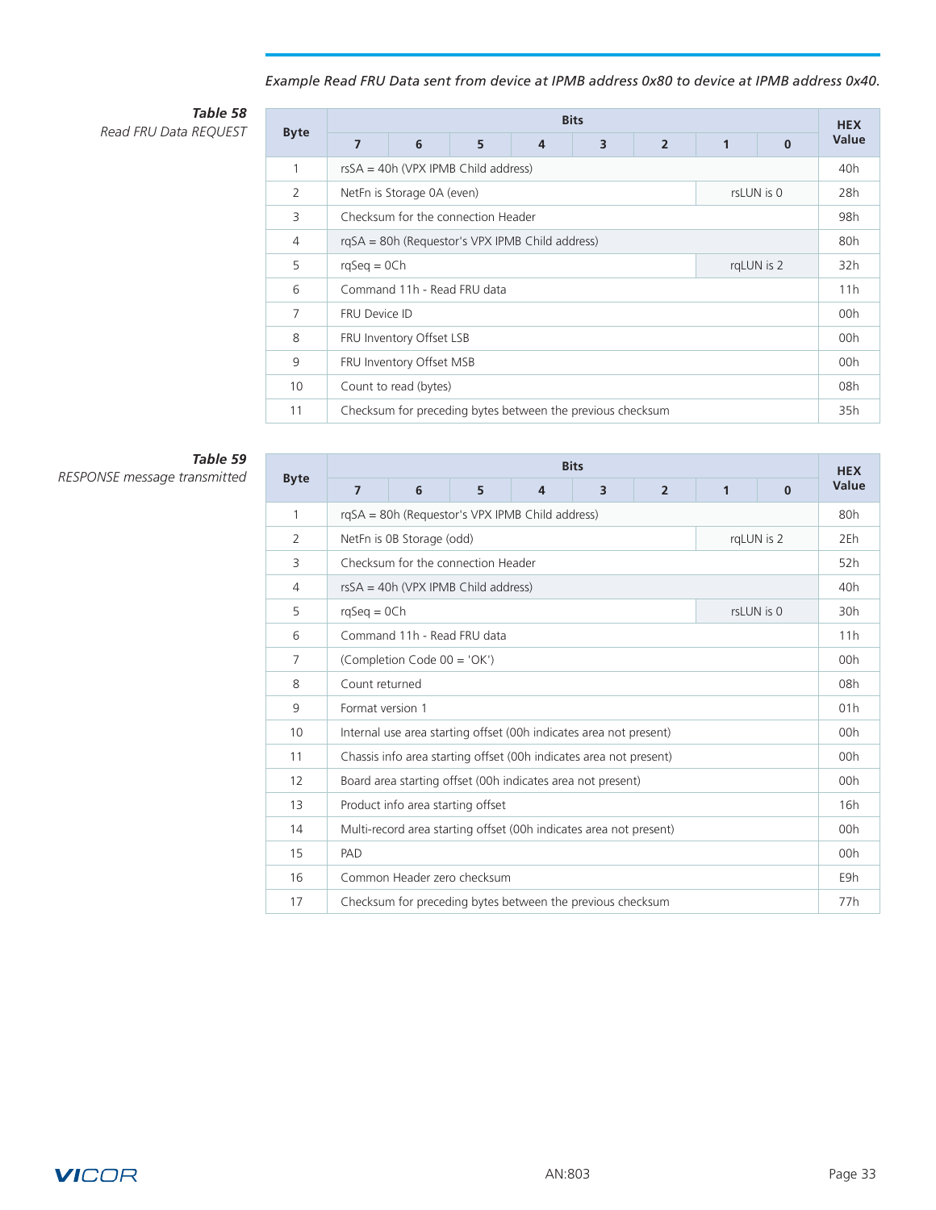*Example Read FRU Data sent from device at IPMB address 0x80 to device at IPMB address 0x40.*

***Table 58***
*Read FRU Data REQUEST*

| Byte | Bits | | | | | | | | HEX Value |
|---|---|---|---|---|---|---|---|---|---|
| | 7 | 6 | 5 | 4 | 3 | 2 | 1 | 0 | |
| 1 | rsSA = 40h (VPX IPMB Child address) | | | | | | | | 40h |
| 2 | NetFn is Storage 0A (even) | | | | | | rsLUN is 0 | | 28h |
| 3 | Checksum for the connection Header | | | | | | | | 98h |
| 4 | rqSA = 80h (Requestor's VPX IPMB Child address) | | | | | | | | 80h |
| 5 | rqSeq = 0Ch | | | | | | rqLUN is 2 | | 32h |
| 6 | Command 11h - Read FRU data | | | | | | | | 11h |
| 7 | FRU Device ID | | | | | | | | 00h |
| 8 | FRU Inventory Offset LSB | | | | | | | | 00h |
| 9 | FRU Inventory Offset MSB | | | | | | | | 00h |
| 10 | Count to read (bytes) | | | | | | | | 08h |
| 11 | Checksum for preceding bytes between the previous checksum | | | | | | | | 35h |

***Table 59***
*RESPONSE message transmitted*

| Byte | Bits | | | | | | | | HEX Value |
|---|---|---|---|---|---|---|---|---|---|
| | 7 | 6 | 5 | 4 | 3 | 2 | 1 | 0 | |
| 1 | rqSA = 80h (Requestor's VPX IPMB Child address) | | | | | | | | 80h |
| 2 | NetFn is 0B Storage (odd) | | | | | | rqLUN is 2 | | 2Eh |
| 3 | Checksum for the connection Header | | | | | | | | 52h |
| 4 | rsSA = 40h (VPX IPMB Child address) | | | | | | | | 40h |
| 5 | rqSeq = 0Ch | | | | | | rsLUN is 0 | | 30h |
| 6 | Command 11h - Read FRU data | | | | | | | | 11h |
| 7 | (Completion Code 00 = 'OK') | | | | | | | | 00h |
| 8 | Count returned | | | | | | | | 08h |
| 9 | Format version 1 | | | | | | | | 01h |
| 10 | Internal use area starting offset (00h indicates area not present) | | | | | | | | 00h |
| 11 | Chassis info area starting offset (00h indicates area not present) | | | | | | | | 00h |
| 12 | Board area starting offset (00h indicates area not present) | | | | | | | | 00h |
| 13 | Product info area starting offset | | | | | | | | 16h |
| 14 | Multi-record area starting offset (00h indicates area not present) | | | | | | | | 00h |
| 15 | PAD | | | | | | | | 00h |
| 16 | Common Header zero checksum | | | | | | | | E9h |
| 17 | Checksum for preceding bytes between the previous checksum | | | | | | | | 77h |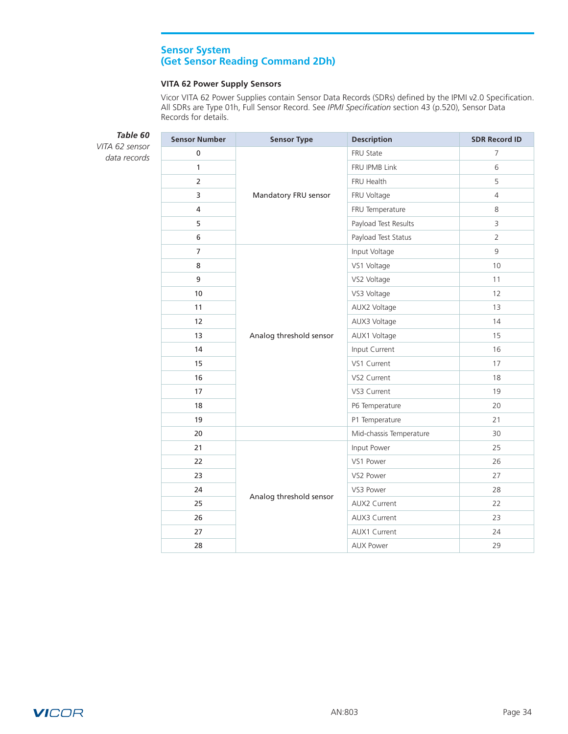## Sensor System
## (Get Sensor Reading Command 2Dh)

### VITA 62 Power Supply Sensors

Vicor VITA 62 Power Supplies contain Sensor Data Records (SDRs) defined by the IPMI v2.0 Specification. All SDRs are Type 01h, Full Sensor Record. See *IPMI Specification* section 43 (p.520), Sensor Data Records for details.

***Table 60***
*VITA 62 sensor data records*

| Sensor Number | Sensor Type | Description | SDR Record ID |
|---|---|---|---|
| 0 | Mandatory FRU sensor | FRU State | 7 |
| 1 | | FRU IPMB Link | 6 |
| 2 | | FRU Health | 5 |
| 3 | | FRU Voltage | 4 |
| 4 | | FRU Temperature | 8 |
| 5 | | Payload Test Results | 3 |
| 6 | | Payload Test Status | 2 |
| 7 | Analog threshold sensor | Input Voltage | 9 |
| 8 | | VS1 Voltage | 10 |
| 9 | | VS2 Voltage | 11 |
| 10 | | VS3 Voltage | 12 |
| 11 | | AUX2 Voltage | 13 |
| 12 | | AUX3 Voltage | 14 |
| 13 | | AUX1 Voltage | 15 |
| 14 | | Input Current | 16 |
| 15 | | VS1 Current | 17 |
| 16 | | VS2 Current | 18 |
| 17 | | VS3 Current | 19 |
| 18 | | P6 Temperature | 20 |
| 19 | | P1 Temperature | 21 |
| 20 | | Mid-chassis Temperature | 30 |
| 21 | Analog threshold sensor | Input Power | 25 |
| 22 | | VS1 Power | 26 |
| 23 | | VS2 Power | 27 |
| 24 | | VS3 Power | 28 |
| 25 | | AUX2 Current | 22 |
| 26 | | AUX3 Current | 23 |
| 27 | | AUX1 Current | 24 |
| 28 | | AUX Power | 29 |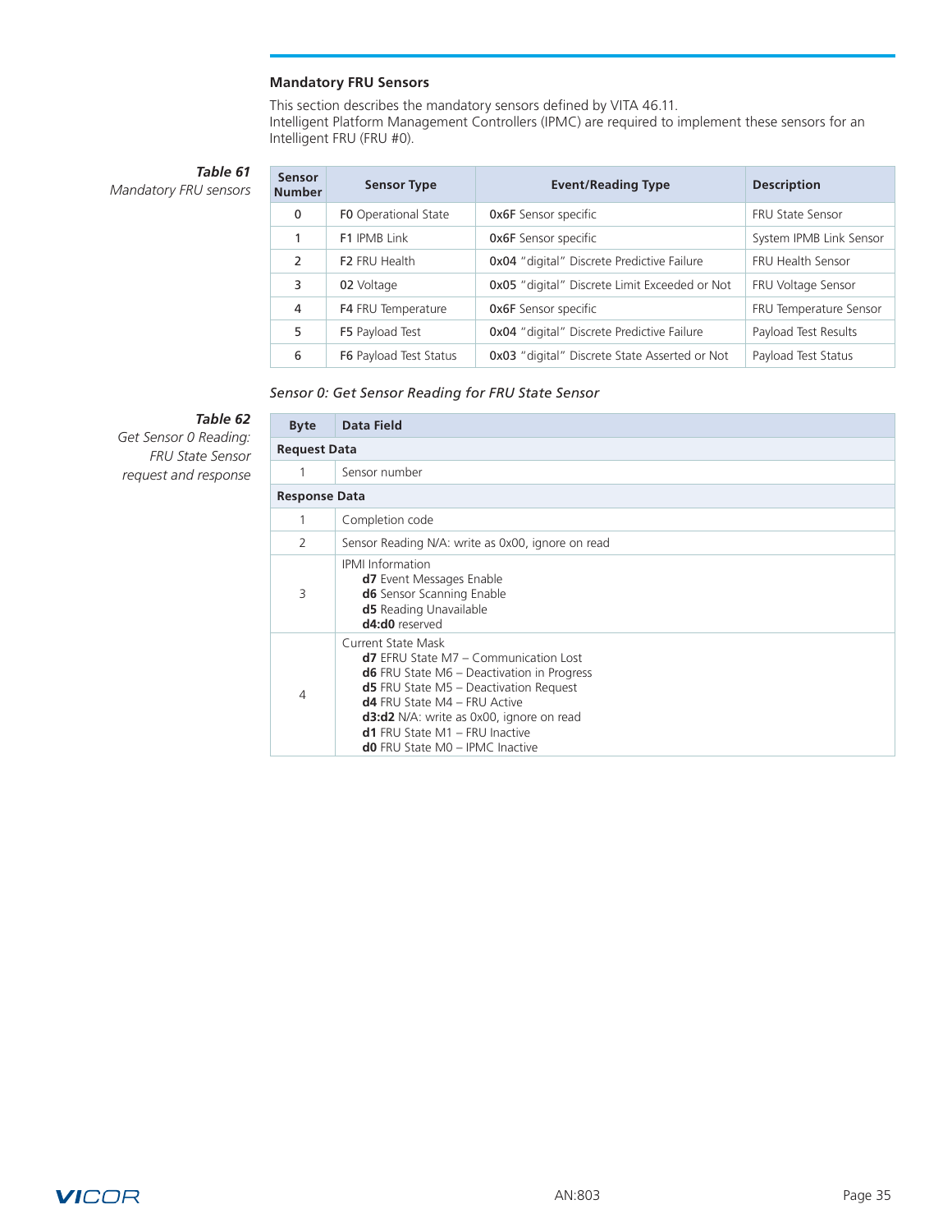### Mandatory FRU Sensors

This section describes the mandatory sensors defined by VITA 46.11.
Intelligent Platform Management Controllers (IPMC) are required to implement these sensors for an Intelligent FRU (FRU #0).

***Table 61***
*Mandatory FRU sensors*

| Sensor Number | Sensor Type | Event/Reading Type | Description |
|---|---|---|---|
| 0 | **F0** Operational State | **0x6F** Sensor specific | FRU State Sensor |
| 1 | **F1** IPMB Link | **0x6F** Sensor specific | System IPMB Link Sensor |
| 2 | **F2** FRU Health | **0x04** "digital" Discrete Predictive Failure | FRU Health Sensor |
| 3 | **02** Voltage | **0x05** "digital" Discrete Limit Exceeded or Not | FRU Voltage Sensor |
| 4 | **F4** FRU Temperature | **0x6F** Sensor specific | FRU Temperature Sensor |
| 5 | **F5** Payload Test | **0x04** "digital" Discrete Predictive Failure | Payload Test Results |
| 6 | **F6** Payload Test Status | **0x03** "digital" Discrete State Asserted or Not | Payload Test Status |

*Sensor 0: Get Sensor Reading for FRU State Sensor*

***Table 62***
*Get Sensor 0 Reading: FRU State Sensor request and response*

| Byte | Data Field |
|---|---|
| **Request Data** | |
| 1 | Sensor number |
| **Response Data** | |
| 1 | Completion code |
| 2 | Sensor Reading N/A: write as 0x00, ignore on read |
| 3 | IPMI Information<br>**d7** Event Messages Enable<br>**d6** Sensor Scanning Enable<br>**d5** Reading Unavailable<br>**d4:d0** reserved |
| 4 | Current State Mask<br>**d7** EFRU State M7 – Communication Lost<br>**d6** FRU State M6 – Deactivation in Progress<br>**d5** FRU State M5 – Deactivation Request<br>**d4** FRU State M4 – FRU Active<br>**d3:d2** N/A: write as 0x00, ignore on read<br>**d1** FRU State M1 – FRU Inactive<br>**d0** FRU State M0 – IPMC Inactive |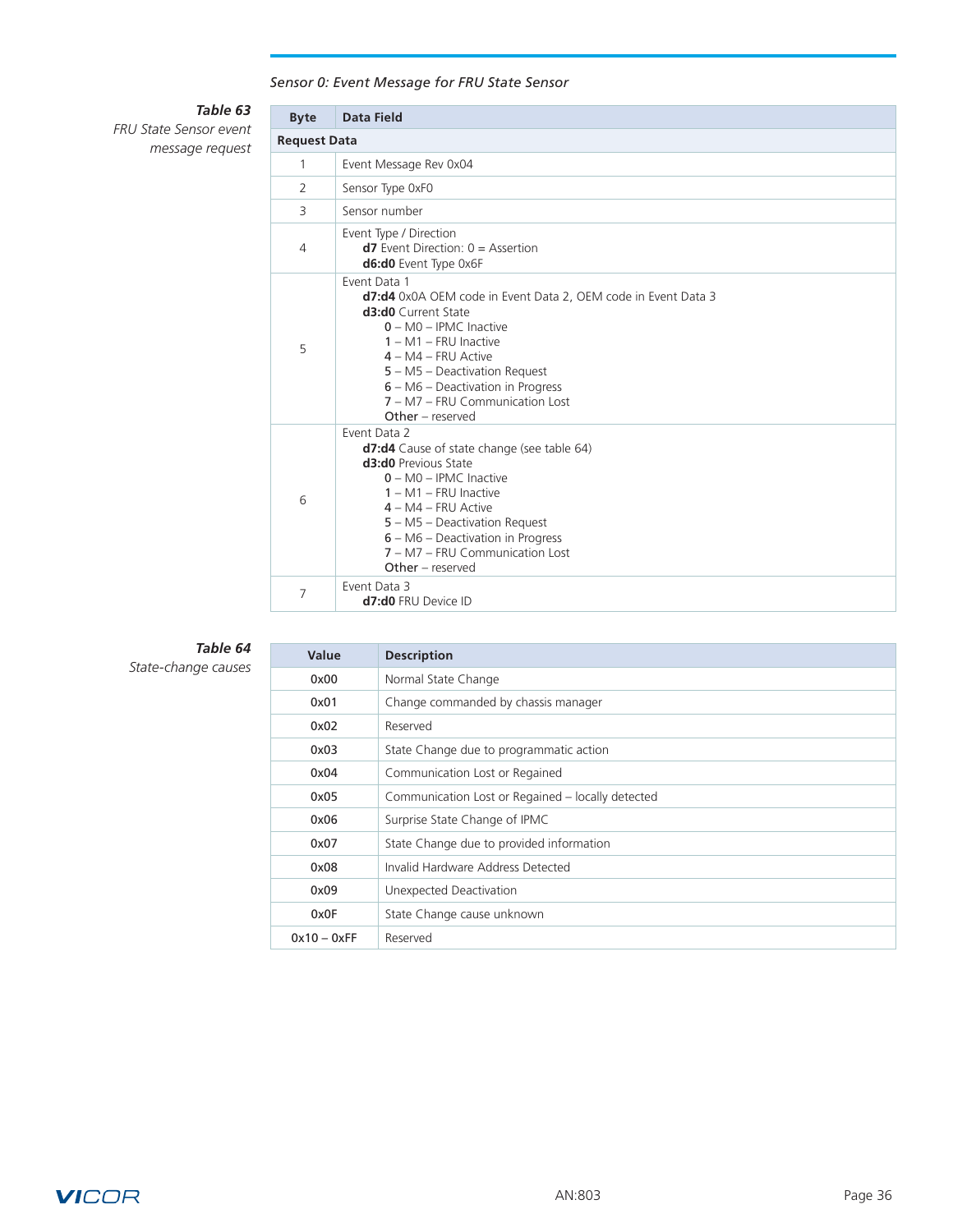*Sensor 0: Event Message for FRU State Sensor*

**Table 63**
*FRU State Sensor event message request*

| Byte | Data Field |
|---|---|
| **Request Data** | |
| 1 | Event Message Rev 0x04 |
| 2 | Sensor Type 0xF0 |
| 3 | Sensor number |
| 4 | Event Type / Direction<br>**d7** Event Direction: 0 = Assertion<br>**d6:d0** Event Type 0x6F |
| 5 | Event Data 1<br>**d7:d4** 0x0A OEM code in Event Data 2, OEM code in Event Data 3<br>**d3:d0** Current State<br>**0** – M0 – IPMC Inactive<br>**1** – M1 – FRU Inactive<br>**4** – M4 – FRU Active<br>**5** – M5 – Deactivation Request<br>**6** – M6 – Deactivation in Progress<br>**7** – M7 – FRU Communication Lost<br>**Other** – reserved |
| 6 | Event Data 2<br>**d7:d4** Cause of state change (see table 64)<br>**d3:d0** Previous State<br>**0** – M0 – IPMC Inactive<br>**1** – M1 – FRU Inactive<br>**4** – M4 – FRU Active<br>**5** – M5 – Deactivation Request<br>**6** – M6 – Deactivation in Progress<br>**7** – M7 – FRU Communication Lost<br>**Other** – reserved |
| 7 | Event Data 3<br>**d7:d0** FRU Device ID |

**Table 64**
*State-change causes*

| Value | Description |
|---|---|
| 0x00 | Normal State Change |
| 0x01 | Change commanded by chassis manager |
| 0x02 | Reserved |
| 0x03 | State Change due to programmatic action |
| 0x04 | Communication Lost or Regained |
| 0x05 | Communication Lost or Regained – locally detected |
| 0x06 | Surprise State Change of IPMC |
| 0x07 | State Change due to provided information |
| 0x08 | Invalid Hardware Address Detected |
| 0x09 | Unexpected Deactivation |
| 0x0F | State Change cause unknown |
| 0x10 – 0xFF | Reserved |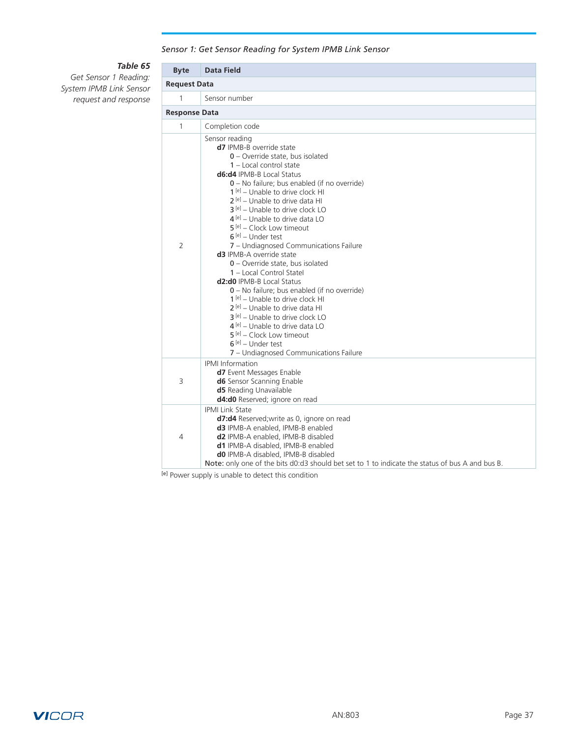*Sensor 1: Get Sensor Reading for System IPMB Link Sensor*

***Table 65***
*Get Sensor 1 Reading: System IPMB Link Sensor request and response*

| Byte | Data Field |
|---|---|
| **Request Data** | |
| 1 | Sensor number |
| **Response Data** | |
| 1 | Completion code |
| 2 | Sensor reading<br>**d7** IPMB-B override state<br>**0** – Override state, bus isolated<br>**1** – Local control state<br>**d6:d4** IPMB-B Local Status<br>**0** – No failure; bus enabled (if no override)<br>**1** [e] – Unable to drive clock HI<br>**2** [e] – Unable to drive data HI<br>**3** [e] – Unable to drive clock LO<br>**4** [e] – Unable to drive data LO<br>**5** [e] – Clock Low timeout<br>**6** [e] – Under test<br>**7** – Undiagnosed Communications Failure<br>**d3** IPMB-A override state<br>**0** – Override state, bus isolated<br>**1** – Local Control Statel<br>**d2:d0** IPMB-B Local Status<br>**0** – No failure; bus enabled (if no override)<br>**1** [e] – Unable to drive clock HI<br>**2** [e] – Unable to drive data HI<br>**3** [e] – Unable to drive clock LO<br>**4** [e] – Unable to drive data LO<br>**5** [e] – Clock Low timeout<br>**6** [e] – Under test<br>**7** – Undiagnosed Communications Failure |
| 3 | IPMI Information<br>**d7** Event Messages Enable<br>**d6** Sensor Scanning Enable<br>**d5** Reading Unavailable<br>**d4:d0** Reserved; ignore on read |
| 4 | IPMI Link State<br>**d7:d4** Reserved;write as 0, ignore on read<br>**d3** IPMB-A enabled, IPMB-B enabled<br>**d2** IPMB-A enabled, IPMB-B disabled<br>**d1** IPMB-A disabled, IPMB-B enabled<br>**d0** IPMB-A disabled, IPMB-B disabled<br>**Note:** only one of the bits d0:d3 should bet set to 1 to indicate the status of bus A and bus B. |

[e] Power supply is unable to detect this condition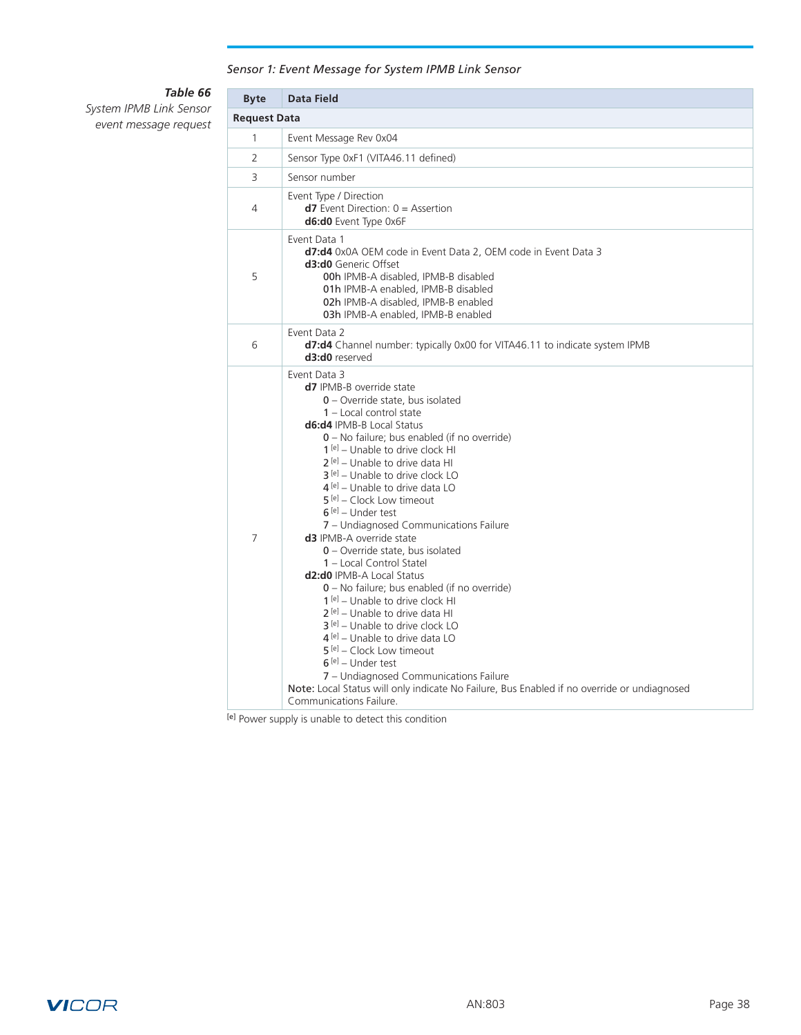*Sensor 1: Event Message for System IPMB Link Sensor*

***Table 66***
*System IPMB Link Sensor event message request*

| Byte | Data Field |
|---|---|
| **Request Data** | |
| 1 | Event Message Rev 0x04 |
| 2 | Sensor Type 0xF1 (VITA46.11 defined) |
| 3 | Sensor number |
| 4 | Event Type / Direction<br>**d7** Event Direction: 0 = Assertion<br>**d6:d0** Event Type 0x6F |
| 5 | Event Data 1<br>**d7:d4** 0x0A OEM code in Event Data 2, OEM code in Event Data 3<br>**d3:d0** Generic Offset<br>**00h** IPMB-A disabled, IPMB-B disabled<br>**01h** IPMB-A enabled, IPMB-B disabled<br>**02h** IPMB-A disabled, IPMB-B enabled<br>**03h** IPMB-A enabled, IPMB-B enabled |
| 6 | Event Data 2<br>**d7:d4** Channel number: typically 0x00 for VITA46.11 to indicate system IPMB<br>**d3:d0** reserved |
| 7 | Event Data 3<br>**d7** IPMB-B override state<br>**0** – Override state, bus isolated<br>**1** – Local control state<br>**d6:d4** IPMB-B Local Status<br>**0** – No failure; bus enabled (if no override)<br>**1** [e] – Unable to drive clock HI<br>**2** [e] – Unable to drive data HI<br>**3** [e] – Unable to drive clock LO<br>**4** [e] – Unable to drive data LO<br>**5** [e] – Clock Low timeout<br>**6** [e] – Under test<br>**7** – Undiagnosed Communications Failure<br>**d3** IPMB-A override state<br>**0** – Override state, bus isolated<br>**1** – Local Control Statel<br>**d2:d0** IPMB-A Local Status<br>**0** – No failure; bus enabled (if no override)<br>**1** [e] – Unable to drive clock HI<br>**2** [e] – Unable to drive data HI<br>**3** [e] – Unable to drive clock LO<br>**4** [e] – Unable to drive data LO<br>**5** [e] – Clock Low timeout<br>**6** [e] – Under test<br>**7** – Undiagnosed Communications Failure<br>**Note:** Local Status will only indicate No Failure, Bus Enabled if no override or undiagnosed Communications Failure. |

**[e]** Power supply is unable to detect this condition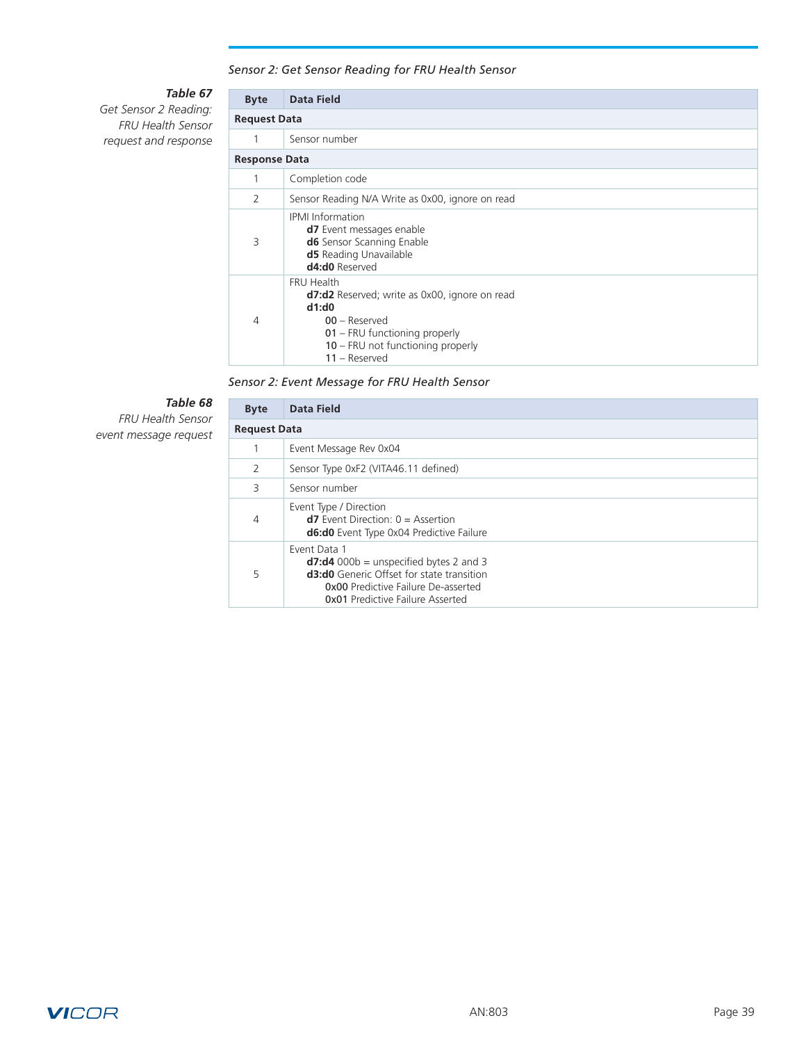*Sensor 2: Get Sensor Reading for FRU Health Sensor*

***Table 67***
*Get Sensor 2 Reading: FRU Health Sensor request and response*

| Byte | Data Field |
|---|---|
| **Request Data** | |
| 1 | Sensor number |
| **Response Data** | |
| 1 | Completion code |
| 2 | Sensor Reading N/A Write as 0x00, ignore on read |
| 3 | IPMI Information<br>**d7** Event messages enable<br>**d6** Sensor Scanning Enable<br>**d5** Reading Unavailable<br>**d4:d0** Reserved |
| 4 | FRU Health<br>**d7:d2** Reserved; write as 0x00, ignore on read<br>**d1:d0**<br>**00** – Reserved<br>**01** – FRU functioning properly<br>**10** – FRU not functioning properly<br>**11** – Reserved |

*Sensor 2: Event Message for FRU Health Sensor*

***Table 68***
*FRU Health Sensor event message request*

| Byte | Data Field |
|---|---|
| **Request Data** | |
| 1 | Event Message Rev 0x04 |
| 2 | Sensor Type 0xF2 (VITA46.11 defined) |
| 3 | Sensor number |
| 4 | Event Type / Direction<br>**d7** Event Direction: 0 = Assertion<br>**d6:d0** Event Type 0x04 Predictive Failure |
| 5 | Event Data 1<br>**d7:d4** 000b = unspecified bytes 2 and 3<br>**d3:d0** Generic Offset for state transition<br>**0x00** Predictive Failure De-asserted<br>**0x01** Predictive Failure Asserted |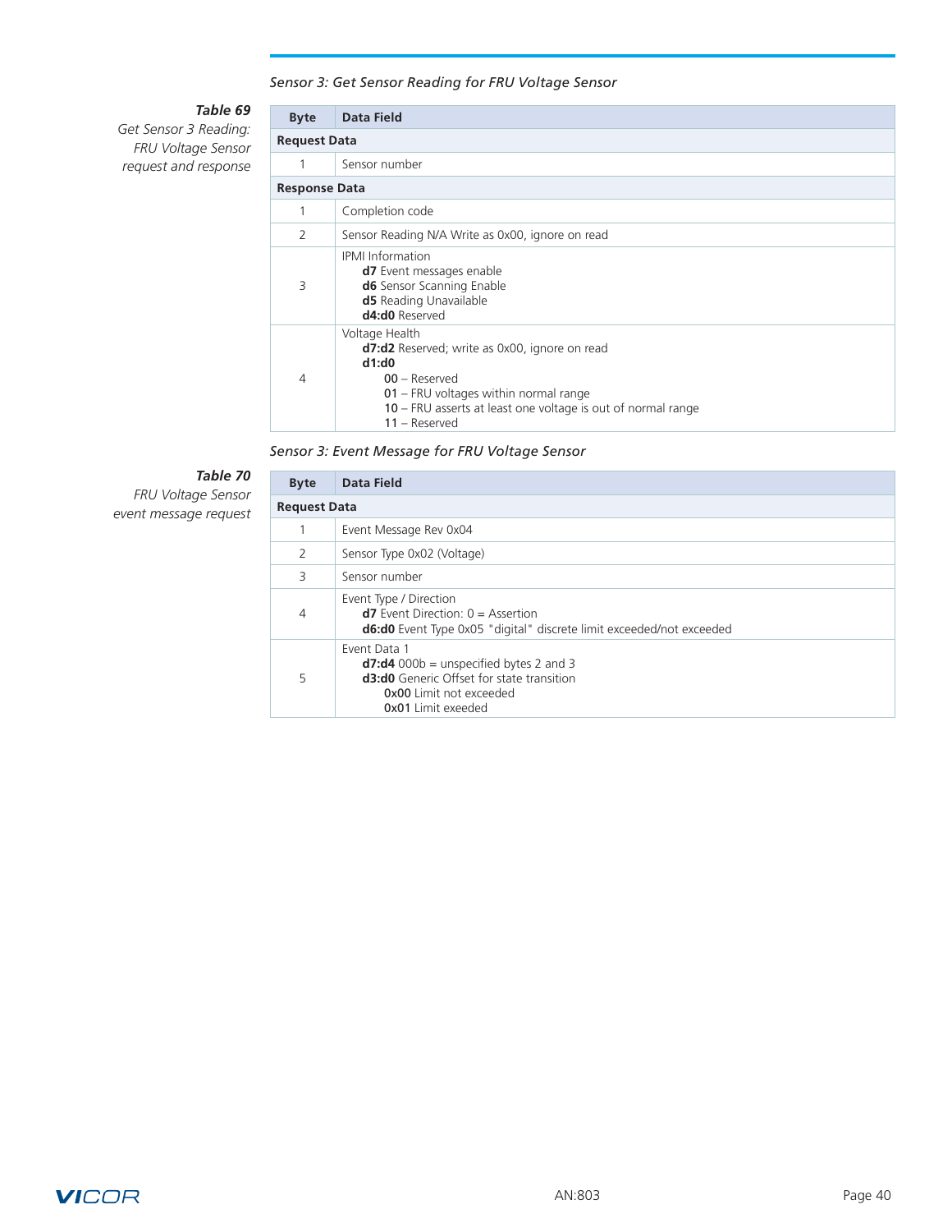*Sensor 3: Get Sensor Reading for FRU Voltage Sensor*

***Table 69***
*Get Sensor 3 Reading: FRU Voltage Sensor request and response*

| Byte | Data Field |
|---|---|
| **Request Data** | |
| 1 | Sensor number |
| **Response Data** | |
| 1 | Completion code |
| 2 | Sensor Reading N/A Write as 0x00, ignore on read |
| 3 | IPMI Information<br>**d7** Event messages enable<br>**d6** Sensor Scanning Enable<br>**d5** Reading Unavailable<br>**d4:d0** Reserved |
| 4 | Voltage Health<br>**d7:d2** Reserved; write as 0x00, ignore on read<br>**d1:d0**<br>00 – Reserved<br>01 – FRU voltages within normal range<br>10 – FRU asserts at least one voltage is out of normal range<br>11 – Reserved |

*Sensor 3: Event Message for FRU Voltage Sensor*

***Table 70***
*FRU Voltage Sensor event message request*

| Byte | Data Field |
|---|---|
| **Request Data** | |
| 1 | Event Message Rev 0x04 |
| 2 | Sensor Type 0x02 (Voltage) |
| 3 | Sensor number |
| 4 | Event Type / Direction<br>**d7** Event Direction: 0 = Assertion<br>**d6:d0** Event Type 0x05 "digital" discrete limit exceeded/not exceeded |
| 5 | Event Data 1<br>**d7:d4** 000b = unspecified bytes 2 and 3<br>**d3:d0** Generic Offset for state transition<br>**0x00** Limit not exceeded<br>**0x01** Limit exeeded |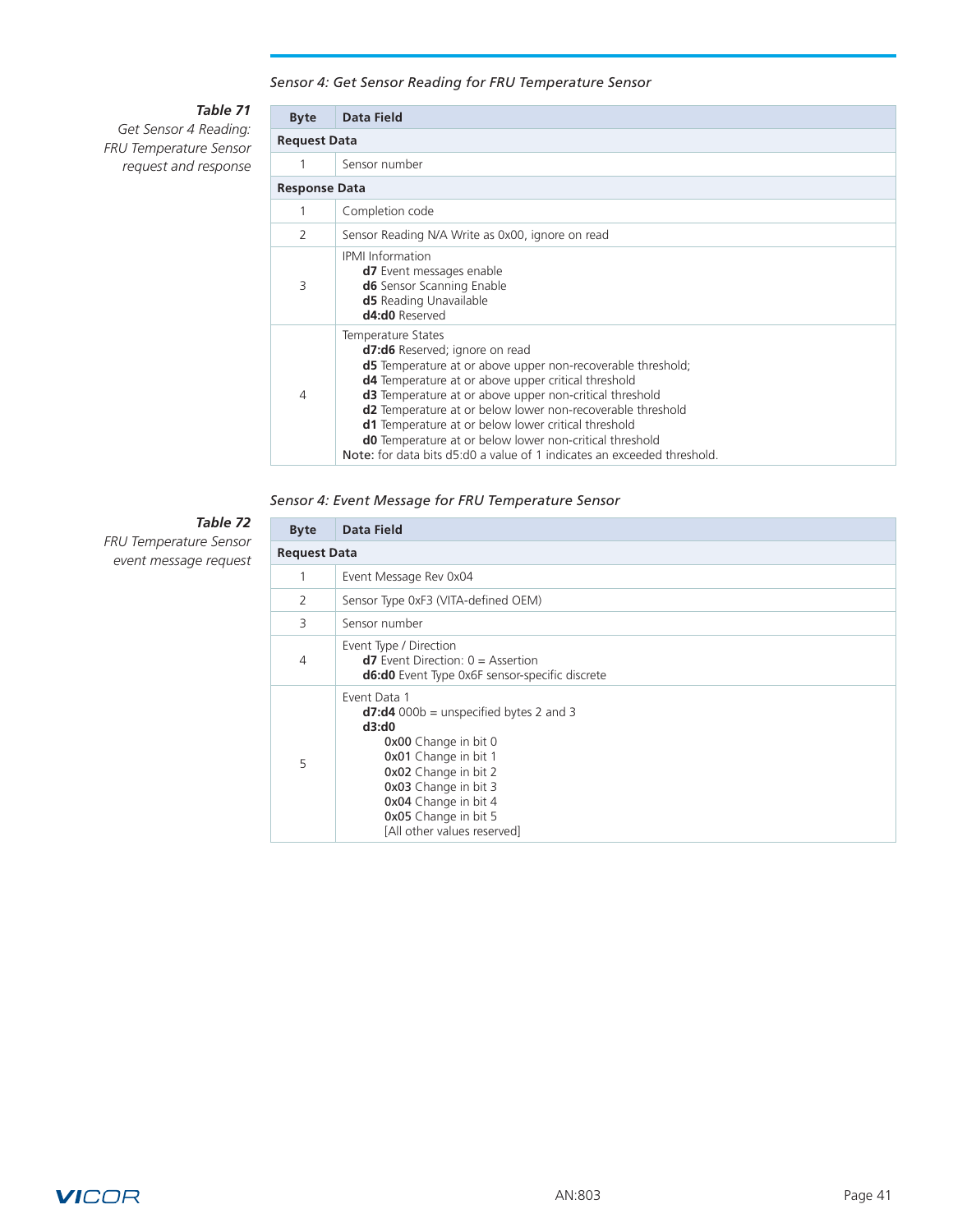### Sensor 4: Get Sensor Reading for FRU Temperature Sensor

**Table 71**
*Get Sensor 4 Reading: FRU Temperature Sensor request and response*

| Byte | Data Field |
|---|---|
| **Request Data** | |
| 1 | Sensor number |
| **Response Data** | |
| 1 | Completion code |
| 2 | Sensor Reading N/A Write as 0x00, ignore on read |
| 3 | IPMI Information<br>**d7** Event messages enable<br>**d6** Sensor Scanning Enable<br>**d5** Reading Unavailable<br>**d4:d0** Reserved |
| 4 | Temperature States<br>**d7:d6** Reserved; ignore on read<br>**d5** Temperature at or above upper non-recoverable threshold;<br>**d4** Temperature at or above upper critical threshold<br>**d3** Temperature at or above upper non-critical threshold<br>**d2** Temperature at or below lower non-recoverable threshold<br>**d1** Temperature at or below lower critical threshold<br>**d0** Temperature at or below lower non-critical threshold<br>Note: for data bits d5:d0 a value of 1 indicates an exceeded threshold. |

### Sensor 4: Event Message for FRU Temperature Sensor

**Table 72**
*FRU Temperature Sensor event message request*

| Byte | Data Field |
|---|---|
| **Request Data** | |
| 1 | Event Message Rev 0x04 |
| 2 | Sensor Type 0xF3 (VITA-defined OEM) |
| 3 | Sensor number |
| 4 | Event Type / Direction<br>**d7** Event Direction: 0 = Assertion<br>**d6:d0** Event Type 0x6F sensor-specific discrete |
| 5 | Event Data 1<br>**d7:d4** 000b = unspecified bytes 2 and 3<br>**d3:d0**<br>**0x00** Change in bit 0<br>**0x01** Change in bit 1<br>**0x02** Change in bit 2<br>**0x03** Change in bit 3<br>**0x04** Change in bit 4<br>**0x05** Change in bit 5<br>[All other values reserved] |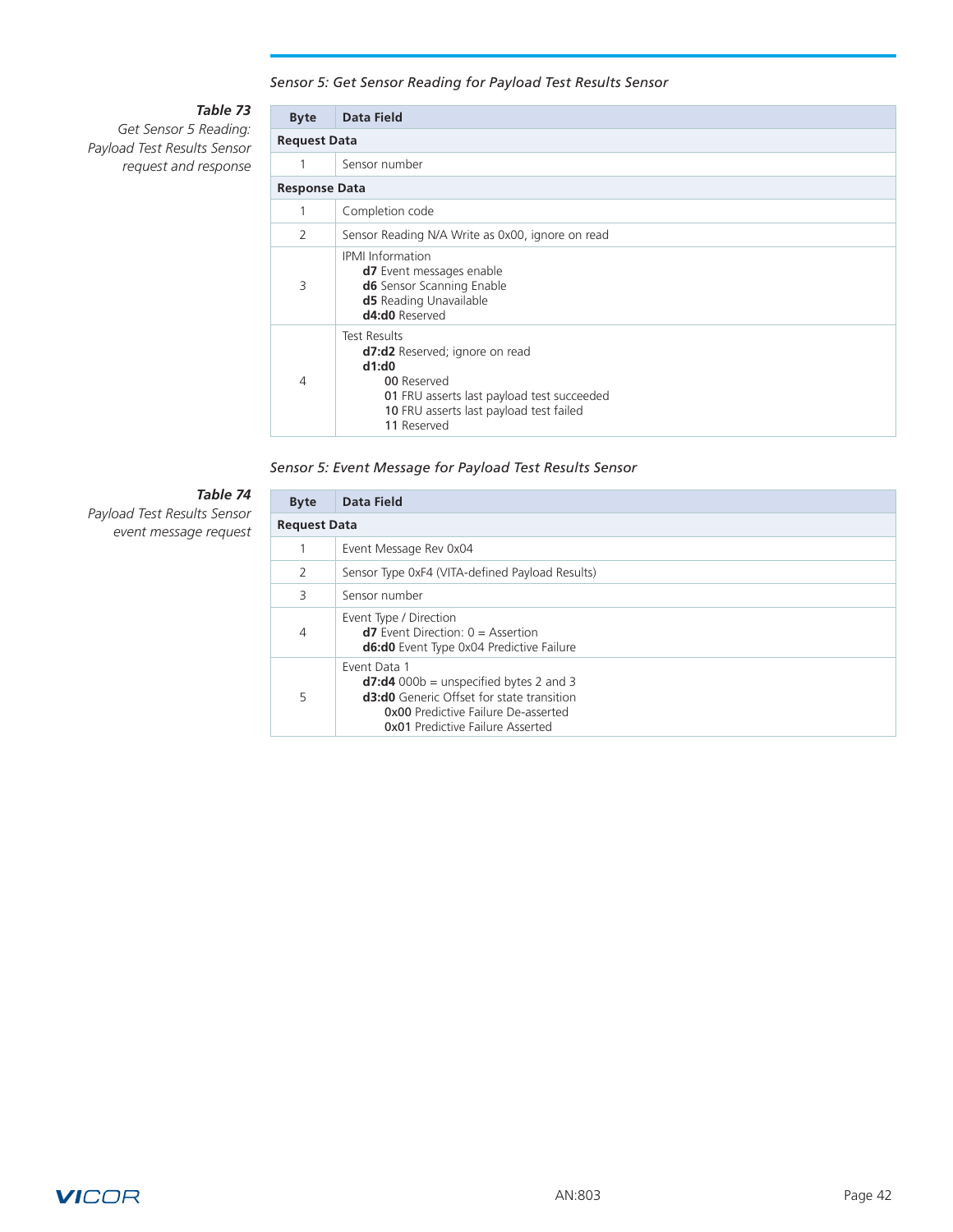*Sensor 5: Get Sensor Reading for Payload Test Results Sensor*

***Table 73***
*Get Sensor 5 Reading: Payload Test Results Sensor request and response*

| Byte | Data Field |
|---|---|
| **Request Data** | |
| 1 | Sensor number |
| **Response Data** | |
| 1 | Completion code |
| 2 | Sensor Reading N/A Write as 0x00, ignore on read |
| 3 | IPMI Information<br>**d7** Event messages enable<br>**d6** Sensor Scanning Enable<br>**d5** Reading Unavailable<br>**d4:d0** Reserved |
| 4 | Test Results<br>**d7:d2** Reserved; ignore on read<br>**d1:d0**<br>**00** Reserved<br>**01** FRU asserts last payload test succeeded<br>**10** FRU asserts last payload test failed<br>**11** Reserved |

*Sensor 5: Event Message for Payload Test Results Sensor*

***Table 74***
*Payload Test Results Sensor event message request*

| Byte | Data Field |
|---|---|
| **Request Data** | |
| 1 | Event Message Rev 0x04 |
| 2 | Sensor Type 0xF4 (VITA-defined Payload Results) |
| 3 | Sensor number |
| 4 | Event Type / Direction<br>**d7** Event Direction: 0 = Assertion<br>**d6:d0** Event Type 0x04 Predictive Failure |
| 5 | Event Data 1<br>**d7:d4** 000b = unspecified bytes 2 and 3<br>**d3:d0** Generic Offset for state transition<br>**0x00** Predictive Failure De-asserted<br>**0x01** Predictive Failure Asserted |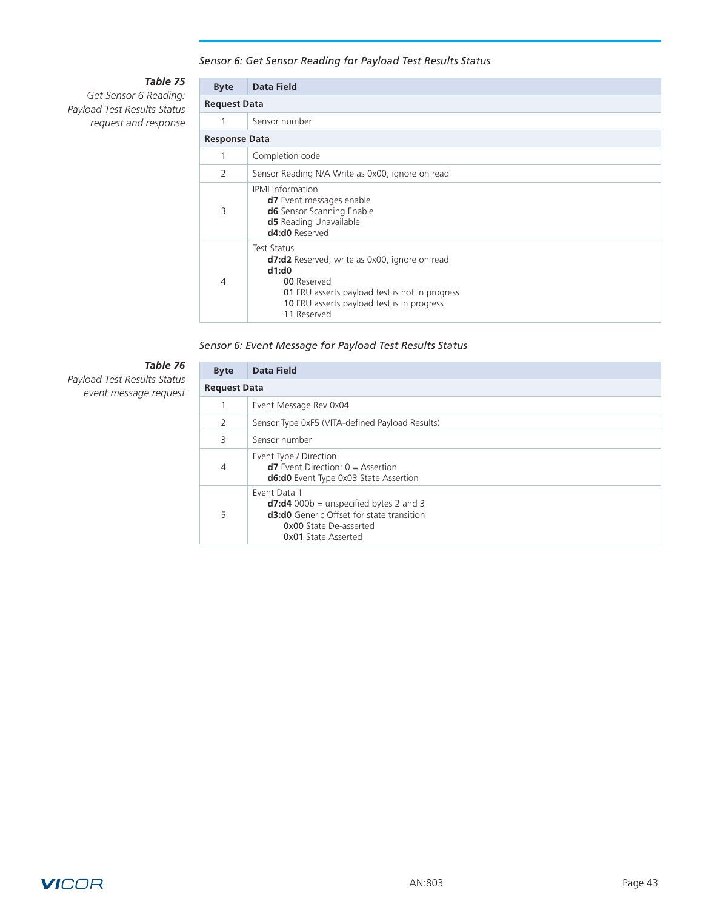*Sensor 6: Get Sensor Reading for Payload Test Results Status*

***Table 75***
*Get Sensor 6 Reading: Payload Test Results Status request and response*

| Byte | Data Field |
|---|---|
| **Request Data** | |
| 1 | Sensor number |
| **Response Data** | |
| 1 | Completion code |
| 2 | Sensor Reading N/A Write as 0x00, ignore on read |
| 3 | IPMI Information<br>**d7** Event messages enable<br>**d6** Sensor Scanning Enable<br>**d5** Reading Unavailable<br>**d4:d0** Reserved |
| 4 | Test Status<br>**d7:d2** Reserved; write as 0x00, ignore on read<br>**d1:d0**<br>**00** Reserved<br>**01** FRU asserts payload test is not in progress<br>**10** FRU asserts payload test is in progress<br>**11** Reserved |

*Sensor 6: Event Message for Payload Test Results Status*

***Table 76***
*Payload Test Results Status event message request*

| Byte | Data Field |
|---|---|
| **Request Data** | |
| 1 | Event Message Rev 0x04 |
| 2 | Sensor Type 0xF5 (VITA-defined Payload Results) |
| 3 | Sensor number |
| 4 | Event Type / Direction<br>**d7** Event Direction: 0 = Assertion<br>**d6:d0** Event Type 0x03 State Assertion |
| 5 | Event Data 1<br>**d7:d4** 000b = unspecified bytes 2 and 3<br>**d3:d0** Generic Offset for state transition<br>**0x00** State De-asserted<br>**0x01** State Asserted |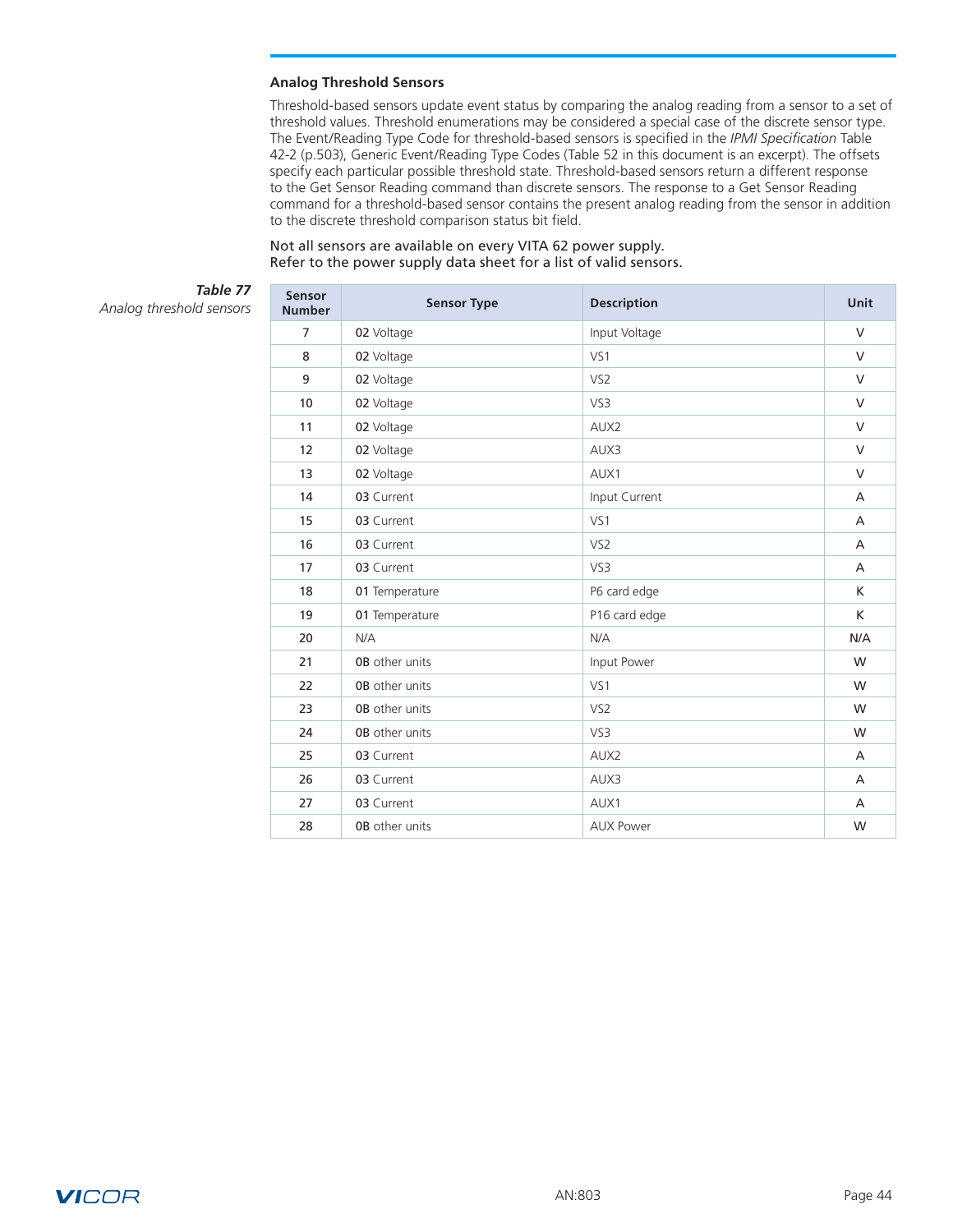### Analog Threshold Sensors

Threshold-based sensors update event status by comparing the analog reading from a sensor to a set of threshold values. Threshold enumerations may be considered a special case of the discrete sensor type. The Event/Reading Type Code for threshold-based sensors is specified in the *IPMI Specification* Table 42-2 (p.503), Generic Event/Reading Type Codes (Table 52 in this document is an excerpt). The offsets specify each particular possible threshold state. Threshold-based sensors return a different response to the Get Sensor Reading command than discrete sensors. The response to a Get Sensor Reading command for a threshold-based sensor contains the present analog reading from the sensor in addition to the discrete threshold comparison status bit field.

Not all sensors are available on every VITA 62 power supply.
Refer to the power supply data sheet for a list of valid sensors.

***Table 77***
*Analog threshold sensors*

| Sensor Number | Sensor Type | Description | Unit |
|---|---|---|---|
| 7 | **02** Voltage | Input Voltage | V |
| 8 | **02** Voltage | VS1 | V |
| 9 | **02** Voltage | VS2 | V |
| 10 | **02** Voltage | VS3 | V |
| 11 | **02** Voltage | AUX2 | V |
| 12 | **02** Voltage | AUX3 | V |
| 13 | **02** Voltage | AUX1 | V |
| 14 | **03** Current | Input Current | A |
| 15 | **03** Current | VS1 | A |
| 16 | **03** Current | VS2 | A |
| 17 | **03** Current | VS3 | A |
| 18 | **01** Temperature | P6 card edge | K |
| 19 | **01** Temperature | P16 card edge | K |
| 20 | N/A | N/A | N/A |
| 21 | **0B** other units | Input Power | W |
| 22 | **0B** other units | VS1 | W |
| 23 | **0B** other units | VS2 | W |
| 24 | **0B** other units | VS3 | W |
| 25 | **03** Current | AUX2 | A |
| 26 | **03** Current | AUX3 | A |
| 27 | **03** Current | AUX1 | A |
| 28 | **0B** other units | AUX Power | W |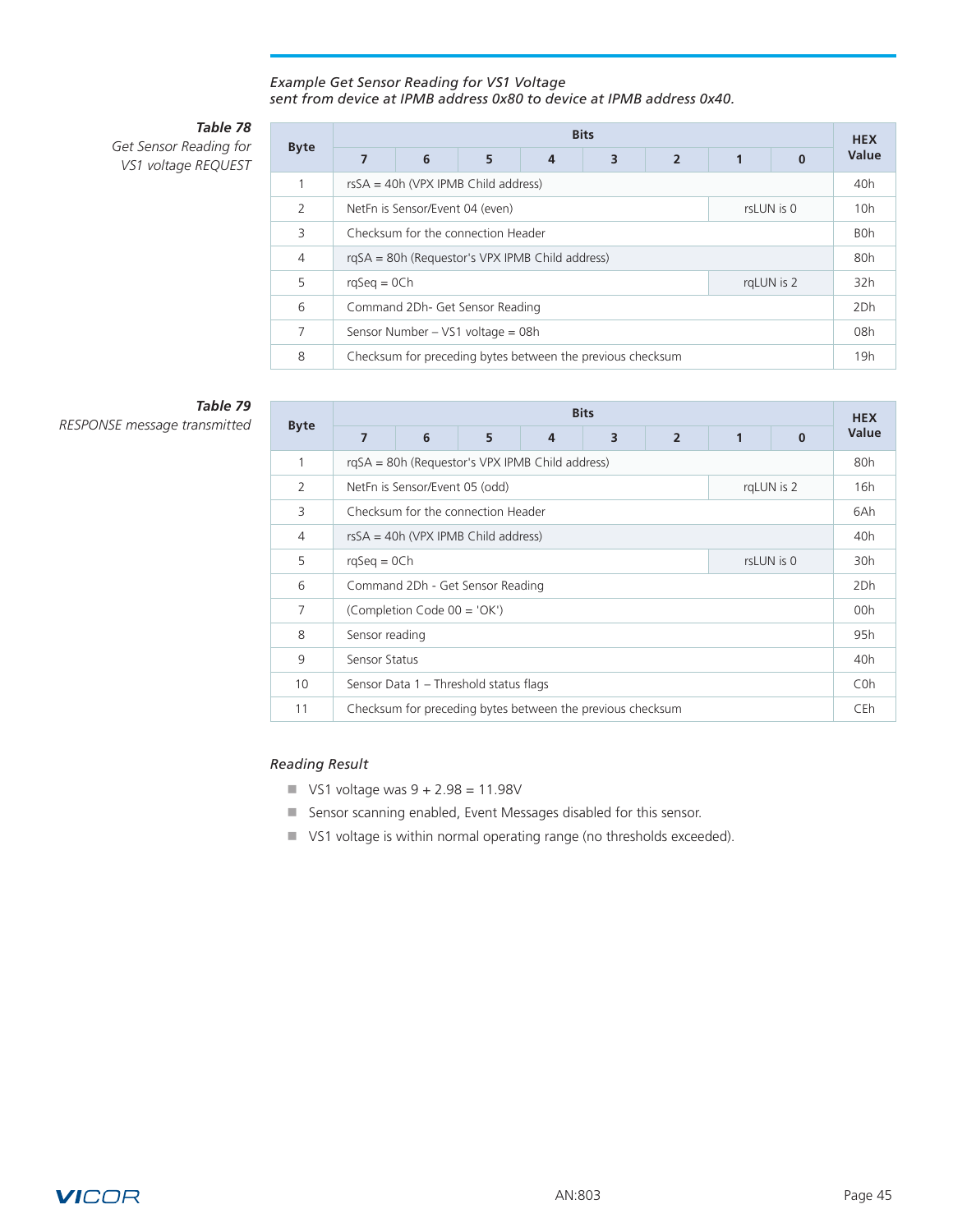*Example Get Sensor Reading for VS1 Voltage*
*sent from device at IPMB address 0x80 to device at IPMB address 0x40.*

***Table 78***
*Get Sensor Reading for VS1 voltage REQUEST*

| Byte | Bits | | | | | | | | HEX Value |
|---|---|---|---|---|---|---|---|---|---|
| | 7 | 6 | 5 | 4 | 3 | 2 | 1 | 0 | |
| 1 | rsSA = 40h (VPX IPMB Child address) | | | | | | | | 40h |
| 2 | NetFn is Sensor/Event 04 (even) | | | | | | rsLUN is 0 | | 10h |
| 3 | Checksum for the connection Header | | | | | | | | B0h |
| 4 | rqSA = 80h (Requestor's VPX IPMB Child address) | | | | | | | | 80h |
| 5 | rqSeq = 0Ch | | | | | | rqLUN is 2 | | 32h |
| 6 | Command 2Dh- Get Sensor Reading | | | | | | | | 2Dh |
| 7 | Sensor Number – VS1 voltage = 08h | | | | | | | | 08h |
| 8 | Checksum for preceding bytes between the previous checksum | | | | | | | | 19h |

***Table 79***
*RESPONSE message transmitted*

| Byte | Bits | | | | | | | | HEX Value |
|---|---|---|---|---|---|---|---|---|---|
| | 7 | 6 | 5 | 4 | 3 | 2 | 1 | 0 | |
| 1 | rqSA = 80h (Requestor's VPX IPMB Child address) | | | | | | | | 80h |
| 2 | NetFn is Sensor/Event 05 (odd) | | | | | | rqLUN is 2 | | 16h |
| 3 | Checksum for the connection Header | | | | | | | | 6Ah |
| 4 | rsSA = 40h (VPX IPMB Child address) | | | | | | | | 40h |
| 5 | rqSeq = 0Ch | | | | | | rsLUN is 0 | | 30h |
| 6 | Command 2Dh - Get Sensor Reading | | | | | | | | 2Dh |
| 7 | (Completion Code 00 = 'OK') | | | | | | | | 00h |
| 8 | Sensor reading | | | | | | | | 95h |
| 9 | Sensor Status | | | | | | | | 40h |
| 10 | Sensor Data 1 – Threshold status flags | | | | | | | | C0h |
| 11 | Checksum for preceding bytes between the previous checksum | | | | | | | | CEh |

*Reading Result*

- VS1 voltage was 9 + 2.98 = 11.98V
- Sensor scanning enabled, Event Messages disabled for this sensor.
- VS1 voltage is within normal operating range (no thresholds exceeded).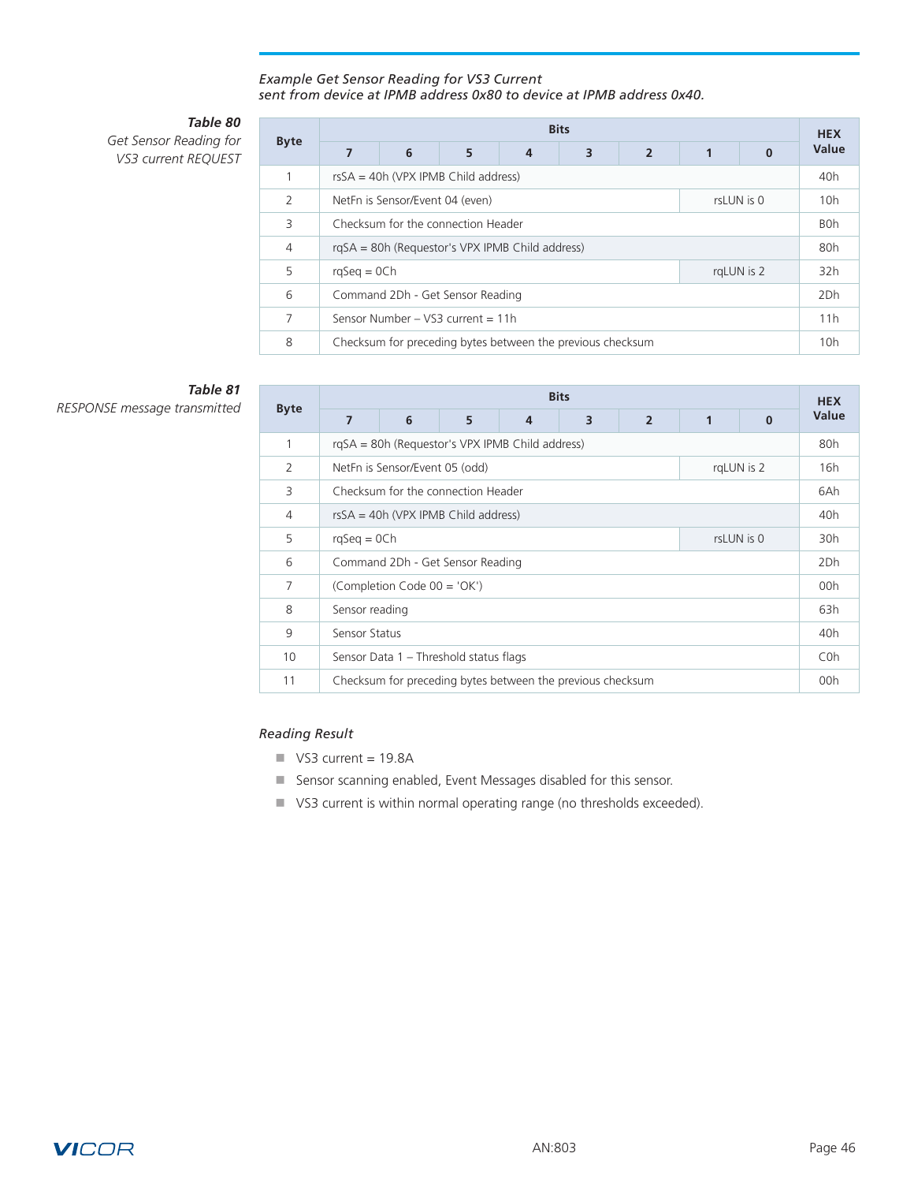*Example Get Sensor Reading for VS3 Current*
*sent from device at IPMB address 0x80 to device at IPMB address 0x40.*

***Table 80***
*Get Sensor Reading for VS3 current REQUEST*

| Byte | Bits | | | | | | | | HEX Value |
|---|---|---|---|---|---|---|---|---|---|
| | 7 | 6 | 5 | 4 | 3 | 2 | 1 | 0 | |
| 1 | rsSA = 40h (VPX IPMB Child address) | | | | | | | | 40h |
| 2 | NetFn is Sensor/Event 04 (even) | | | | | | rsLUN is 0 | | 10h |
| 3 | Checksum for the connection Header | | | | | | | | B0h |
| 4 | rqSA = 80h (Requestor's VPX IPMB Child address) | | | | | | | | 80h |
| 5 | rqSeq = 0Ch | | | | | | rqLUN is 2 | | 32h |
| 6 | Command 2Dh - Get Sensor Reading | | | | | | | | 2Dh |
| 7 | Sensor Number – VS3 current = 11h | | | | | | | | 11h |
| 8 | Checksum for preceding bytes between the previous checksum | | | | | | | | 10h |

***Table 81***
*RESPONSE message transmitted*

| Byte | Bits | | | | | | | | HEX Value |
|---|---|---|---|---|---|---|---|---|---|
| | 7 | 6 | 5 | 4 | 3 | 2 | 1 | 0 | |
| 1 | rqSA = 80h (Requestor's VPX IPMB Child address) | | | | | | | | 80h |
| 2 | NetFn is Sensor/Event 05 (odd) | | | | | | rqLUN is 2 | | 16h |
| 3 | Checksum for the connection Header | | | | | | | | 6Ah |
| 4 | rsSA = 40h (VPX IPMB Child address) | | | | | | | | 40h |
| 5 | rqSeq = 0Ch | | | | | | rsLUN is 0 | | 30h |
| 6 | Command 2Dh - Get Sensor Reading | | | | | | | | 2Dh |
| 7 | (Completion Code 00 = 'OK') | | | | | | | | 00h |
| 8 | Sensor reading | | | | | | | | 63h |
| 9 | Sensor Status | | | | | | | | 40h |
| 10 | Sensor Data 1 – Threshold status flags | | | | | | | | C0h |
| 11 | Checksum for preceding bytes between the previous checksum | | | | | | | | 00h |

*Reading Result*

- VS3 current = 19.8A
- Sensor scanning enabled, Event Messages disabled for this sensor.
- VS3 current is within normal operating range (no thresholds exceeded).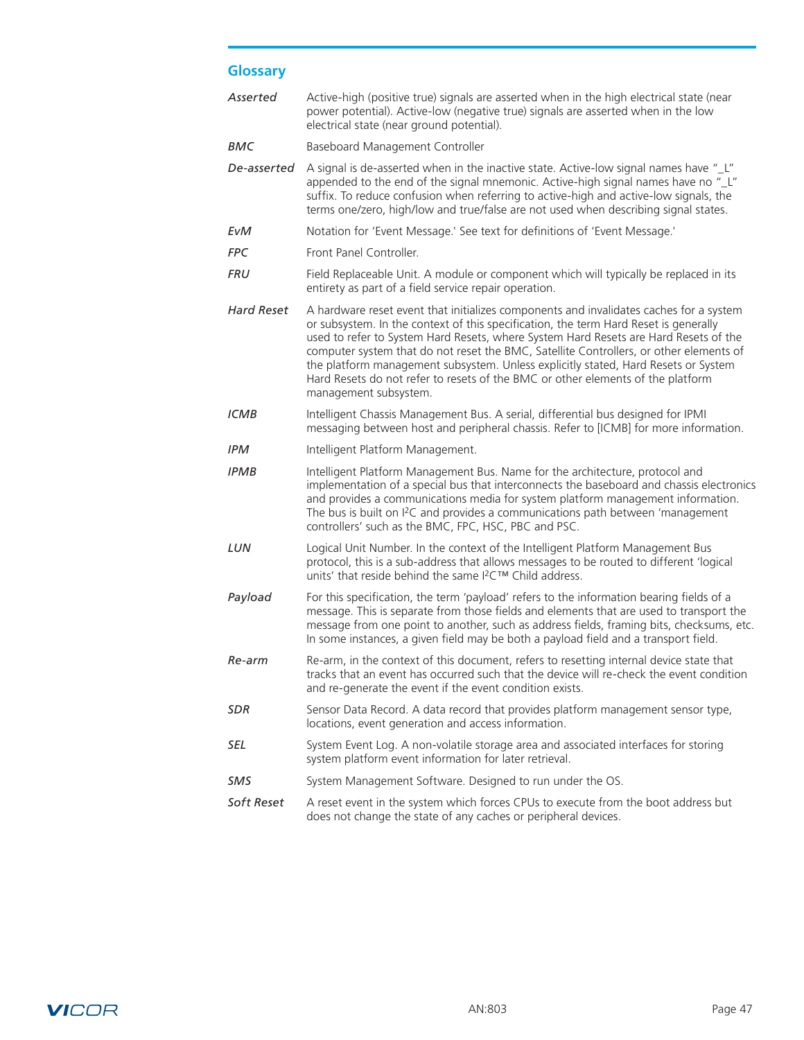## Glossary

| | |
|---|---|
| *Asserted* | Active-high (positive true) signals are asserted when in the high electrical state (near power potential). Active-low (negative true) signals are asserted when in the low electrical state (near ground potential). |
| *BMC* | Baseboard Management Controller |
| *De-asserted* | A signal is de-asserted when in the inactive state. Active-low signal names have "_L" appended to the end of the signal mnemonic. Active-high signal names have no "_L" suffix. To reduce confusion when referring to active-high and active-low signals, the terms one/zero, high/low and true/false are not used when describing signal states. |
| *EvM* | Notation for 'Event Message.' See text for definitions of 'Event Message.' |
| *FPC* | Front Panel Controller. |
| *FRU* | Field Replaceable Unit. A module or component which will typically be replaced in its entirety as part of a field service repair operation. |
| *Hard Reset* | A hardware reset event that initializes components and invalidates caches for a system or subsystem. In the context of this specification, the term Hard Reset is generally used to refer to System Hard Resets, where System Hard Resets are Hard Resets of the computer system that do not reset the BMC, Satellite Controllers, or other elements of the platform management subsystem. Unless explicitly stated, Hard Resets or System Hard Resets do not refer to resets of the BMC or other elements of the platform management subsystem. |
| *ICMB* | Intelligent Chassis Management Bus. A serial, differential bus designed for IPMI messaging between host and peripheral chassis. Refer to [ICMB] for more information. |
| *IPM* | Intelligent Platform Management. |
| *IPMB* | Intelligent Platform Management Bus. Name for the architecture, protocol and implementation of a special bus that interconnects the baseboard and chassis electronics and provides a communications media for system platform management information. The bus is built on $I^2C$ and provides a communications path between 'management controllers' such as the BMC, FPC, HSC, PBC and PSC. |
| *LUN* | Logical Unit Number. In the context of the Intelligent Platform Management Bus protocol, this is a sub-address that allows messages to be routed to different 'logical units' that reside behind the same $I^2C$™ Child address. |
| *Payload* | For this specification, the term 'payload' refers to the information bearing fields of a message. This is separate from those fields and elements that are used to transport the message from one point to another, such as address fields, framing bits, checksums, etc. In some instances, a given field may be both a payload field and a transport field. |
| *Re-arm* | Re-arm, in the context of this document, refers to resetting internal device state that tracks that an event has occurred such that the device will re-check the event condition and re-generate the event if the event condition exists. |
| *SDR* | Sensor Data Record. A data record that provides platform management sensor type, locations, event generation and access information. |
| *SEL* | System Event Log. A non-volatile storage area and associated interfaces for storing system platform event information for later retrieval. |
| *SMS* | System Management Software. Designed to run under the OS. |
| *Soft Reset* | A reset event in the system which forces CPUs to execute from the boot address but does not change the state of any caches or peripheral devices. |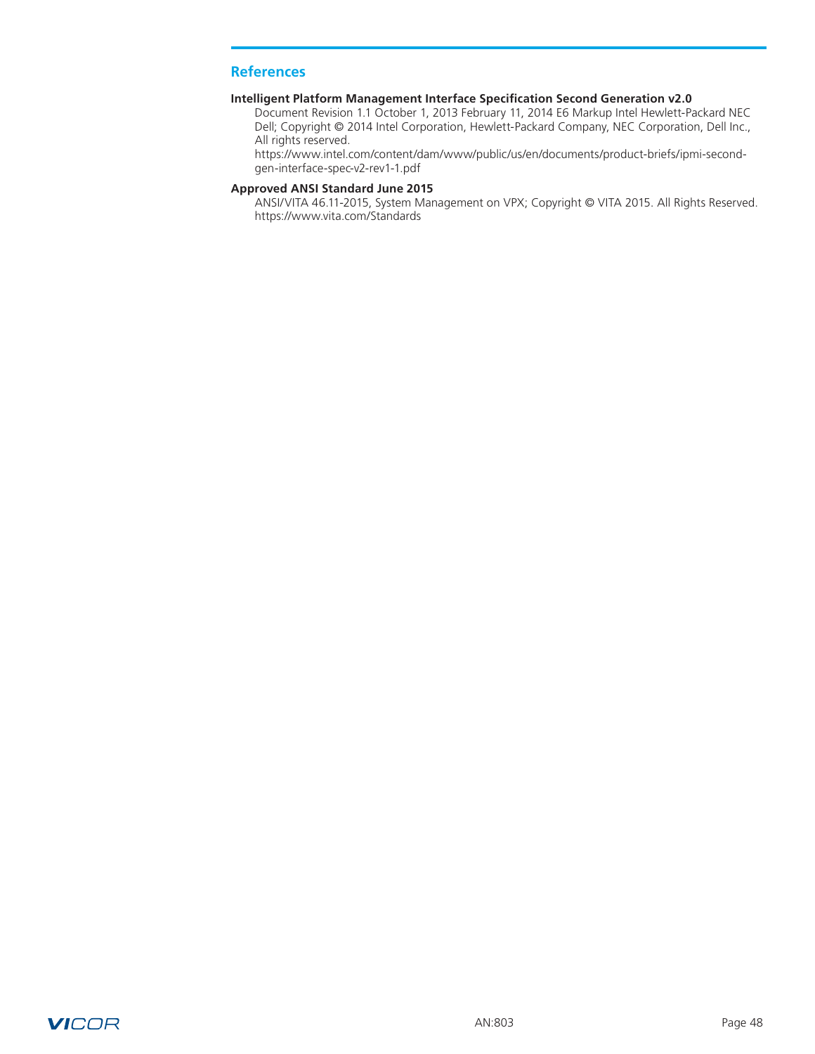## References

**Intelligent Platform Management Interface Specification Second Generation v2.0**

Document Revision 1.1 October 1, 2013 February 11, 2014 E6 Markup Intel Hewlett-Packard NEC Dell; Copyright © 2014 Intel Corporation, Hewlett-Packard Company, NEC Corporation, Dell Inc., All rights reserved.
https://www.intel.com/content/dam/www/public/us/en/documents/product-briefs/ipmi-second-gen-interface-spec-v2-rev1-1.pdf

**Approved ANSI Standard June 2015**

ANSI/VITA 46.11-2015, System Management on VPX; Copyright © VITA 2015. All Rights Reserved.
https://www.vita.com/Standards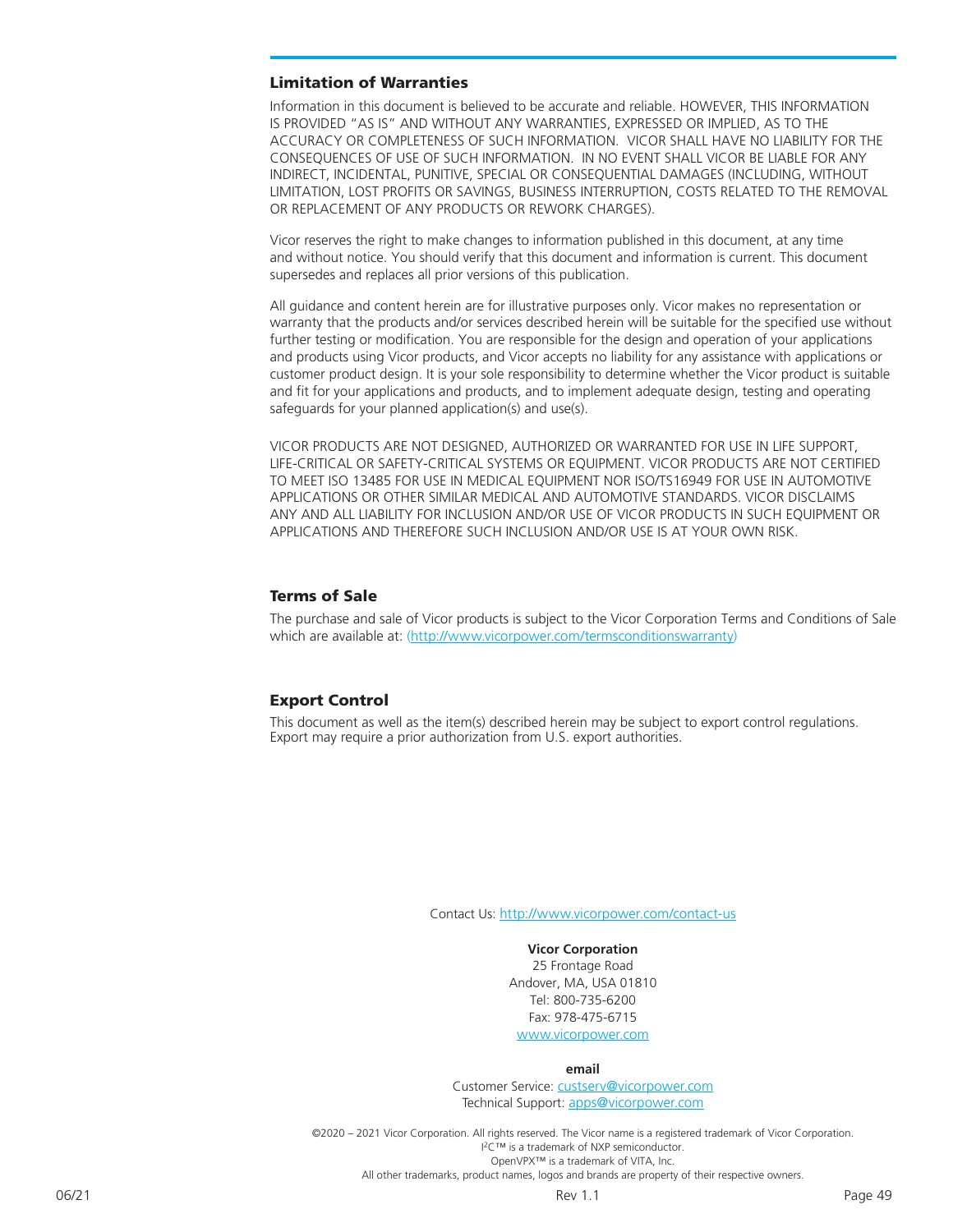## Limitation of Warranties

Information in this document is believed to be accurate and reliable. HOWEVER, THIS INFORMATION IS PROVIDED "AS IS" AND WITHOUT ANY WARRANTIES, EXPRESSED OR IMPLIED, AS TO THE ACCURACY OR COMPLETENESS OF SUCH INFORMATION. VICOR SHALL HAVE NO LIABILITY FOR THE CONSEQUENCES OF USE OF SUCH INFORMATION. IN NO EVENT SHALL VICOR BE LIABLE FOR ANY INDIRECT, INCIDENTAL, PUNITIVE, SPECIAL OR CONSEQUENTIAL DAMAGES (INCLUDING, WITHOUT LIMITATION, LOST PROFITS OR SAVINGS, BUSINESS INTERRUPTION, COSTS RELATED TO THE REMOVAL OR REPLACEMENT OF ANY PRODUCTS OR REWORK CHARGES).

Vicor reserves the right to make changes to information published in this document, at any time and without notice. You should verify that this document and information is current. This document supersedes and replaces all prior versions of this publication.

All guidance and content herein are for illustrative purposes only. Vicor makes no representation or warranty that the products and/or services described herein will be suitable for the specified use without further testing or modification. You are responsible for the design and operation of your applications and products using Vicor products, and Vicor accepts no liability for any assistance with applications or customer product design. It is your sole responsibility to determine whether the Vicor product is suitable and fit for your applications and products, and to implement adequate design, testing and operating safeguards for your planned application(s) and use(s).

VICOR PRODUCTS ARE NOT DESIGNED, AUTHORIZED OR WARRANTED FOR USE IN LIFE SUPPORT, LIFE-CRITICAL OR SAFETY-CRITICAL SYSTEMS OR EQUIPMENT. VICOR PRODUCTS ARE NOT CERTIFIED TO MEET ISO 13485 FOR USE IN MEDICAL EQUIPMENT NOR ISO/TS16949 FOR USE IN AUTOMOTIVE APPLICATIONS OR OTHER SIMILAR MEDICAL AND AUTOMOTIVE STANDARDS. VICOR DISCLAIMS ANY AND ALL LIABILITY FOR INCLUSION AND/OR USE OF VICOR PRODUCTS IN SUCH EQUIPMENT OR APPLICATIONS AND THEREFORE SUCH INCLUSION AND/OR USE IS AT YOUR OWN RISK.

## Terms of Sale

The purchase and sale of Vicor products is subject to the Vicor Corporation Terms and Conditions of Sale which are available at: (http://www.vicorpower.com/termsconditionswarranty)

## Export Control

This document as well as the item(s) described herein may be subject to export control regulations. Export may require a prior authorization from U.S. export authorities.

Contact Us: http://www.vicorpower.com/contact-us

**Vicor Corporation**
25 Frontage Road
Andover, MA, USA 01810
Tel: 800-735-6200
Fax: 978-475-6715
www.vicorpower.com

**email**
Customer Service: custserv@vicorpower.com
Technical Support: apps@vicorpower.com

©2020 – 2021 Vicor Corporation. All rights reserved. The Vicor name is a registered trademark of Vicor Corporation.
$I^2C$™ is a trademark of NXP semiconductor.
OpenVPX™ is a trademark of VITA, Inc.
All other trademarks, product names, logos and brands are property of their respective owners.

06/21 Rev 1.1